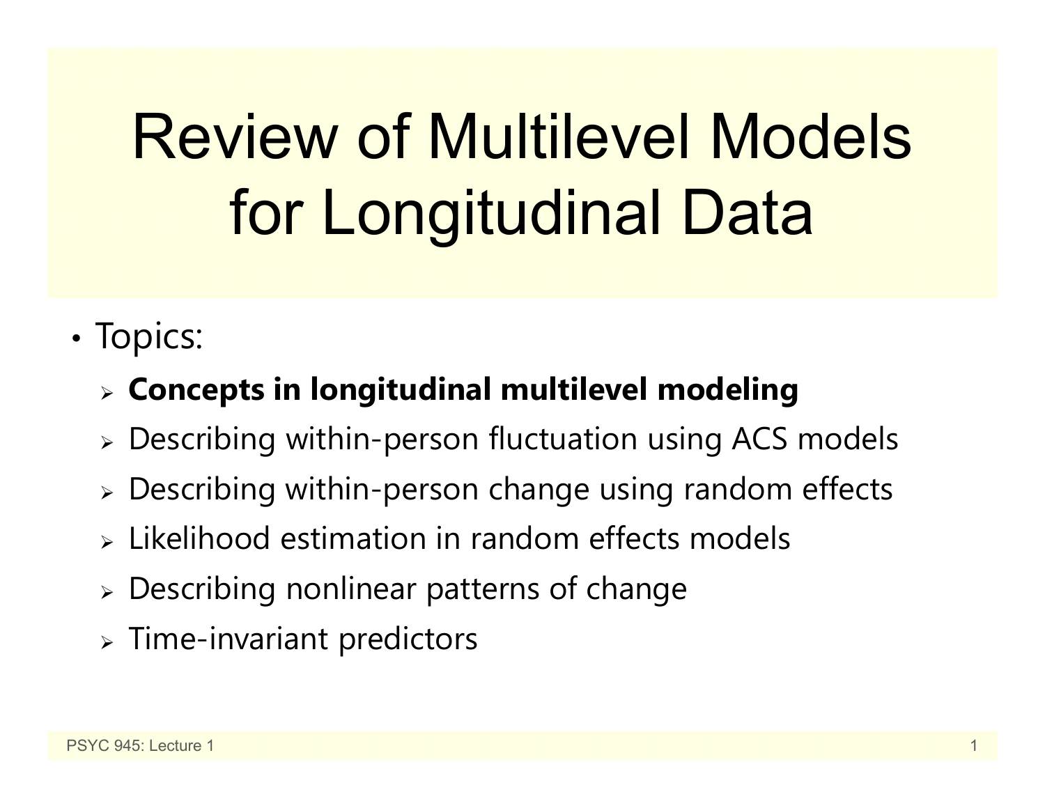# Review of Multilevel Models for Longitudinal Data

- Topics:
  - **Concepts in longitudinal multilevel modeling**
  - Describing within-person fluctuation using ACS models
  - Describing within-person change using random effects
  - Likelihood estimation in random effects models
  - Describing nonlinear patterns of change
  - Time-invariant predictors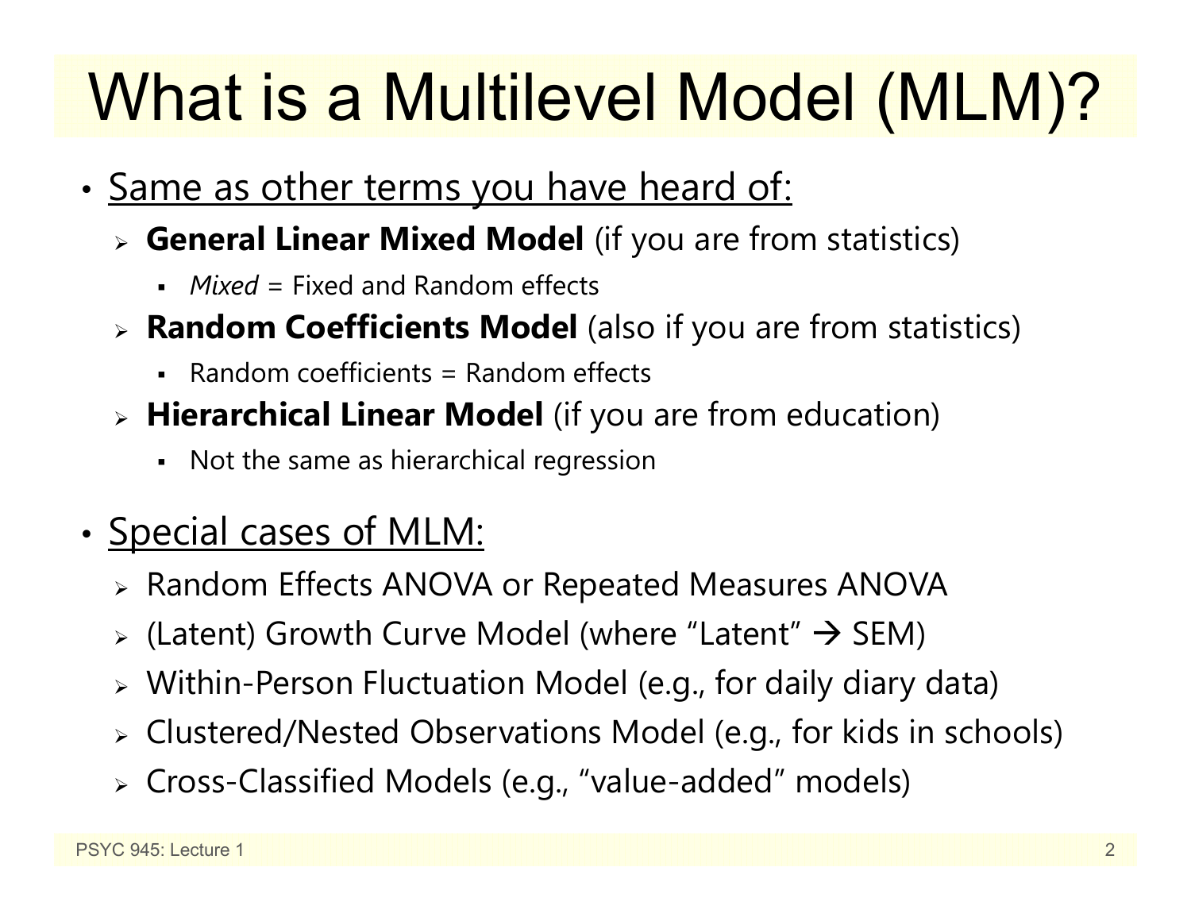# What is a Multilevel Model (MLM)?

- <u>Same as other terms you have heard of:</u>
  - **General Linear Mixed Model** (if you are from statistics)
    - *Mixed* = Fixed and Random effects
  - **Random Coefficients Model** (also if you are from statistics)
    - Random coefficients = Random effects
  - **Hierarchical Linear Model** (if you are from education)
    - Not the same as hierarchical regression

- <u>Special cases of MLM:</u>
  - Random Effects ANOVA or Repeated Measures ANOVA
  - (Latent) Growth Curve Model (where "Latent" → SEM)
  - Within-Person Fluctuation Model (e.g., for daily diary data)
  - Clustered/Nested Observations Model (e.g., for kids in schools)
  - Cross-Classified Models (e.g., "value-added" models)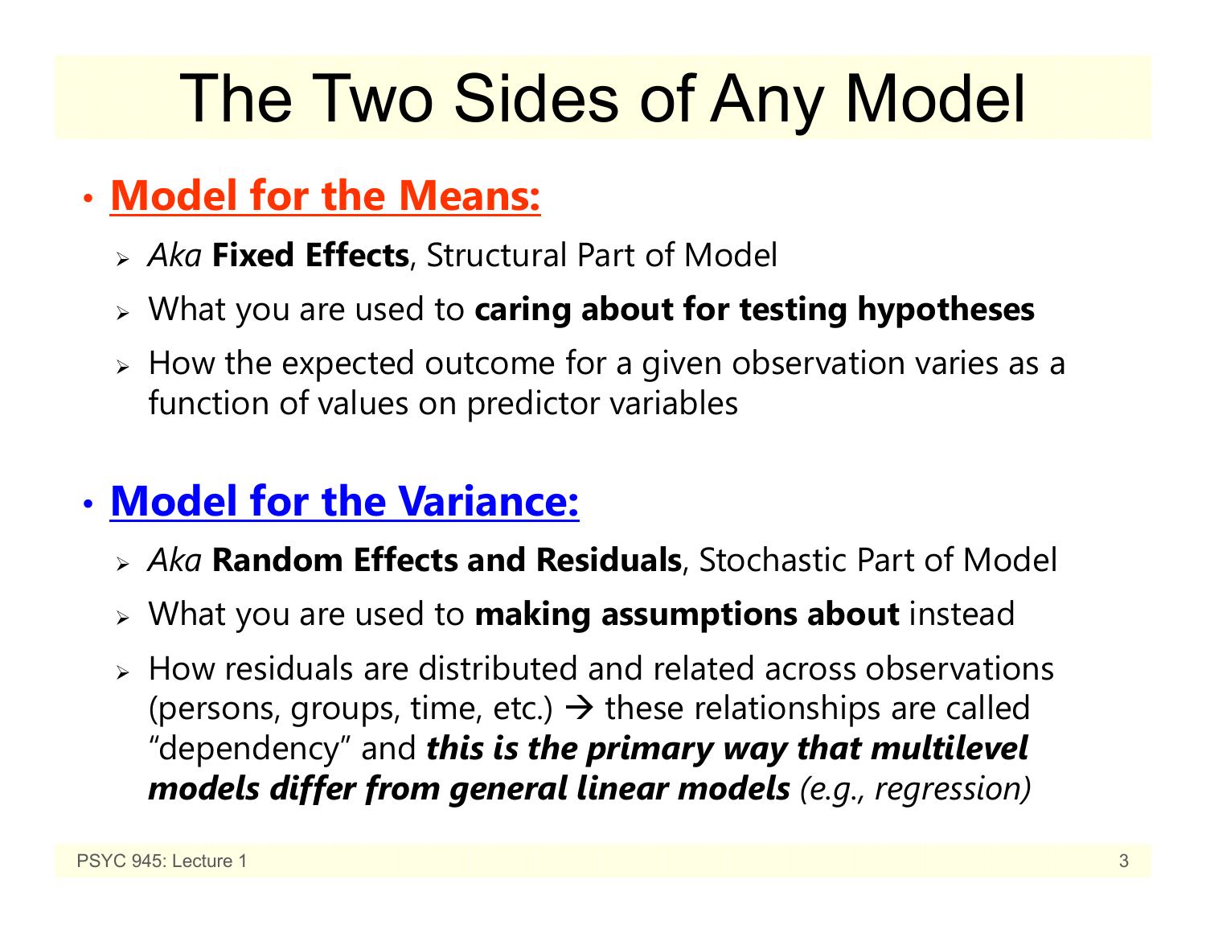# The Two Sides of Any Model

- **Model for the Means:**
  - *Aka* **Fixed Effects**, Structural Part of Model
  - What you are used to **caring about for testing hypotheses**
  - How the expected outcome for a given observation varies as a function of values on predictor variables

- **Model for the Variance:**
  - *Aka* **Random Effects and Residuals**, Stochastic Part of Model
  - What you are used to **making assumptions about** instead
  - How residuals are distributed and related across observations (persons, groups, time, etc.) → these relationships are called "dependency" and ***this is the primary way that multilevel models differ from general linear models*** *(e.g., regression)*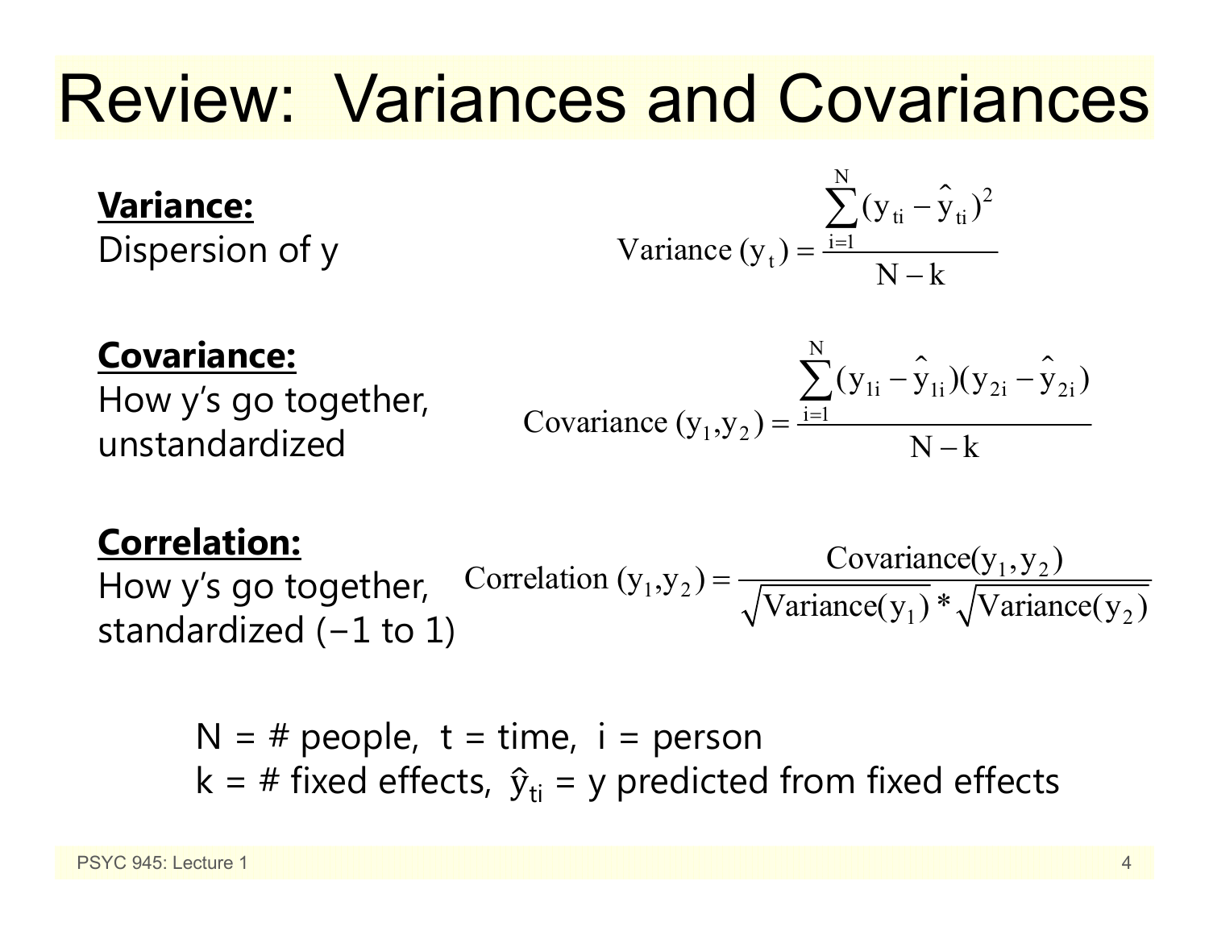# Review: Variances and Covariances

**Variance:**
Dispersion of y

$$\text{Variance}(y_t) = \frac{\sum_{i=1}^{N} (y_{ti} - \hat{y}_{ti})^2}{N - k}$$

**Covariance:**
How y's go together, unstandardized

$$\text{Covariance}(y_1, y_2) = \frac{\sum_{i=1}^{N} (y_{1i} - \hat{y}_{1i})(y_{2i} - \hat{y}_{2i})}{N - k}$$

**Correlation:**
How y's go together, standardized (−1 to 1)

$$\text{Correlation}(y_1, y_2) = \frac{\text{Covariance}(y_1, y_2)}{\sqrt{\text{Variance}(y_1)} * \sqrt{\text{Variance}(y_2)}}$$

N = # people, t = time, i = person
k = # fixed effects, $\hat{y}_{ti}$ = y predicted from fixed effects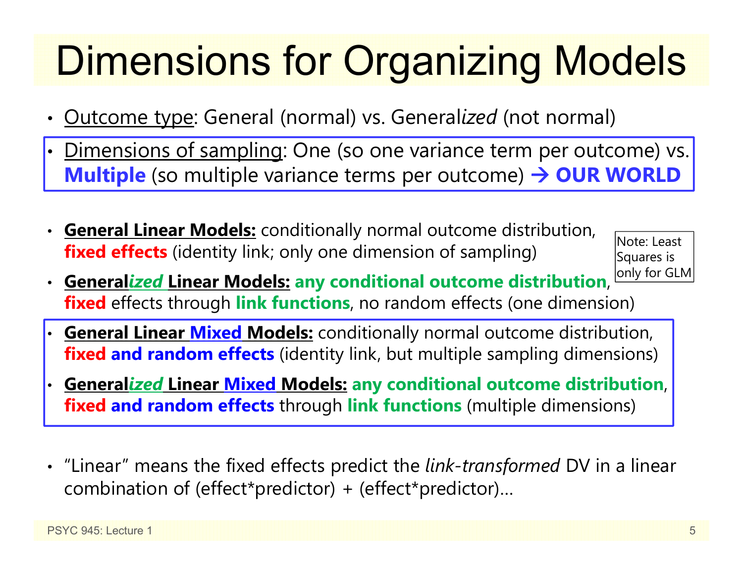# Dimensions for Organizing Models

- Outcome type: General (normal) vs. General*ized* (not normal)
- Dimensions of sampling: One (so one variance term per outcome) vs. **Multiple** (so multiple variance terms per outcome) → **OUR WORLD**

- **General Linear Models:** conditionally normal outcome distribution, **fixed effects** (identity link; only one dimension of sampling)
- **General*ized* Linear Models:** **any conditional outcome distribution**, **fixed** effects through **link functions**, no random effects (one dimension)

Note: Least Squares is only for GLM

- **General Linear Mixed Models:** conditionally normal outcome distribution, **fixed and random effects** (identity link, but multiple sampling dimensions)
- **General*ized* Linear Mixed Models:** **any conditional outcome distribution**, **fixed and random effects** through **link functions** (multiple dimensions)

- "Linear" means the fixed effects predict the *link-transformed* DV in a linear combination of (effect*predictor) + (effect*predictor)…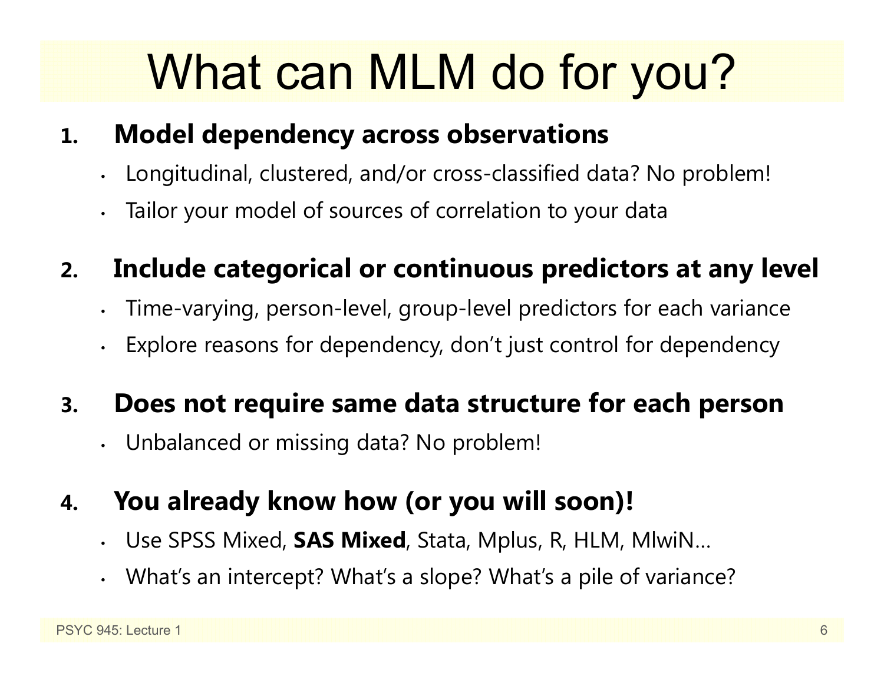# What can MLM do for you?

1. **Model dependency across observations**
   - Longitudinal, clustered, and/or cross-classified data? No problem!
   - Tailor your model of sources of correlation to your data

2. **Include categorical or continuous predictors at any level**
   - Time-varying, person-level, group-level predictors for each variance
   - Explore reasons for dependency, don't just control for dependency

3. **Does not require same data structure for each person**
   - Unbalanced or missing data? No problem!

4. **You already know how (or you will soon)!**
   - Use SPSS Mixed, **SAS Mixed**, Stata, Mplus, R, HLM, MlwiN…
   - What's an intercept? What's a slope? What's a pile of variance?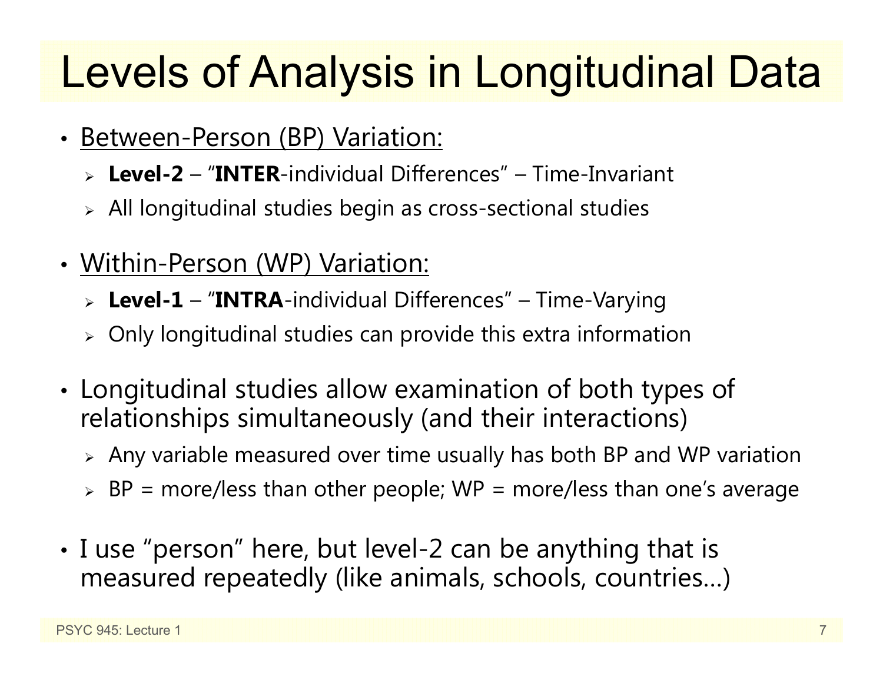# Levels of Analysis in Longitudinal Data

- Between-Person (BP) Variation:
  - **Level-2** – "**INTER**-individual Differences" – Time-Invariant
  - All longitudinal studies begin as cross-sectional studies
- Within-Person (WP) Variation:
  - **Level-1** – "**INTRA**-individual Differences" – Time-Varying
  - Only longitudinal studies can provide this extra information
- Longitudinal studies allow examination of both types of relationships simultaneously (and their interactions)
  - Any variable measured over time usually has both BP and WP variation
  - BP = more/less than other people; WP = more/less than one's average
- I use "person" here, but level-2 can be anything that is measured repeatedly (like animals, schools, countries…)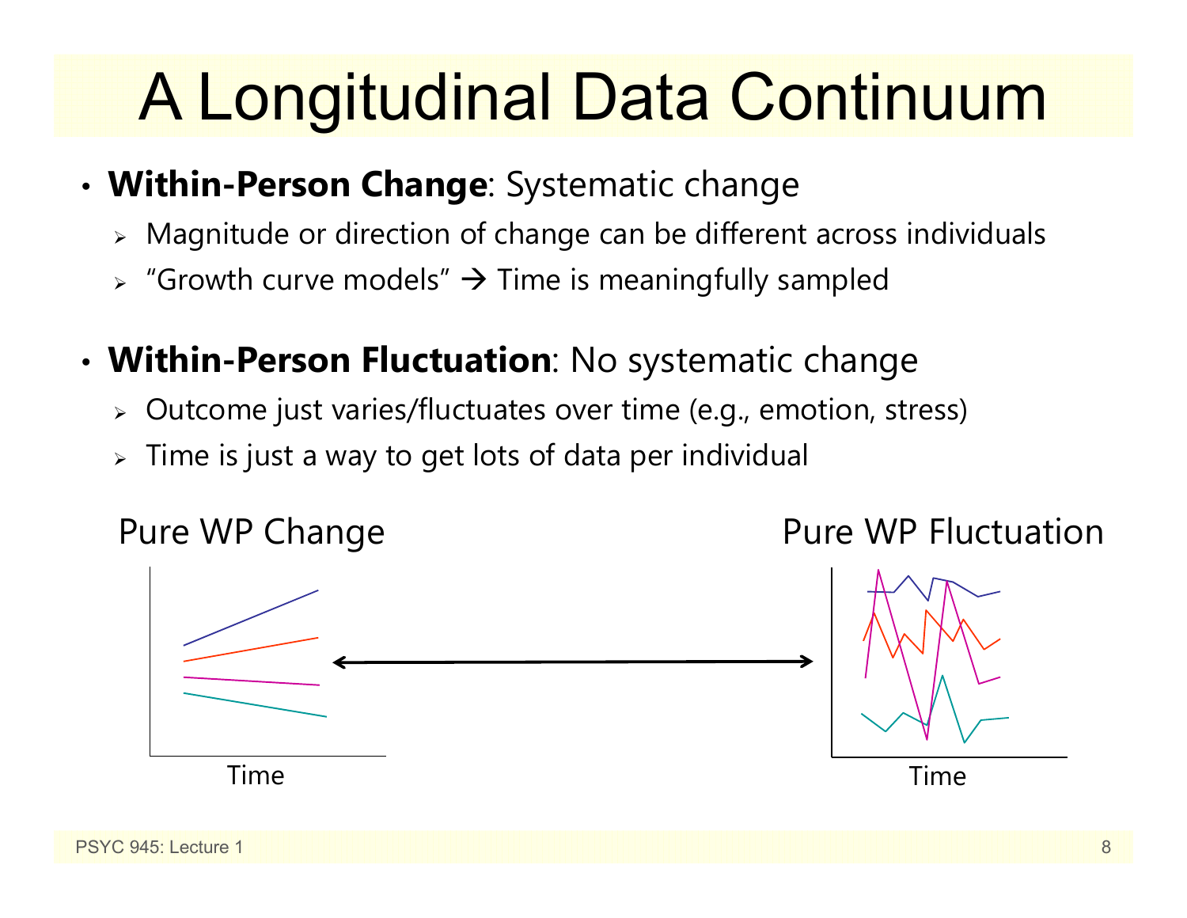# A Longitudinal Data Continuum

- **Within-Person Change**: Systematic change
  - Magnitude or direction of change can be different across individuals
  - "Growth curve models" → Time is meaningfully sampled

- **Within-Person Fluctuation**: No systematic change
  - Outcome just varies/fluctuates over time (e.g., emotion, stress)
  - Time is just a way to get lots of data per individual

Pure WP Change

Time

Pure WP Fluctuation

Time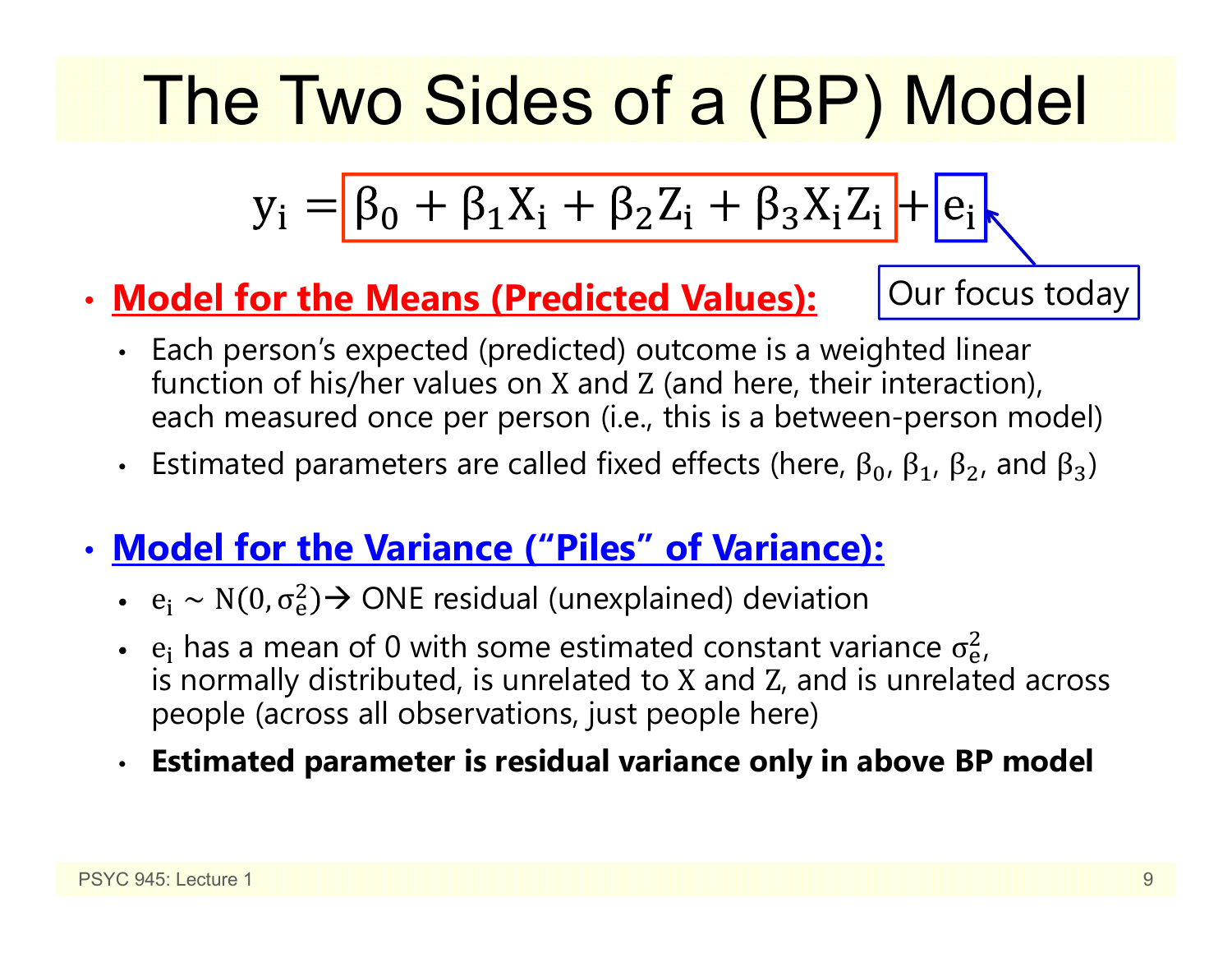# The Two Sides of a (BP) Model

$$y_i = \beta_0 + \beta_1 X_i + \beta_2 Z_i + \beta_3 X_i Z_i + e_i$$

Our focus today

- **Model for the Means (Predicted Values):**
  - Each person's expected (predicted) outcome is a weighted linear function of his/her values on $X$ and $Z$ (and here, their interaction), each measured once per person (i.e., this is a between-person model)
  - Estimated parameters are called fixed effects (here, $\beta_0$, $\beta_1$, $\beta_2$, and $\beta_3$)

- **Model for the Variance ("Piles" of Variance):**
  - $e_i \sim N(0, \sigma_e^2)$ → ONE residual (unexplained) deviation
  - $e_i$ has a mean of 0 with some estimated constant variance $\sigma_e^2$, is normally distributed, is unrelated to $X$ and $Z$, and is unrelated across people (across all observations, just people here)
  - **Estimated parameter is residual variance only in above BP model**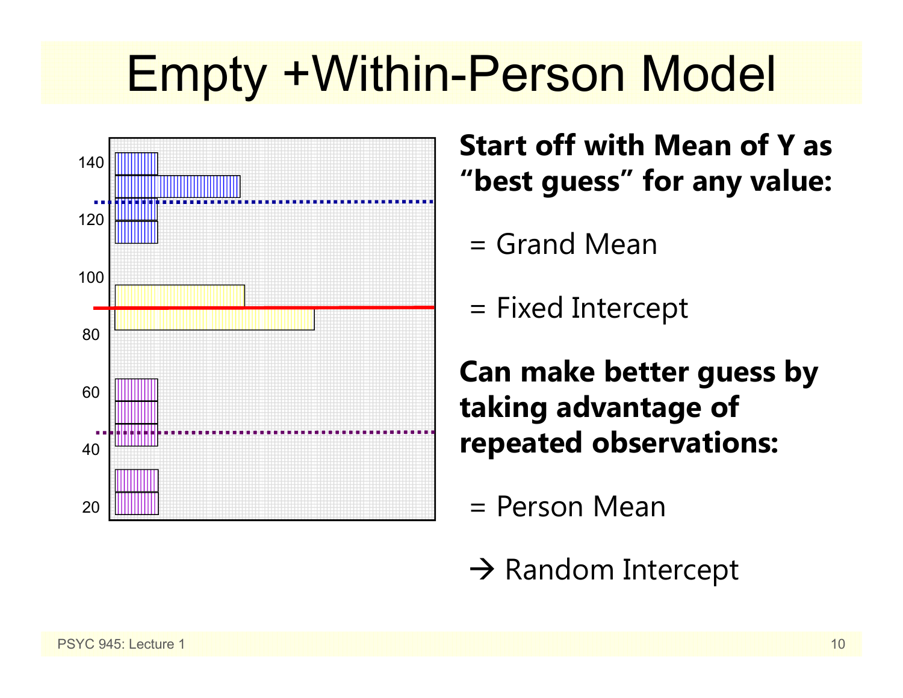# Empty +Within-Person Model

**Start off with Mean of Y as "best guess" for any value:**

= Grand Mean

= Fixed Intercept

**Can make better guess by taking advantage of repeated observations:**

= Person Mean

→ Random Intercept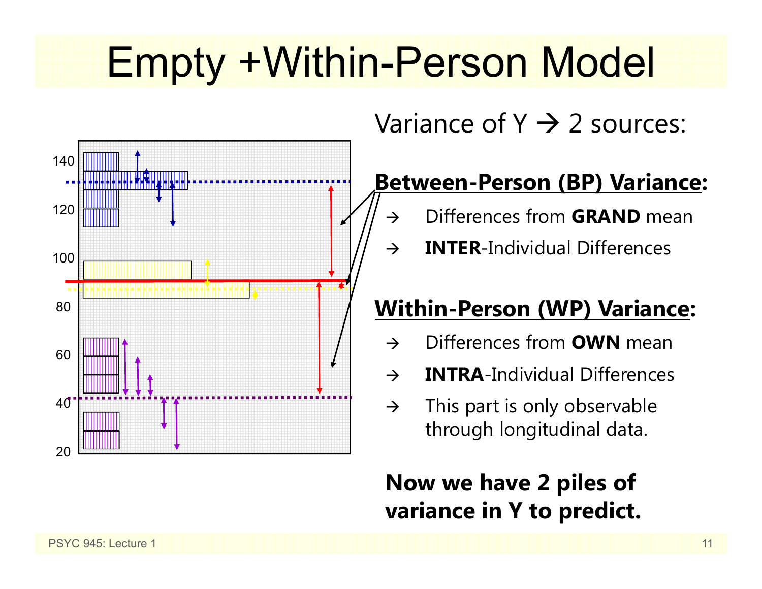# Empty +Within-Person Model

Variance of Y → 2 sources:

**Between-Person (BP) Variance:**

- → Differences from **GRAND** mean
- → **INTER**-Individual Differences

**Within-Person (WP) Variance:**

- → Differences from **OWN** mean
- → **INTRA**-Individual Differences
- → This part is only observable through longitudinal data.

**Now we have 2 piles of variance in Y to predict.**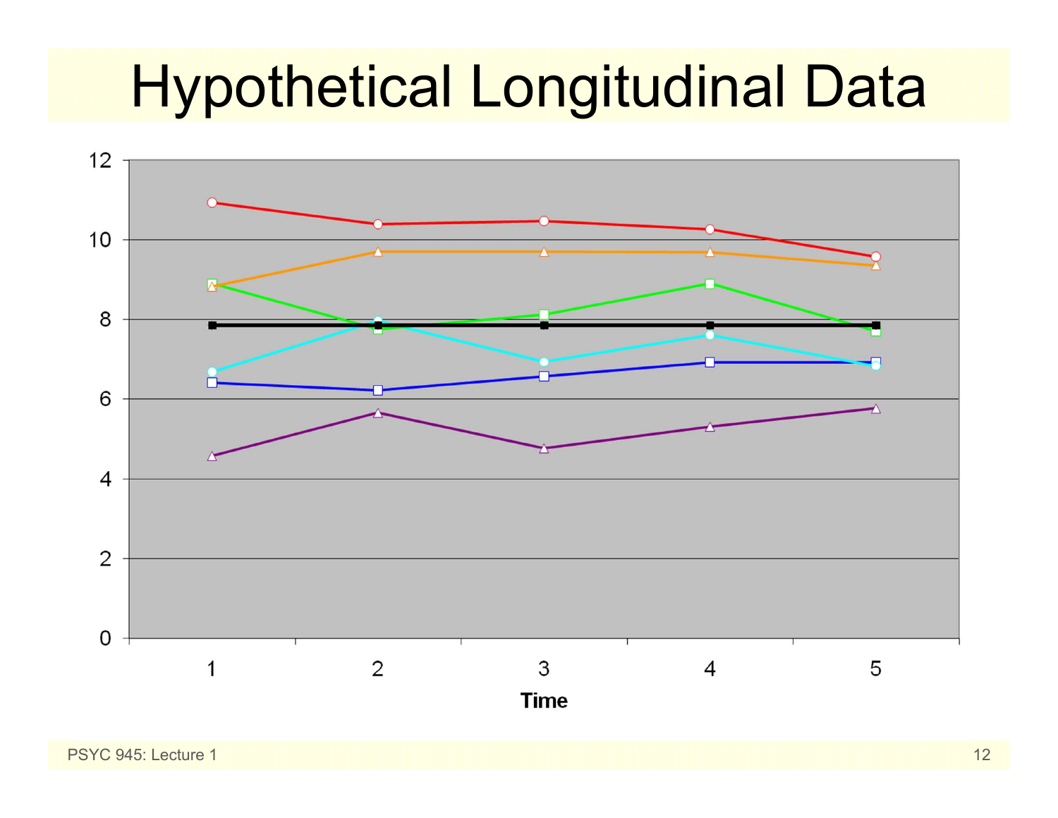# Hypothetical Longitudinal Data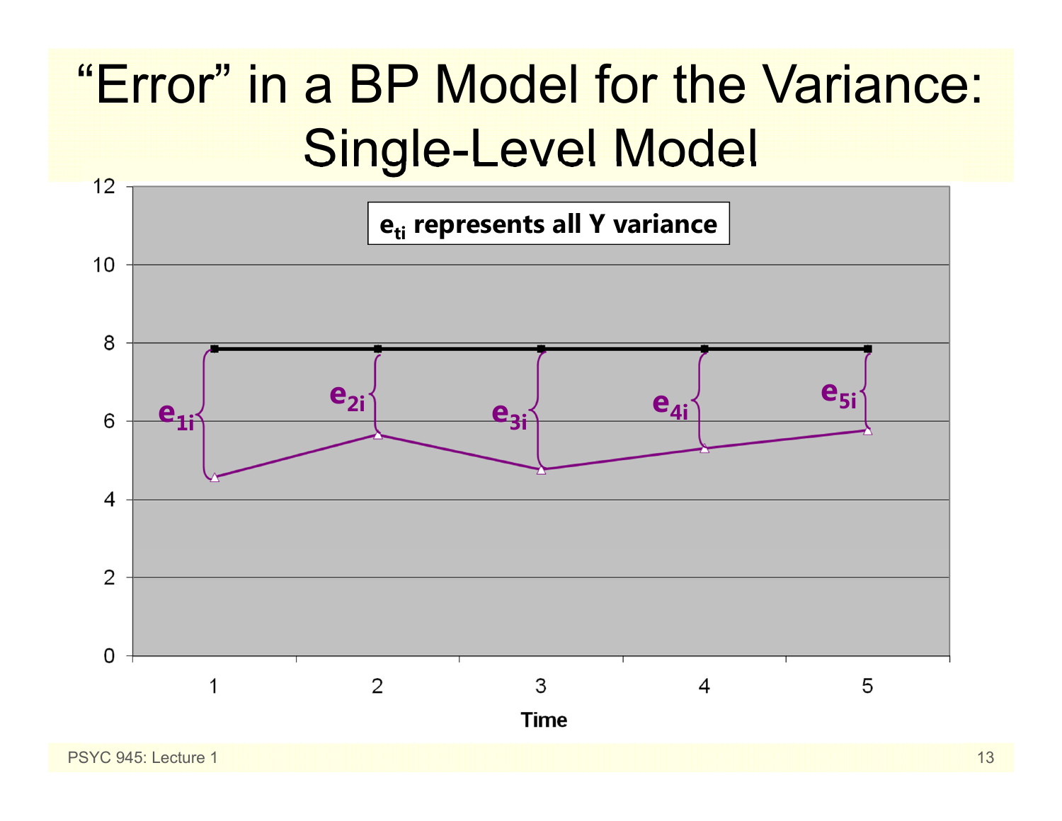# "Error" in a BP Model for the Variance: Single-Level Model

$e_{ti}$ represents all Y variance

$e_{1i}$, $e_{2i}$, $e_{3i}$, $e_{4i}$, $e_{5i}$

Time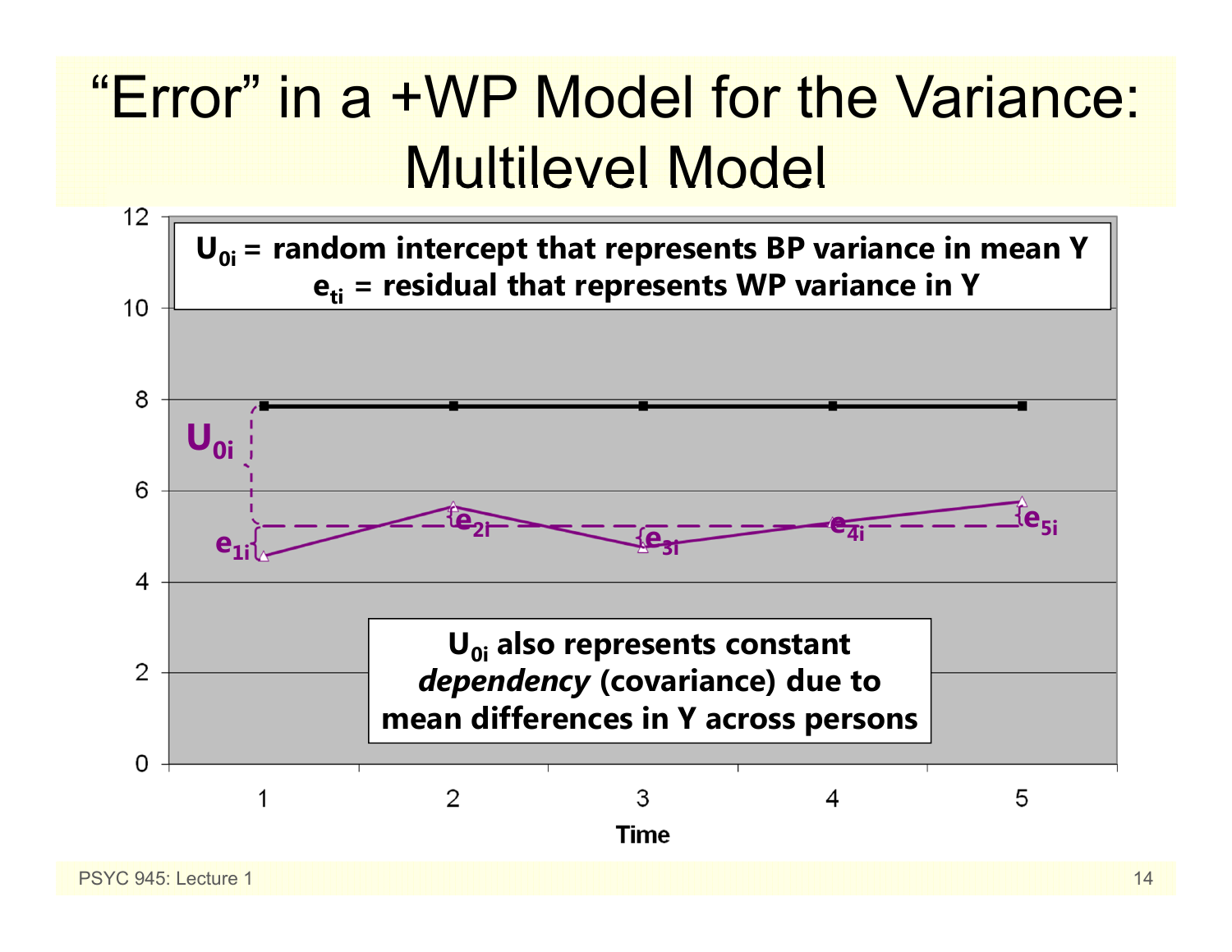# "Error" in a +WP Model for the Variance: Multilevel Model

$U_{0i}$ = random intercept that represents BP variance in mean Y

$e_{ti}$ = residual that represents WP variance in Y

$U_{0i}$ also represents constant *dependency* (covariance) due to mean differences in Y across persons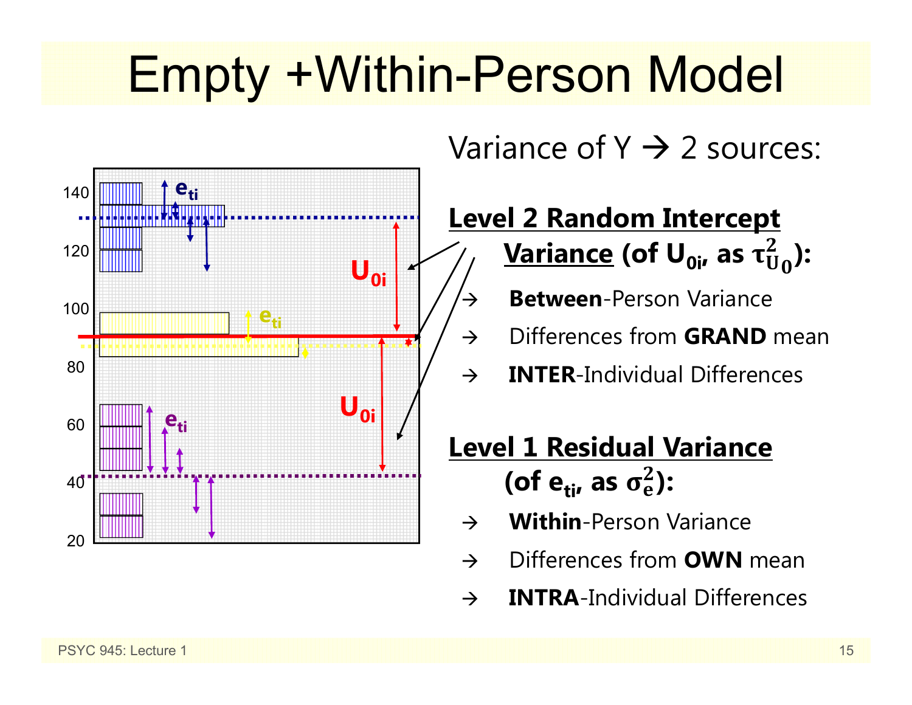# Empty +Within-Person Model

Variance of Y → 2 sources:

**Level 2 Random Intercept Variance (of $U_{0i}$, as $\tau^2_{U_0}$):**

- → **Between**-Person Variance
- → Differences from **GRAND** mean
- → **INTER**-Individual Differences

**Level 1 Residual Variance (of $e_{ti}$, as $\sigma^2_e$):**

- → **Within**-Person Variance
- → Differences from **OWN** mean
- → **INTRA**-Individual Differences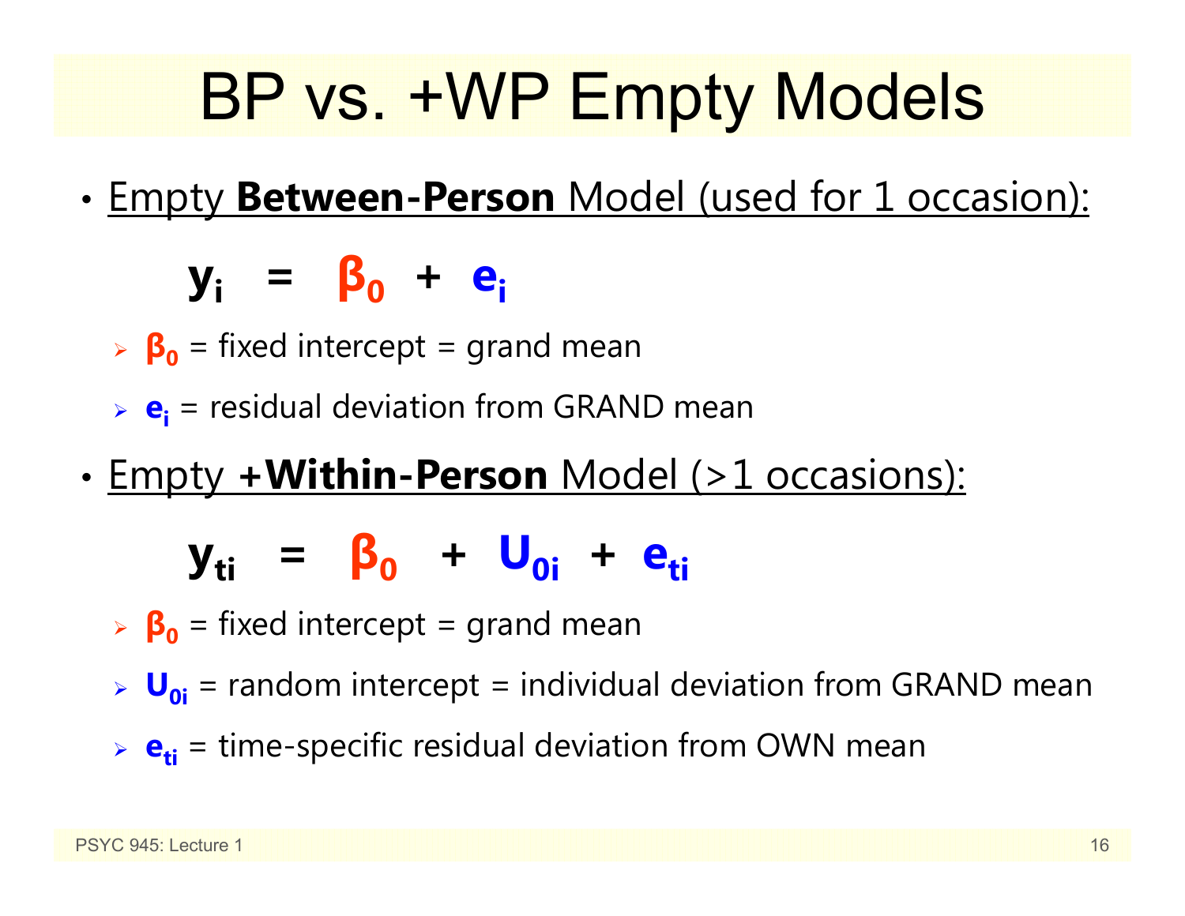# BP vs. +WP Empty Models

- Empty **Between-Person** Model (used for 1 occasion):

$$y_i = \beta_0 + e_i$$

  - $\beta_0$ = fixed intercept = grand mean
  - $e_i$ = residual deviation from GRAND mean

- Empty **+Within-Person** Model (>1 occasions):

$$y_{ti} = \beta_0 + U_{0i} + e_{ti}$$

  - $\beta_0$ = fixed intercept = grand mean
  - $U_{0i}$ = random intercept = individual deviation from GRAND mean
  - $e_{ti}$ = time-specific residual deviation from OWN mean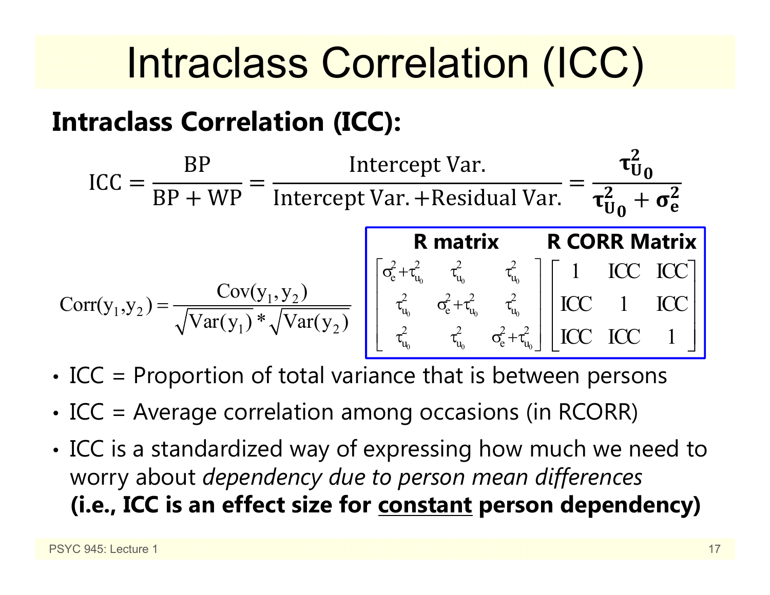# Intraclass Correlation (ICC)

## Intraclass Correlation (ICC):

$$\text{ICC} = \frac{\text{BP}}{\text{BP} + \text{WP}} = \frac{\text{Intercept Var.}}{\text{Intercept Var.} + \text{Residual Var.}} = \frac{\boldsymbol{\tau}_{\mathbf{U_0}}^{\mathbf{2}}}{\boldsymbol{\tau}_{\mathbf{U_0}}^{\mathbf{2}} + \boldsymbol{\sigma}_{\mathbf{e}}^{\mathbf{2}}}$$

$$\text{Corr}(y_1, y_2) = \frac{\text{Cov}(y_1, y_2)}{\sqrt{\text{Var}(y_1)} * \sqrt{\text{Var}(y_2)}}$$

| **R matrix** | **R CORR Matrix** |
|---|---|
| $\begin{bmatrix} \sigma_e^2 + \tau_{u_0}^2 & \tau_{u_0}^2 & \tau_{u_0}^2 \\ \tau_{u_0}^2 & \sigma_e^2 + \tau_{u_0}^2 & \tau_{u_0}^2 \\ \tau_{u_0}^2 & \tau_{u_0}^2 & \sigma_e^2 + \tau_{u_0}^2 \end{bmatrix}$ | $\begin{bmatrix} 1 & \text{ICC} & \text{ICC} \\ \text{ICC} & 1 & \text{ICC} \\ \text{ICC} & \text{ICC} & 1 \end{bmatrix}$ |

- ICC = Proportion of total variance that is between persons
- ICC = Average correlation among occasions (in RCORR)
- ICC is a standardized way of expressing how much we need to worry about *dependency due to person mean differences* **(i.e., ICC is an effect size for <u>constant</u> person dependency)**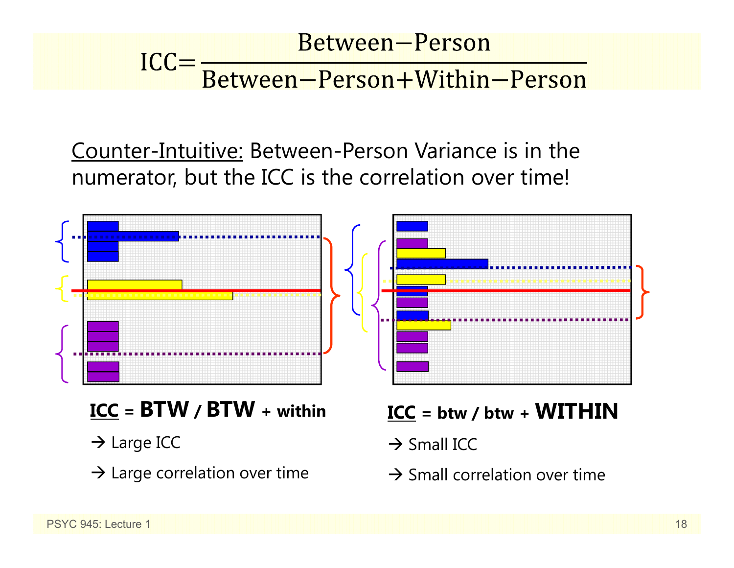$$\text{ICC} = \frac{\text{Between-Person}}{\text{Between-Person} + \text{Within-Person}}$$

Counter-Intuitive: Between-Person Variance is in the numerator, but the ICC is the correlation over time!

**ICC = BTW / BTW + within**

→ Large ICC

→ Large correlation over time

**ICC = btw / btw + WITHIN**

→ Small ICC

→ Small correlation over time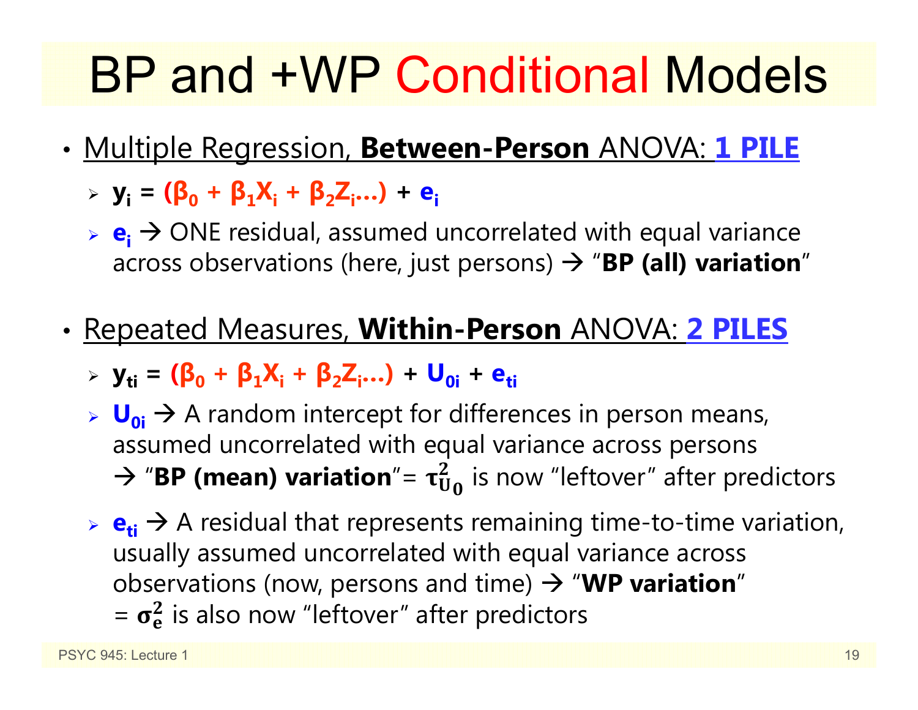# BP and +WP Conditional Models

- Multiple Regression, **Between-Person** ANOVA: **1 PILE**
  - $\mathbf{y_i = (\beta_0 + \beta_1 X_i + \beta_2 Z_i \ldots) + e_i}$
  - $\mathbf{e_i}$ → ONE residual, assumed uncorrelated with equal variance across observations (here, just persons) → "**BP (all) variation**"

- Repeated Measures, **Within-Person** ANOVA: **2 PILES**
  - $\mathbf{y_{ti} = (\beta_0 + \beta_1 X_i + \beta_2 Z_i \ldots) + U_{0i} + e_{ti}}$
  - $\mathbf{U_{0i}}$ → A random intercept for differences in person means, assumed uncorrelated with equal variance across persons → "**BP (mean) variation**"= $\boldsymbol{\tau^2_{U_0}}$ is now "leftover" after predictors
  - $\mathbf{e_{ti}}$ → A residual that represents remaining time-to-time variation, usually assumed uncorrelated with equal variance across observations (now, persons and time) → "**WP variation**" = $\boldsymbol{\sigma^2_e}$ is also now "leftover" after predictors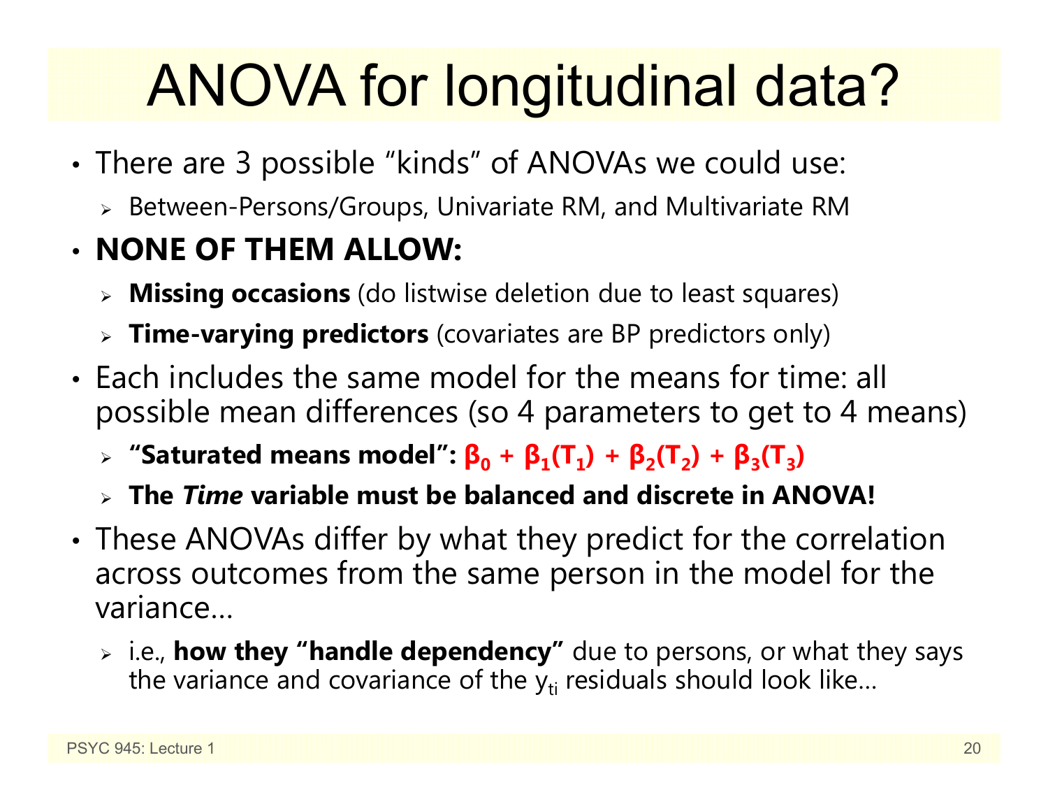# ANOVA for longitudinal data?

- There are 3 possible "kinds" of ANOVAs we could use:
  - Between-Persons/Groups, Univariate RM, and Multivariate RM
- **NONE OF THEM ALLOW:**
  - **Missing occasions** (do listwise deletion due to least squares)
  - **Time-varying predictors** (covariates are BP predictors only)
- Each includes the same model for the means for time: all possible mean differences (so 4 parameters to get to 4 means)
  - **"Saturated means model": $\beta_0 + \beta_1(T_1) + \beta_2(T_2) + \beta_3(T_3)$**
  - **The *Time* variable must be balanced and discrete in ANOVA!**
- These ANOVAs differ by what they predict for the correlation across outcomes from the same person in the model for the variance…
  - i.e., **how they "handle dependency"** due to persons, or what they says the variance and covariance of the $y_{ti}$ residuals should look like…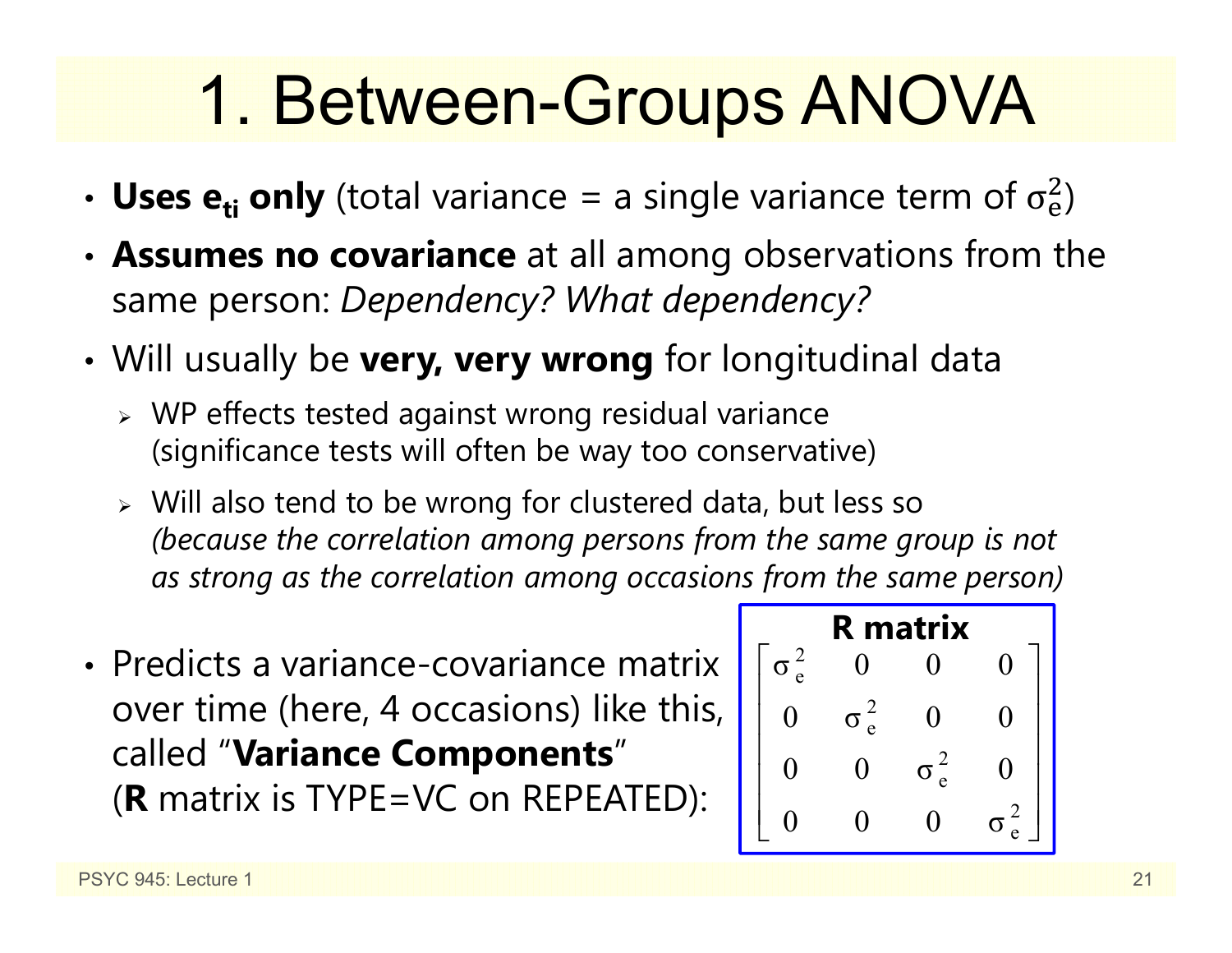# 1. Between-Groups ANOVA

- **Uses $e_{ti}$ only** (total variance = a single variance term of $\sigma_e^2$)
- **Assumes no covariance** at all among observations from the same person: *Dependency? What dependency?*
- Will usually be **very, very wrong** for longitudinal data
  - WP effects tested against wrong residual variance (significance tests will often be way too conservative)
  - Will also tend to be wrong for clustered data, but less so *(because the correlation among persons from the same group is not as strong as the correlation among occasions from the same person)*
- Predicts a variance-covariance matrix over time (here, 4 occasions) like this, called "**Variance Components**" (**R** matrix is TYPE=VC on REPEATED):

**R matrix**

$$
\begin{bmatrix}
\sigma_e^2 & 0 & 0 & 0 \\
0 & \sigma_e^2 & 0 & 0 \\
0 & 0 & \sigma_e^2 & 0 \\
0 & 0 & 0 & \sigma_e^2
\end{bmatrix}
$$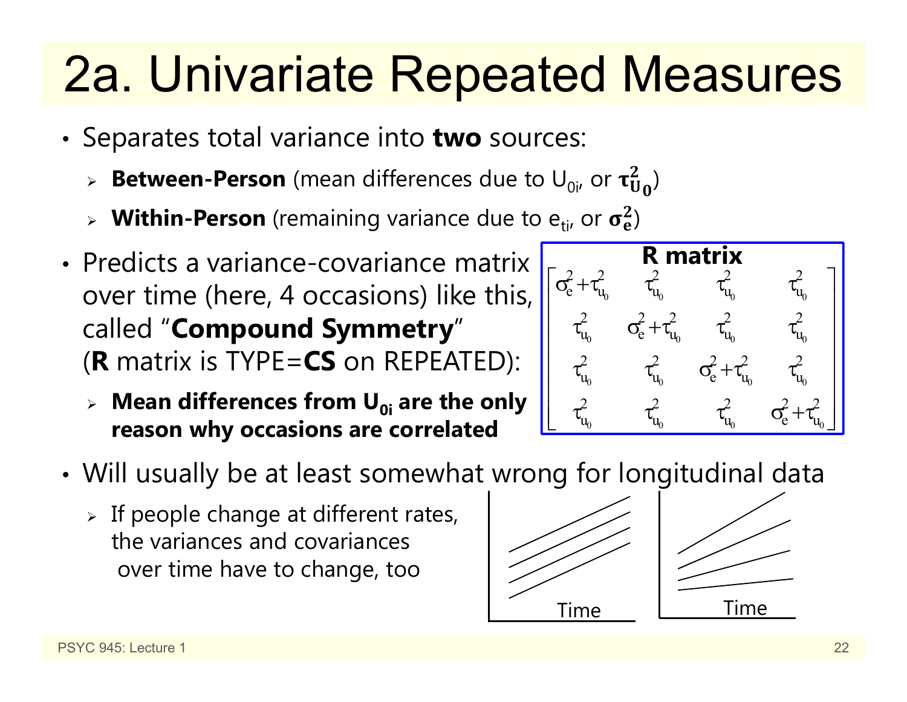# 2a. Univariate Repeated Measures

- Separates total variance into **two** sources:
  - **Between-Person** (mean differences due to $U_{0i}$, or $\tau^2_{U_0}$)
  - **Within-Person** (remaining variance due to $e_{ti}$, or $\sigma^2_e$)
- Predicts a variance-covariance matrix over time (here, 4 occasions) like this, called "**Compound Symmetry**" (**R** matrix is TYPE=**CS** on REPEATED):
  - **Mean differences from $U_{0i}$ are the only reason why occasions are correlated**

**R matrix**

$$
\begin{bmatrix}
\sigma^2_e + \tau^2_{u_0} & \tau^2_{u_0} & \tau^2_{u_0} & \tau^2_{u_0} \\
\tau^2_{u_0} & \sigma^2_e + \tau^2_{u_0} & \tau^2_{u_0} & \tau^2_{u_0} \\
\tau^2_{u_0} & \tau^2_{u_0} & \sigma^2_e + \tau^2_{u_0} & \tau^2_{u_0} \\
\tau^2_{u_0} & \tau^2_{u_0} & \tau^2_{u_0} & \sigma^2_e + \tau^2_{u_0}
\end{bmatrix}
$$

- Will usually be at least somewhat wrong for longitudinal data
  - If people change at different rates, the variances and covariances over time have to change, too

Time

Time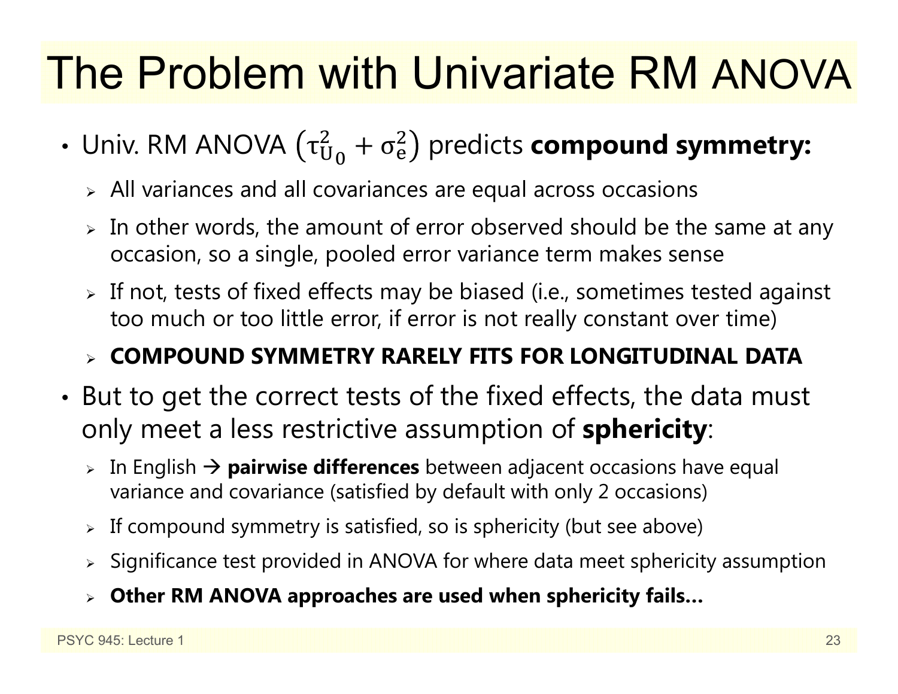# The Problem with Univariate RM ANOVA

- Univ. RM ANOVA $\left(\tau_{U_0}^2 + \sigma_e^2\right)$ predicts **compound symmetry:**
  - All variances and all covariances are equal across occasions
  - In other words, the amount of error observed should be the same at any occasion, so a single, pooled error variance term makes sense
  - If not, tests of fixed effects may be biased (i.e., sometimes tested against too much or too little error, if error is not really constant over time)
  - **COMPOUND SYMMETRY RARELY FITS FOR LONGITUDINAL DATA**
- But to get the correct tests of the fixed effects, the data must only meet a less restrictive assumption of **sphericity**:
  - In English → **pairwise differences** between adjacent occasions have equal variance and covariance (satisfied by default with only 2 occasions)
  - If compound symmetry is satisfied, so is sphericity (but see above)
  - Significance test provided in ANOVA for where data meet sphericity assumption
  - **Other RM ANOVA approaches are used when sphericity fails…**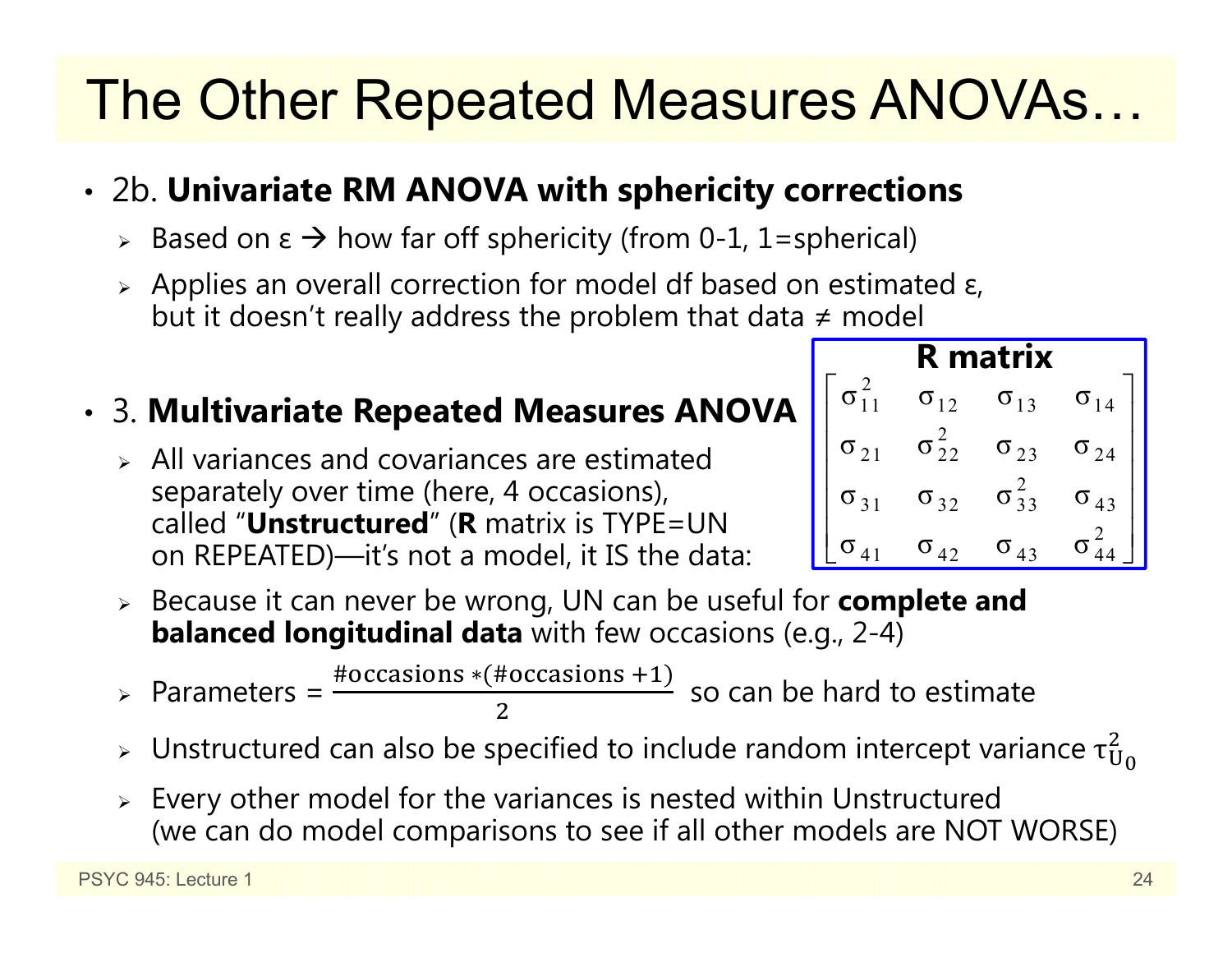# The Other Repeated Measures ANOVAs…

- 2b. **Univariate RM ANOVA with sphericity corrections**
  - Based on ε → how far off sphericity (from 0-1, 1=spherical)
  - Applies an overall correction for model df based on estimated ε, but it doesn't really address the problem that data ≠ model
- 3. **Multivariate Repeated Measures ANOVA**
  - All variances and covariances are estimated separately over time (here, 4 occasions), called "**Unstructured**" (**R** matrix is TYPE=UN on REPEATED)—it's not a model, it IS the data:

**R matrix**

$$\begin{bmatrix} \sigma_{11}^2 & \sigma_{12} & \sigma_{13} & \sigma_{14} \\ \sigma_{21} & \sigma_{22}^2 & \sigma_{23} & \sigma_{24} \\ \sigma_{31} & \sigma_{32} & \sigma_{33}^2 & \sigma_{43} \\ \sigma_{41} & \sigma_{42} & \sigma_{43} & \sigma_{44}^2 \end{bmatrix}$$

  - Because it can never be wrong, UN can be useful for **complete and balanced longitudinal data** with few occasions (e.g., 2-4)
  - Parameters = $\frac{\#\text{occasions} * (\#\text{occasions} + 1)}{2}$ so can be hard to estimate
  - Unstructured can also be specified to include random intercept variance $\tau_{U_0}^2$
  - Every other model for the variances is nested within Unstructured (we can do model comparisons to see if all other models are NOT WORSE)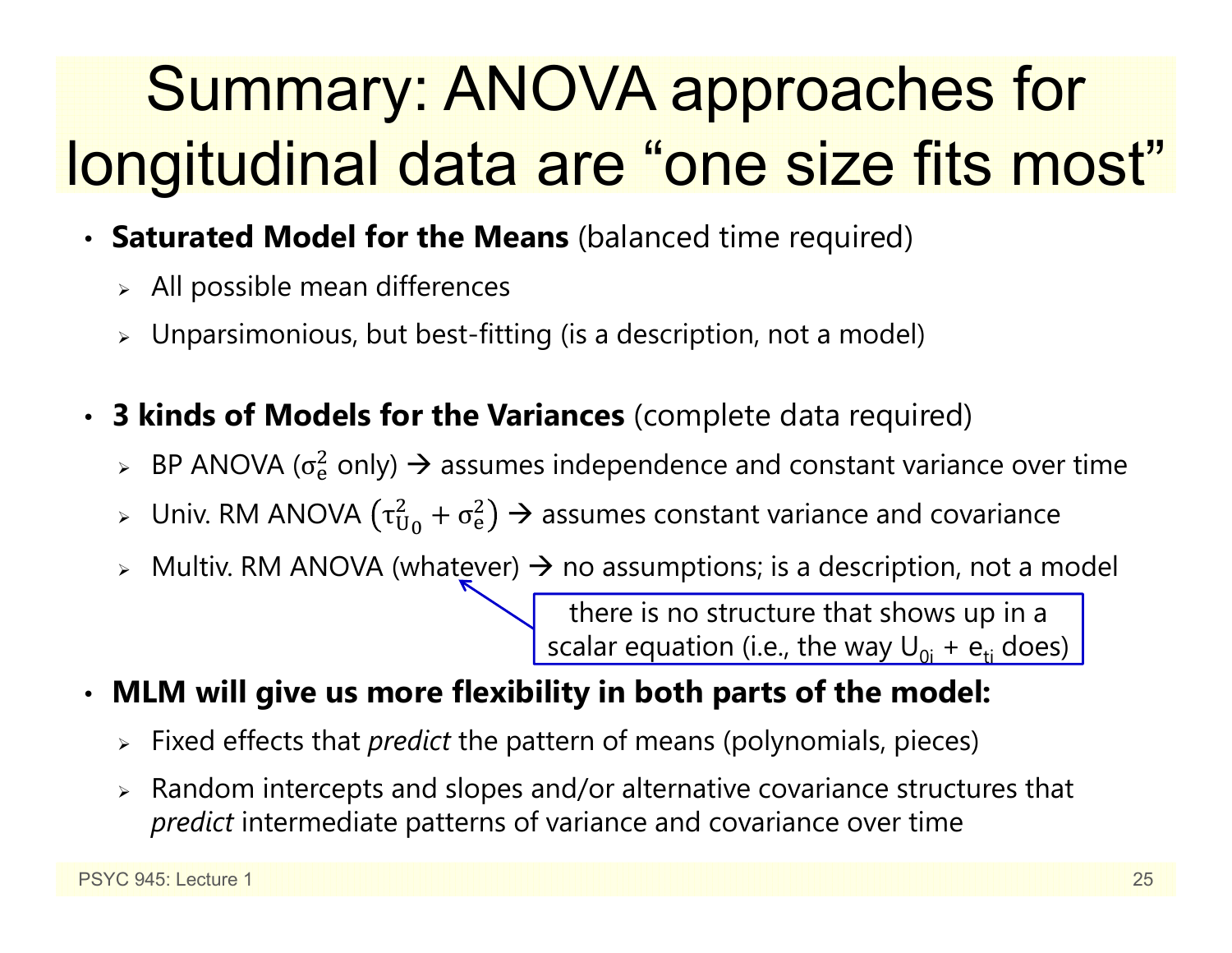# Summary: ANOVA approaches for longitudinal data are "one size fits most"

- **Saturated Model for the Means** (balanced time required)
  - All possible mean differences
  - Unparsimonious, but best-fitting (is a description, not a model)

- **3 kinds of Models for the Variances** (complete data required)
  - BP ANOVA ($\sigma_e^2$ only) → assumes independence and constant variance over time
  - Univ. RM ANOVA $\left(\tau_{U_0}^2 + \sigma_e^2\right)$ → assumes constant variance and covariance
  - Multiv. RM ANOVA (whatever) → no assumptions; is a description, not a model

    there is no structure that shows up in a scalar equation (i.e., the way $U_{0i} + e_{ti}$ does)

- **MLM will give us more flexibility in both parts of the model:**
  - Fixed effects that *predict* the pattern of means (polynomials, pieces)
  - Random intercepts and slopes and/or alternative covariance structures that *predict* intermediate patterns of variance and covariance over time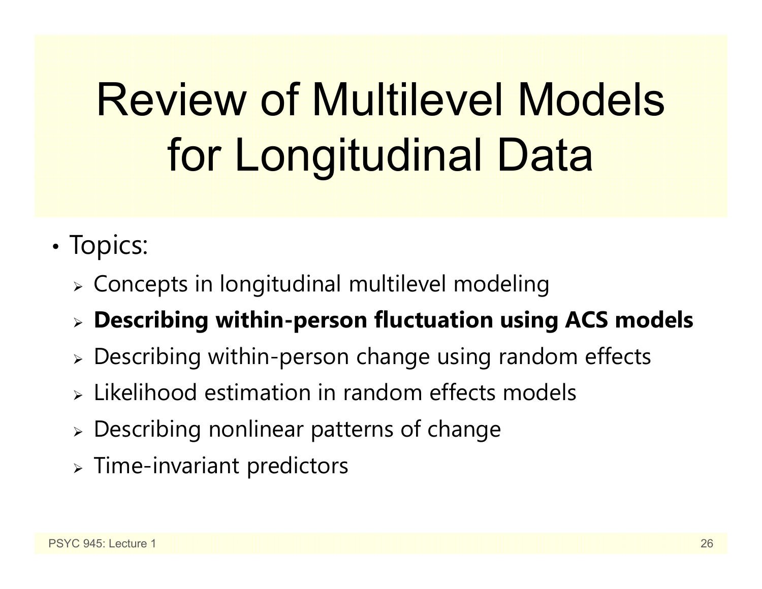# Review of Multilevel Models for Longitudinal Data

- Topics:
  - Concepts in longitudinal multilevel modeling
  - **Describing within-person fluctuation using ACS models**
  - Describing within-person change using random effects
  - Likelihood estimation in random effects models
  - Describing nonlinear patterns of change
  - Time-invariant predictors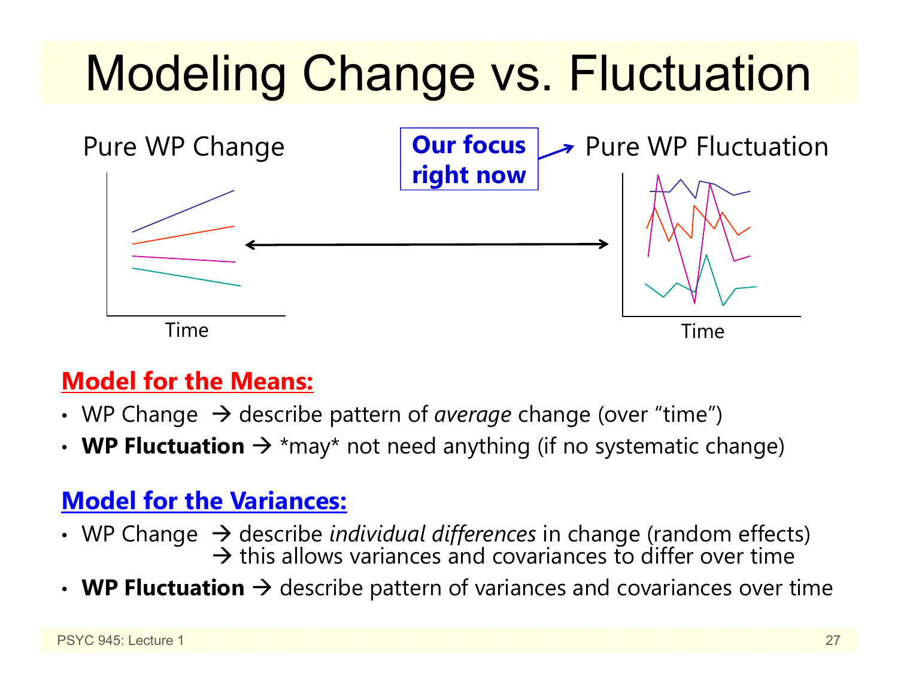# Modeling Change vs. Fluctuation

Pure WP Change

**Our focus right now** → Pure WP Fluctuation

Time

Time

**Model for the Means:**

- WP Change → describe pattern of *average* change (over "time")
- **WP Fluctuation** → \*may\* not need anything (if no systematic change)

**Model for the Variances:**

- WP Change → describe *individual differences* in change (random effects)
  → this allows variances and covariances to differ over time
- **WP Fluctuation** → describe pattern of variances and covariances over time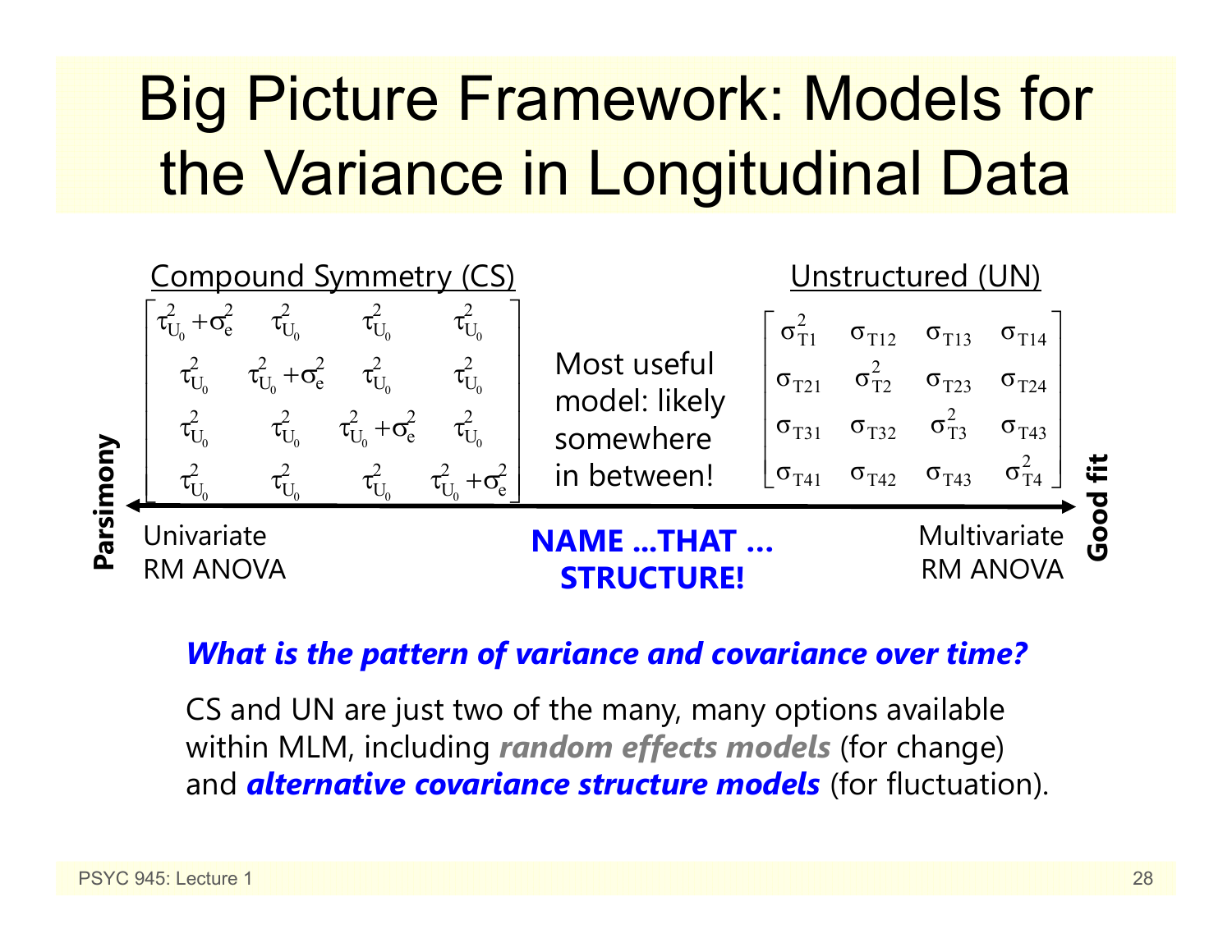# Big Picture Framework: Models for the Variance in Longitudinal Data

**Compound Symmetry (CS)**

$$\begin{bmatrix} \tau^2_{U_0}+\sigma^2_e & \tau^2_{U_0} & \tau^2_{U_0} & \tau^2_{U_0} \\ \tau^2_{U_0} & \tau^2_{U_0}+\sigma^2_e & \tau^2_{U_0} & \tau^2_{U_0} \\ \tau^2_{U_0} & \tau^2_{U_0} & \tau^2_{U_0}+\sigma^2_e & \tau^2_{U_0} \\ \tau^2_{U_0} & \tau^2_{U_0} & \tau^2_{U_0} & \tau^2_{U_0}+\sigma^2_e \end{bmatrix}$$

Most useful model: likely somewhere in between!

**Unstructured (UN)**

$$\begin{bmatrix} \sigma^2_{T1} & \sigma_{T12} & \sigma_{T13} & \sigma_{T14} \\ \sigma_{T21} & \sigma^2_{T2} & \sigma_{T23} & \sigma_{T24} \\ \sigma_{T31} & \sigma_{T32} & \sigma^2_{T3} & \sigma_{T43} \\ \sigma_{T41} & \sigma_{T42} & \sigma_{T43} & \sigma^2_{T4} \end{bmatrix}$$

**Parsimony** ⟷ **Good fit**

Univariate RM ANOVA — **NAME …THAT … STRUCTURE!** — Multivariate RM ANOVA

***What is the pattern of variance and covariance over time?***

CS and UN are just two of the many, many options available within MLM, including ***random effects models*** (for change) and ***alternative covariance structure models*** (for fluctuation).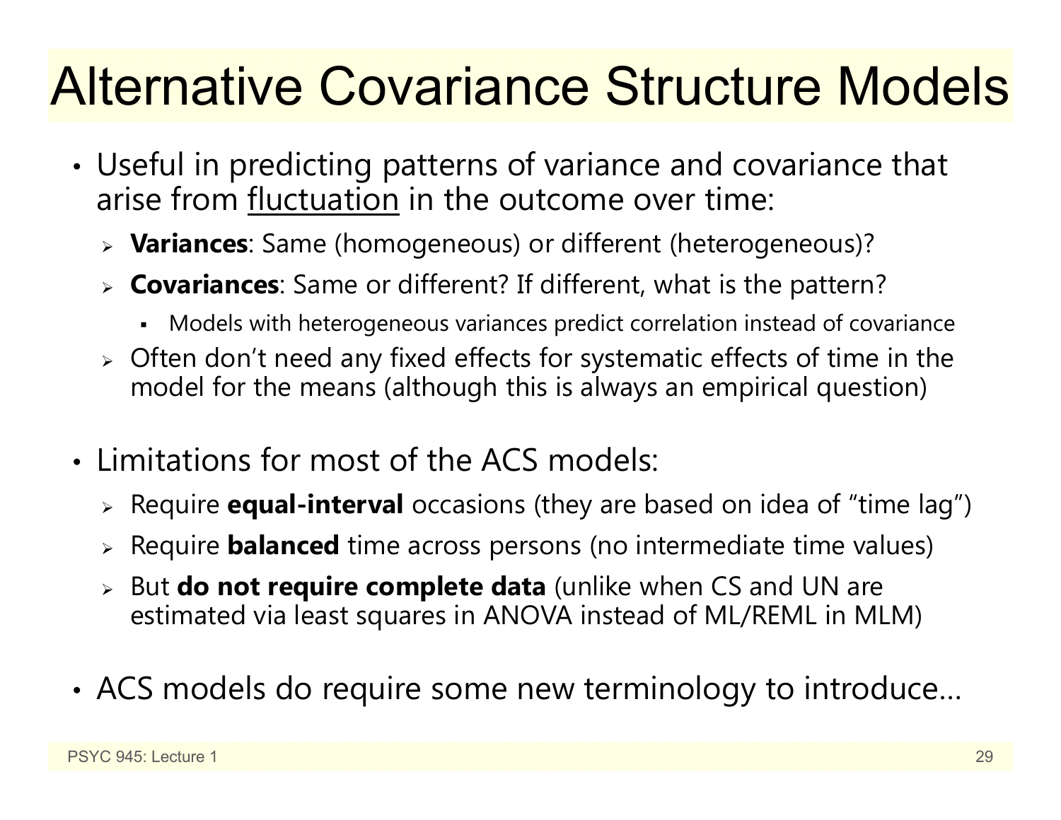# Alternative Covariance Structure Models

- Useful in predicting patterns of variance and covariance that arise from <u>fluctuation</u> in the outcome over time:
  - **Variances**: Same (homogeneous) or different (heterogeneous)?
  - **Covariances**: Same or different? If different, what is the pattern?
    - Models with heterogeneous variances predict correlation instead of covariance
  - Often don't need any fixed effects for systematic effects of time in the model for the means (although this is always an empirical question)

- Limitations for most of the ACS models:
  - Require **equal-interval** occasions (they are based on idea of "time lag")
  - Require **balanced** time across persons (no intermediate time values)
  - But **do not require complete data** (unlike when CS and UN are estimated via least squares in ANOVA instead of ML/REML in MLM)

- ACS models do require some new terminology to introduce…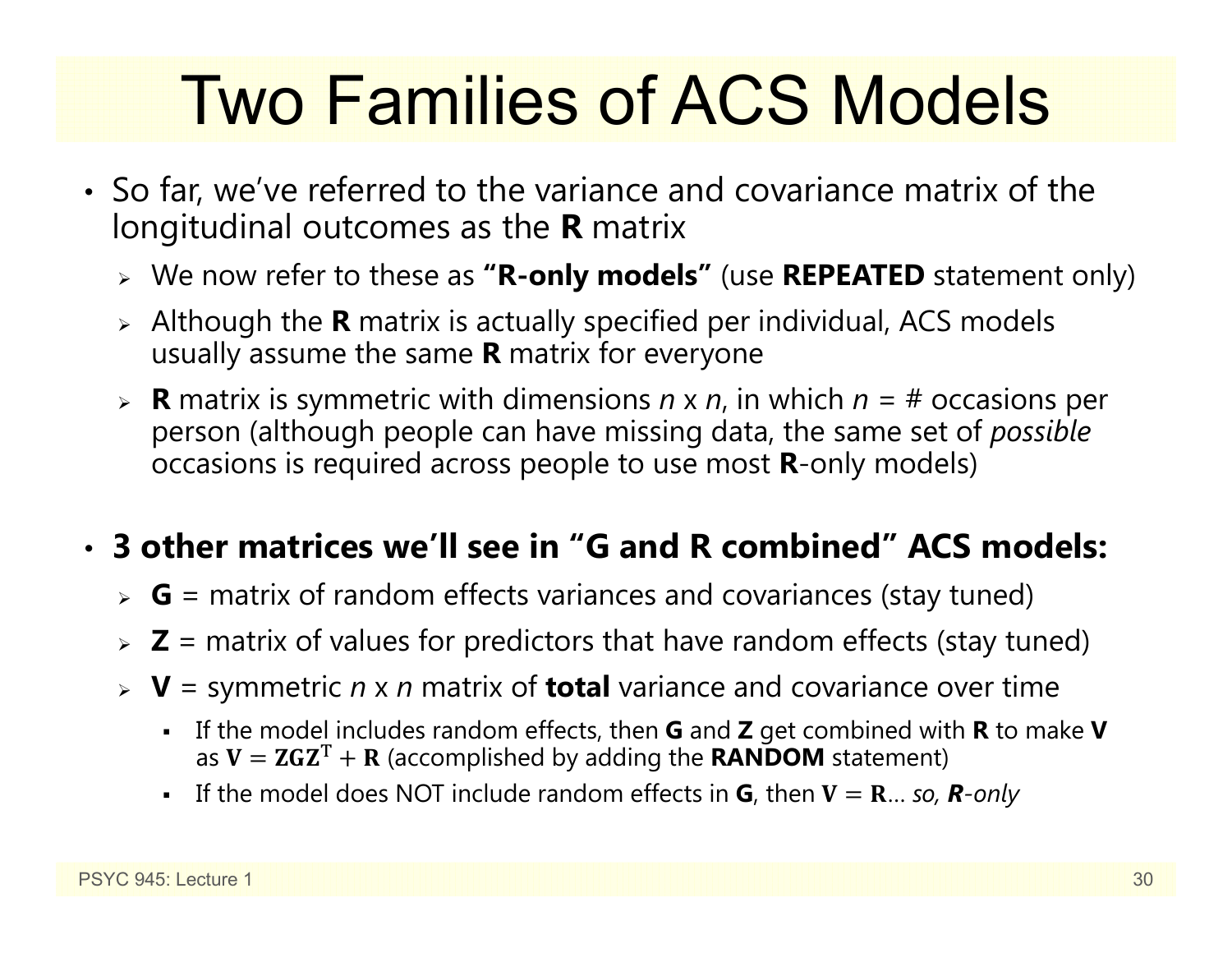# Two Families of ACS Models

- So far, we've referred to the variance and covariance matrix of the longitudinal outcomes as the **R** matrix
  - We now refer to these as **"R-only models"** (use **REPEATED** statement only)
  - Although the **R** matrix is actually specified per individual, ACS models usually assume the same **R** matrix for everyone
  - **R** matrix is symmetric with dimensions *n* x *n*, in which *n* = # occasions per person (although people can have missing data, the same set of *possible* occasions is required across people to use most **R**-only models)

- **3 other matrices we'll see in "G and R combined" ACS models:**
  - **G** = matrix of random effects variances and covariances (stay tuned)
  - **Z** = matrix of values for predictors that have random effects (stay tuned)
  - **V** = symmetric *n* x *n* matrix of **total** variance and covariance over time
    - If the model includes random effects, then **G** and **Z** get combined with **R** to make **V** as $\mathbf{V} = \mathbf{ZGZ}^{\mathrm{T}} + \mathbf{R}$ (accomplished by adding the **RANDOM** statement)
    - If the model does NOT include random effects in **G**, then $\mathbf{V} = \mathbf{R}$… *so, **R**-only*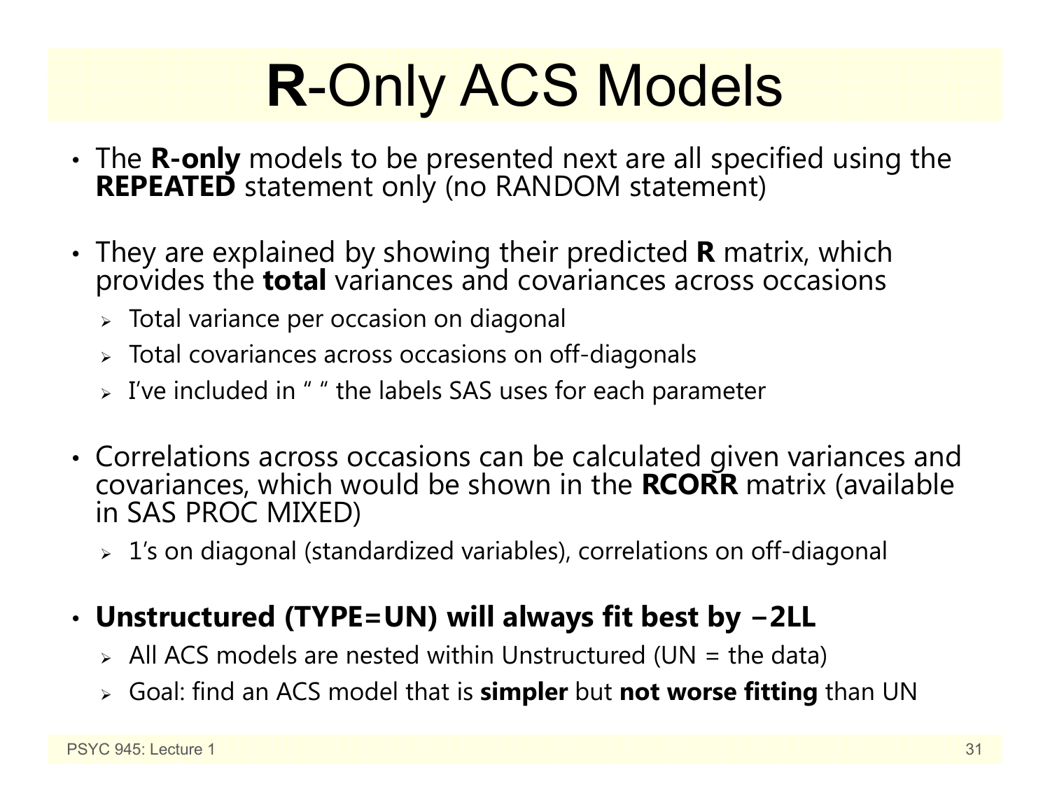# **R**-Only ACS Models

- The **R-only** models to be presented next are all specified using the **REPEATED** statement only (no RANDOM statement)
- They are explained by showing their predicted **R** matrix, which provides the **total** variances and covariances across occasions
  - Total variance per occasion on diagonal
  - Total covariances across occasions on off-diagonals
  - I've included in " " the labels SAS uses for each parameter
- Correlations across occasions can be calculated given variances and covariances, which would be shown in the **RCORR** matrix (available in SAS PROC MIXED)
  - 1's on diagonal (standardized variables), correlations on off-diagonal
- **Unstructured (TYPE=UN) will always fit best by −2LL**
  - All ACS models are nested within Unstructured (UN = the data)
  - Goal: find an ACS model that is **simpler** but **not worse fitting** than UN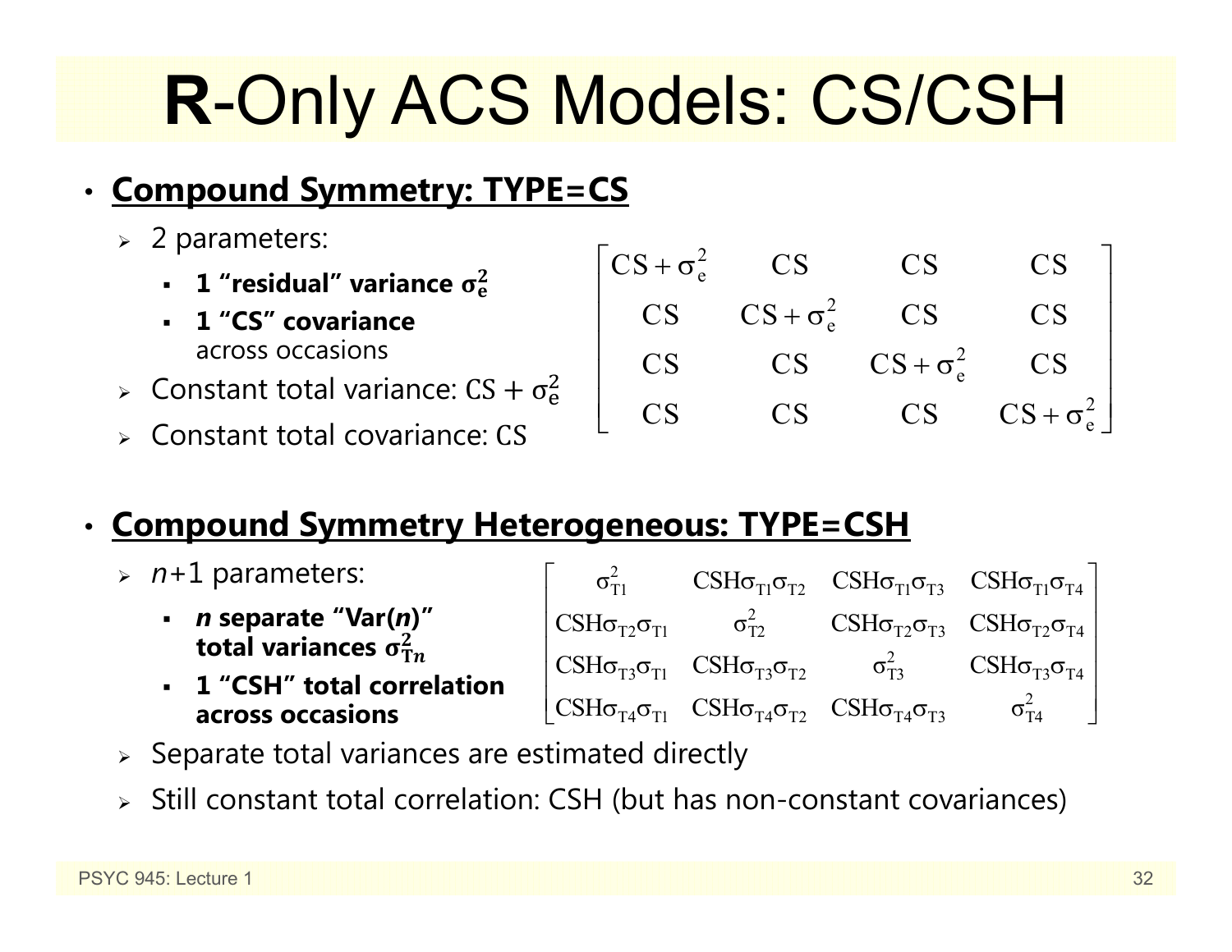# **R**-Only ACS Models: CS/CSH

- **Compound Symmetry: TYPE=CS**
  - 2 parameters:
    - **1 "residual" variance $\sigma_e^2$**
    - **1 "CS" covariance** across occasions
  - Constant total variance: $CS + \sigma_e^2$
  - Constant total covariance: $CS$

$$
\begin{bmatrix}
CS+\sigma_e^2 & CS & CS & CS \\
CS & CS+\sigma_e^2 & CS & CS \\
CS & CS & CS+\sigma_e^2 & CS \\
CS & CS & CS & CS+\sigma_e^2
\end{bmatrix}
$$

- **Compound Symmetry Heterogeneous: TYPE=CSH**
  - *n*+1 parameters:
    - ***n* separate "Var(*n*)" total variances $\sigma_{Tn}^2$**
    - **1 "CSH" total correlation across occasions**
  - Separate total variances are estimated directly
  - Still constant total correlation: CSH (but has non-constant covariances)

$$
\begin{bmatrix}
\sigma_{T1}^2 & CSH\sigma_{T1}\sigma_{T2} & CSH\sigma_{T1}\sigma_{T3} & CSH\sigma_{T1}\sigma_{T4} \\
CSH\sigma_{T2}\sigma_{T1} & \sigma_{T2}^2 & CSH\sigma_{T2}\sigma_{T3} & CSH\sigma_{T2}\sigma_{T4} \\
CSH\sigma_{T3}\sigma_{T1} & CSH\sigma_{T3}\sigma_{T2} & \sigma_{T3}^2 & CSH\sigma_{T3}\sigma_{T4} \\
CSH\sigma_{T4}\sigma_{T1} & CSH\sigma_{T4}\sigma_{T2} & CSH\sigma_{T4}\sigma_{T3} & \sigma_{T4}^2
\end{bmatrix}
$$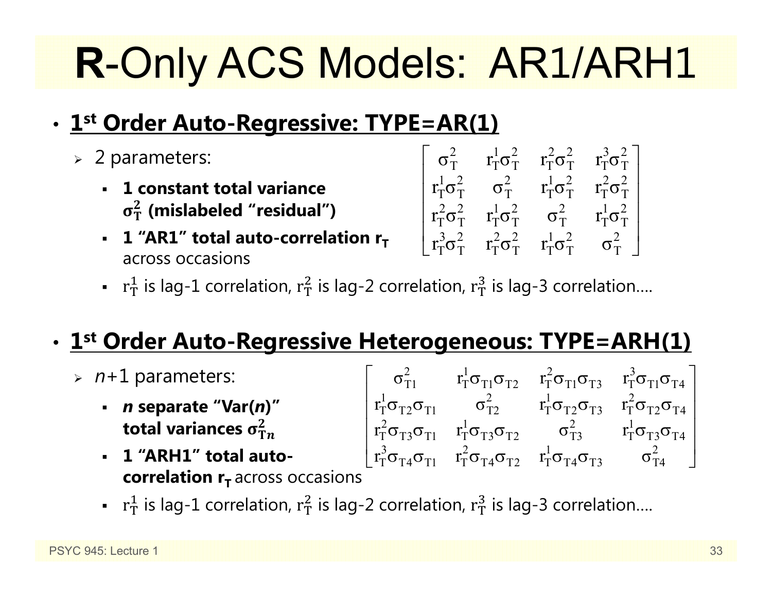# R-Only ACS Models: AR1/ARH1

- **1st Order Auto-Regressive: TYPE=AR(1)**
  - 2 parameters:
    - **1 constant total variance $\sigma_T^2$ (mislabeled "residual")**
    - **1 "AR1" total auto-correlation $r_T$** across occasions
    - $r_T^1$ is lag-1 correlation, $r_T^2$ is lag-2 correlation, $r_T^3$ is lag-3 correlation….

$$\begin{bmatrix} \sigma_T^2 & r_T^1\sigma_T^2 & r_T^2\sigma_T^2 & r_T^3\sigma_T^2 \\ r_T^1\sigma_T^2 & \sigma_T^2 & r_T^1\sigma_T^2 & r_T^2\sigma_T^2 \\ r_T^2\sigma_T^2 & r_T^1\sigma_T^2 & \sigma_T^2 & r_T^1\sigma_T^2 \\ r_T^3\sigma_T^2 & r_T^2\sigma_T^2 & r_T^1\sigma_T^2 & \sigma_T^2 \end{bmatrix}$$

- **1st Order Auto-Regressive Heterogeneous: TYPE=ARH(1)**
  - *n*+1 parameters:
    - ***n* separate "Var(*n*)" total variances $\sigma_{Tn}^2$**
    - **1 "ARH1" total auto-correlation $r_T$** across occasions
    - $r_T^1$ is lag-1 correlation, $r_T^2$ is lag-2 correlation, $r_T^3$ is lag-3 correlation….

$$\begin{bmatrix} \sigma_{T1}^2 & r_T^1\sigma_{T1}\sigma_{T2} & r_T^2\sigma_{T1}\sigma_{T3} & r_T^3\sigma_{T1}\sigma_{T4} \\ r_T^1\sigma_{T2}\sigma_{T1} & \sigma_{T2}^2 & r_T^1\sigma_{T2}\sigma_{T3} & r_T^2\sigma_{T2}\sigma_{T4} \\ r_T^2\sigma_{T3}\sigma_{T1} & r_T^1\sigma_{T3}\sigma_{T2} & \sigma_{T3}^2 & r_T^1\sigma_{T3}\sigma_{T4} \\ r_T^3\sigma_{T4}\sigma_{T1} & r_T^2\sigma_{T4}\sigma_{T2} & r_T^1\sigma_{T4}\sigma_{T3} & \sigma_{T4}^2 \end{bmatrix}$$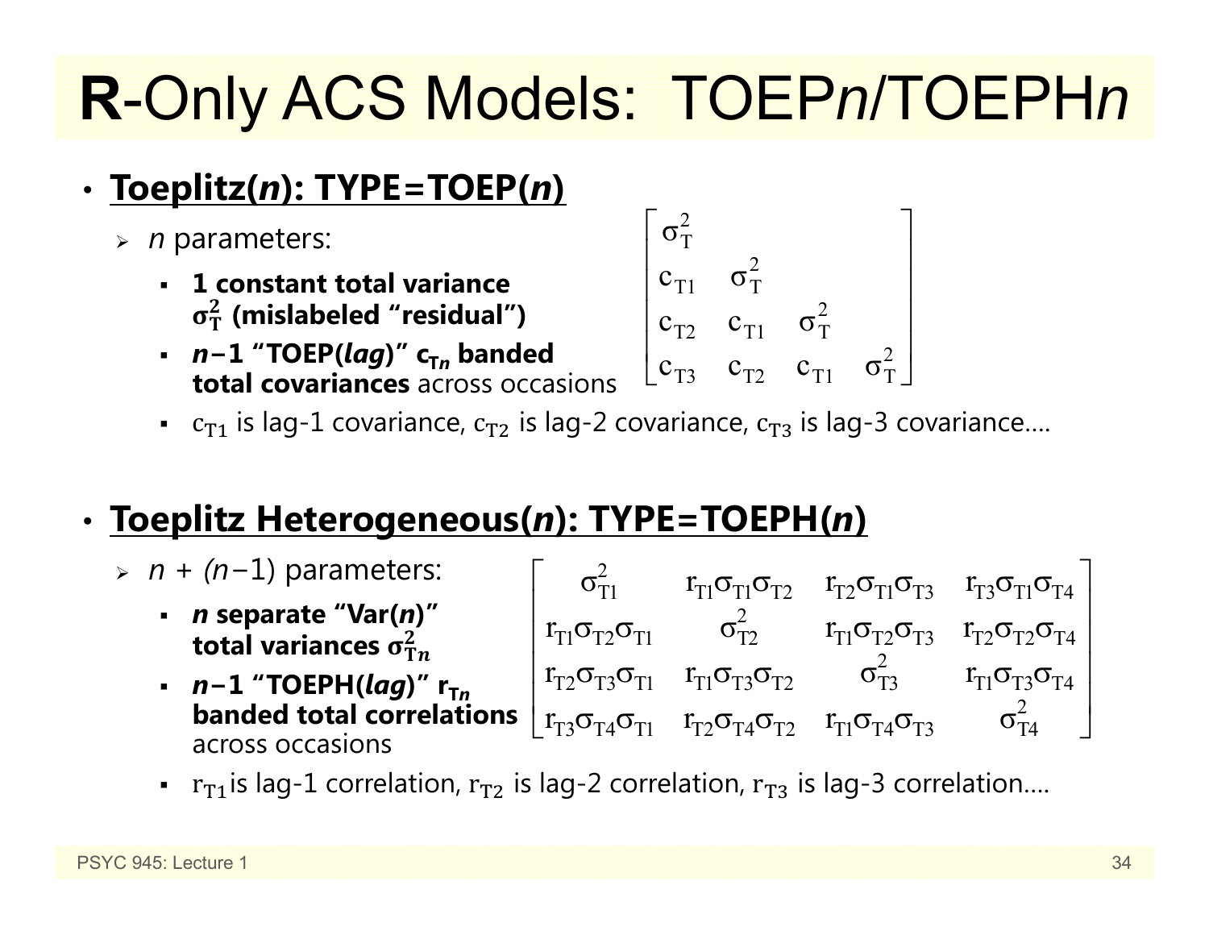# **R**-Only ACS Models: TOEP*n*/TOEPH*n*

- **Toeplitz(*n*): TYPE=TOEP(*n*)**
  - *n* parameters:
    - **1 constant total variance $\sigma^2_T$ (mislabeled "residual")**
    - ***n*−1 "TOEP(*lag*)" $c_{Tn}$ banded total covariances** across occasions

$$\begin{bmatrix} \sigma^2_T & & & \\ c_{T1} & \sigma^2_T & & \\ c_{T2} & c_{T1} & \sigma^2_T & \\ c_{T3} & c_{T2} & c_{T1} & \sigma^2_T \end{bmatrix}$$

    - $c_{T1}$ is lag-1 covariance, $c_{T2}$ is lag-2 covariance, $c_{T3}$ is lag-3 covariance….

- **Toeplitz Heterogeneous(*n*): TYPE=TOEPH(*n*)**
  - *n* + (*n*−1) parameters:
    - ***n* separate "Var(*n*)" total variances $\sigma^2_{Tn}$**
    - ***n*−1 "TOEPH(*lag*)" $r_{Tn}$ banded total correlations** across occasions

$$\begin{bmatrix} \sigma^2_{T1} & r_{T1}\sigma_{T1}\sigma_{T2} & r_{T2}\sigma_{T1}\sigma_{T3} & r_{T3}\sigma_{T1}\sigma_{T4} \\ r_{T1}\sigma_{T2}\sigma_{T1} & \sigma^2_{T2} & r_{T1}\sigma_{T2}\sigma_{T3} & r_{T2}\sigma_{T2}\sigma_{T4} \\ r_{T2}\sigma_{T3}\sigma_{T1} & r_{T1}\sigma_{T3}\sigma_{T2} & \sigma^2_{T3} & r_{T1}\sigma_{T3}\sigma_{T4} \\ r_{T3}\sigma_{T4}\sigma_{T1} & r_{T2}\sigma_{T4}\sigma_{T2} & r_{T1}\sigma_{T4}\sigma_{T3} & \sigma^2_{T4} \end{bmatrix}$$

    - $r_{T1}$ is lag-1 correlation, $r_{T2}$ is lag-2 correlation, $r_{T3}$ is lag-3 correlation….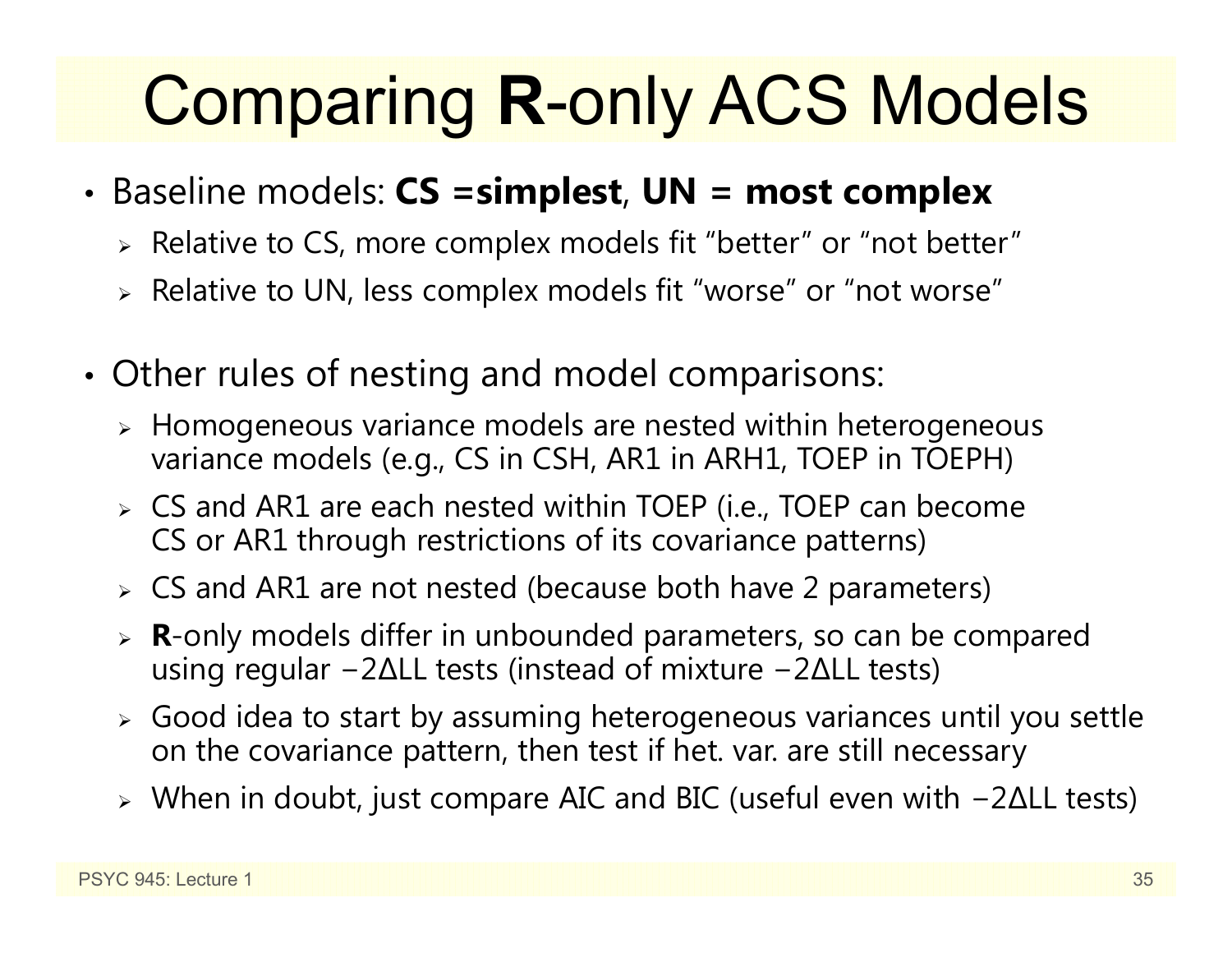# Comparing **R**-only ACS Models

- Baseline models: **CS =simplest**, **UN = most complex**
  - Relative to CS, more complex models fit “better” or “not better”
  - Relative to UN, less complex models fit “worse” or “not worse”

- Other rules of nesting and model comparisons:
  - Homogeneous variance models are nested within heterogeneous variance models (e.g., CS in CSH, AR1 in ARH1, TOEP in TOEPH)
  - CS and AR1 are each nested within TOEP (i.e., TOEP can become CS or AR1 through restrictions of its covariance patterns)
  - CS and AR1 are not nested (because both have 2 parameters)
  - **R**-only models differ in unbounded parameters, so can be compared using regular $-2\Delta LL$ tests (instead of mixture $-2\Delta LL$ tests)
  - Good idea to start by assuming heterogeneous variances until you settle on the covariance pattern, then test if het. var. are still necessary
  - When in doubt, just compare AIC and BIC (useful even with $-2\Delta LL$ tests)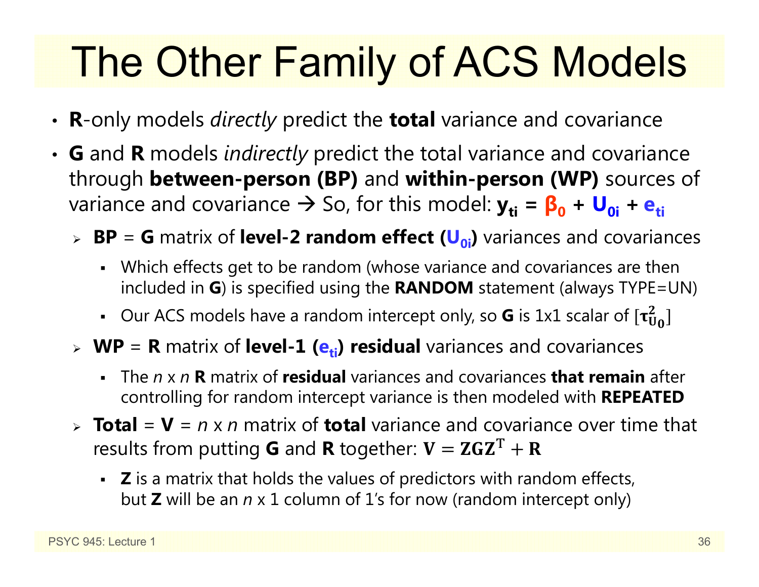# The Other Family of ACS Models

- **R**-only models *directly* predict the **total** variance and covariance
- **G** and **R** models *indirectly* predict the total variance and covariance through **between-person (BP)** and **within-person (WP)** sources of variance and covariance → So, for this model: $\mathbf{y_{ti}} = \boldsymbol{\beta_0} + \mathbf{U_{0i}} + \mathbf{e_{ti}}$
  - **BP** = **G** matrix of **level-2 random effect ($\mathbf{U_{0i}}$)** variances and covariances
    - Which effects get to be random (whose variance and covariances are then included in **G**) is specified using the **RANDOM** statement (always TYPE=UN)
    - Our ACS models have a random intercept only, so **G** is 1x1 scalar of $[\boldsymbol{\tau^2_{U_0}}]$
  - **WP** = **R** matrix of **level-1 ($\mathbf{e_{ti}}$) residual** variances and covariances
    - The *n* x *n* **R** matrix of **residual** variances and covariances **that remain** after controlling for random intercept variance is then modeled with **REPEATED**
  - **Total** = **V** = *n* x *n* matrix of **total** variance and covariance over time that results from putting **G** and **R** together: $\mathbf{V} = \mathbf{ZGZ^T} + \mathbf{R}$
    - **Z** is a matrix that holds the values of predictors with random effects, but **Z** will be an *n* x 1 column of 1's for now (random intercept only)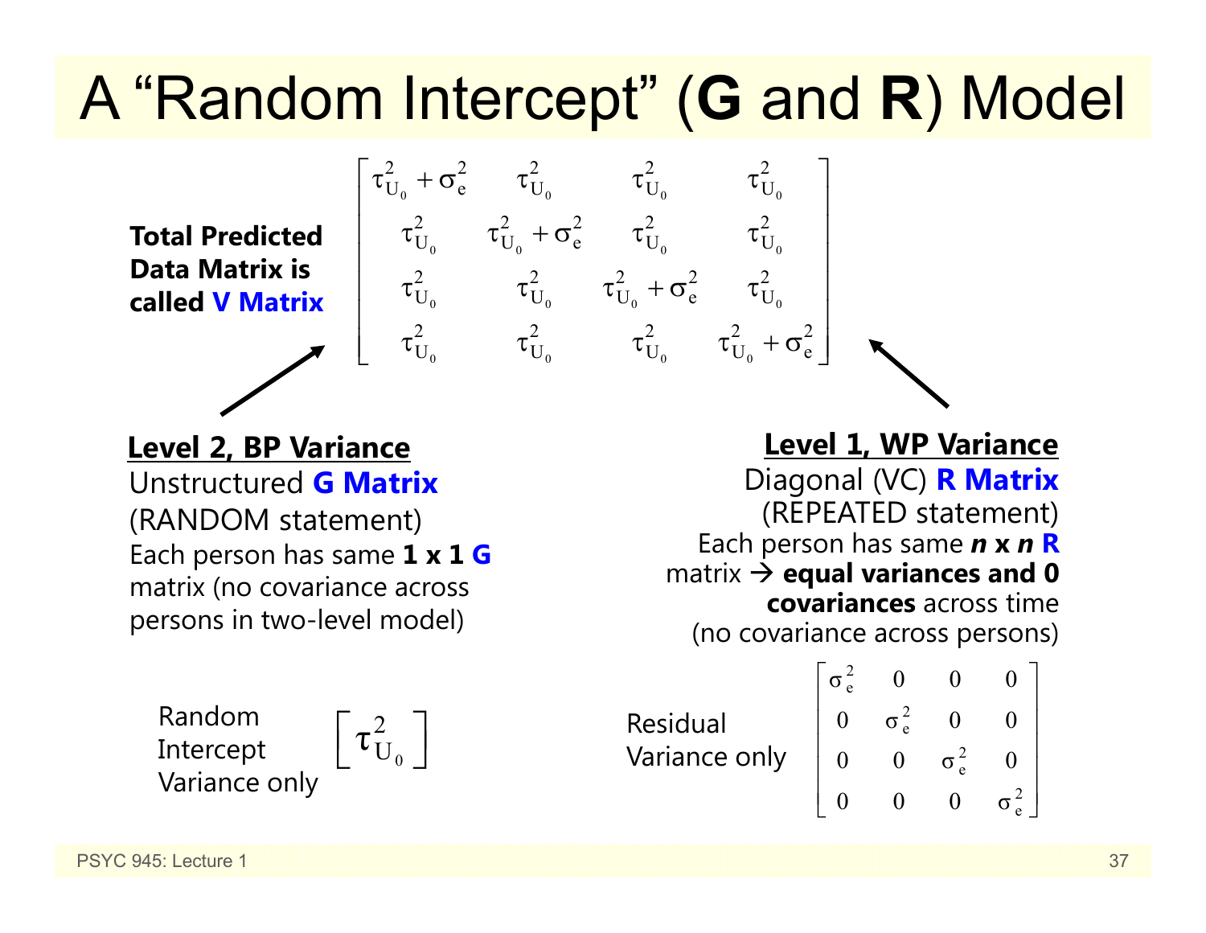# A "Random Intercept" (G and R) Model

**Total Predicted Data Matrix is called V Matrix**

$$
\begin{bmatrix}
\tau^2_{U_0} + \sigma^2_e & \tau^2_{U_0} & \tau^2_{U_0} & \tau^2_{U_0} \\
\tau^2_{U_0} & \tau^2_{U_0} + \sigma^2_e & \tau^2_{U_0} & \tau^2_{U_0} \\
\tau^2_{U_0} & \tau^2_{U_0} & \tau^2_{U_0} + \sigma^2_e & \tau^2_{U_0} \\
\tau^2_{U_0} & \tau^2_{U_0} & \tau^2_{U_0} & \tau^2_{U_0} + \sigma^2_e
\end{bmatrix}
$$

**Level 2, BP Variance**

Unstructured **G Matrix**
(RANDOM statement)
Each person has same **1 x 1 G** matrix (no covariance across persons in two-level model)

Random Intercept Variance only

$$
\begin{bmatrix} \tau^2_{U_0} \end{bmatrix}
$$

**Level 1, WP Variance**

Diagonal (VC) **R Matrix**
(REPEATED statement)
Each person has same ***n* x *n* R** matrix → **equal variances and 0 covariances** across time (no covariance across persons)

Residual Variance only

$$
\begin{bmatrix}
\sigma^2_e & 0 & 0 & 0 \\
0 & \sigma^2_e & 0 & 0 \\
0 & 0 & \sigma^2_e & 0 \\
0 & 0 & 0 & \sigma^2_e
\end{bmatrix}
$$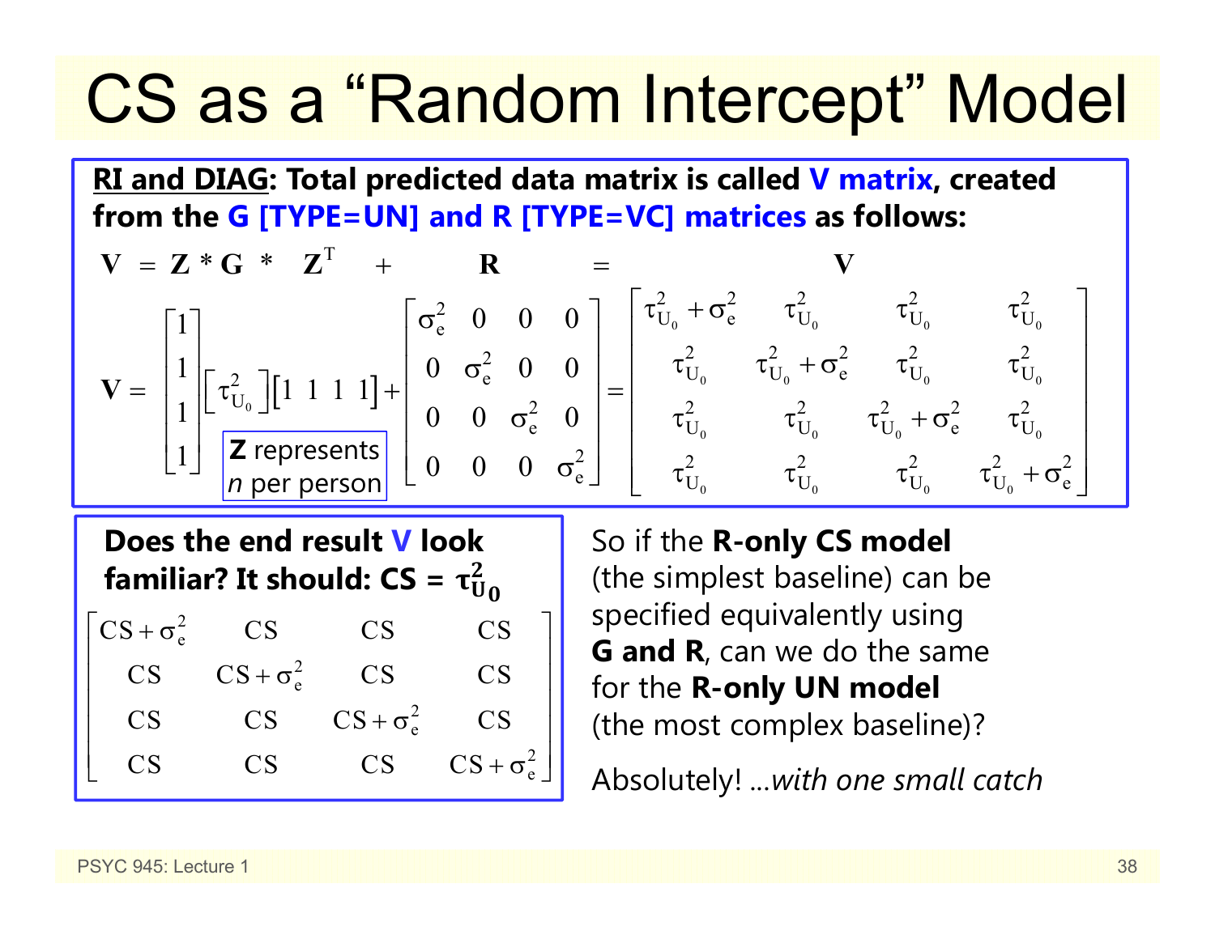# CS as a "Random Intercept" Model

**<u>RI and DIAG</u>: Total predicted data matrix is called V matrix, created from the G [TYPE=UN] and R [TYPE=VC] matrices as follows:**

$$\mathbf{V} = \mathbf{Z} * \mathbf{G} * \mathbf{Z}^{T} + \mathbf{R} = \mathbf{V}$$

$$\mathbf{V} = \begin{bmatrix} 1 \\ 1 \\ 1 \\ 1 \end{bmatrix} \begin{bmatrix} \tau^2_{U_0} \end{bmatrix} \begin{bmatrix} 1 & 1 & 1 & 1 \end{bmatrix} + \begin{bmatrix} \sigma^2_e & 0 & 0 & 0 \\ 0 & \sigma^2_e & 0 & 0 \\ 0 & 0 & \sigma^2_e & 0 \\ 0 & 0 & 0 & \sigma^2_e \end{bmatrix} = \begin{bmatrix} \tau^2_{U_0} + \sigma^2_e & \tau^2_{U_0} & \tau^2_{U_0} & \tau^2_{U_0} \\ \tau^2_{U_0} & \tau^2_{U_0} + \sigma^2_e & \tau^2_{U_0} & \tau^2_{U_0} \\ \tau^2_{U_0} & \tau^2_{U_0} & \tau^2_{U_0} + \sigma^2_e & \tau^2_{U_0} \\ \tau^2_{U_0} & \tau^2_{U_0} & \tau^2_{U_0} & \tau^2_{U_0} + \sigma^2_e \end{bmatrix}$$

**Z** represents *n* per person

**Does the end result V look familiar? It should: CS = $\tau^2_{U_0}$**

$$\begin{bmatrix} CS + \sigma^2_e & CS & CS & CS \\ CS & CS + \sigma^2_e & CS & CS \\ CS & CS & CS + \sigma^2_e & CS \\ CS & CS & CS & CS + \sigma^2_e \end{bmatrix}$$

So if the **R-only CS model** (the simplest baseline) can be specified equivalently using **G and R**, can we do the same for the **R-only UN model** (the most complex baseline)?

Absolutely! …*with one small catch*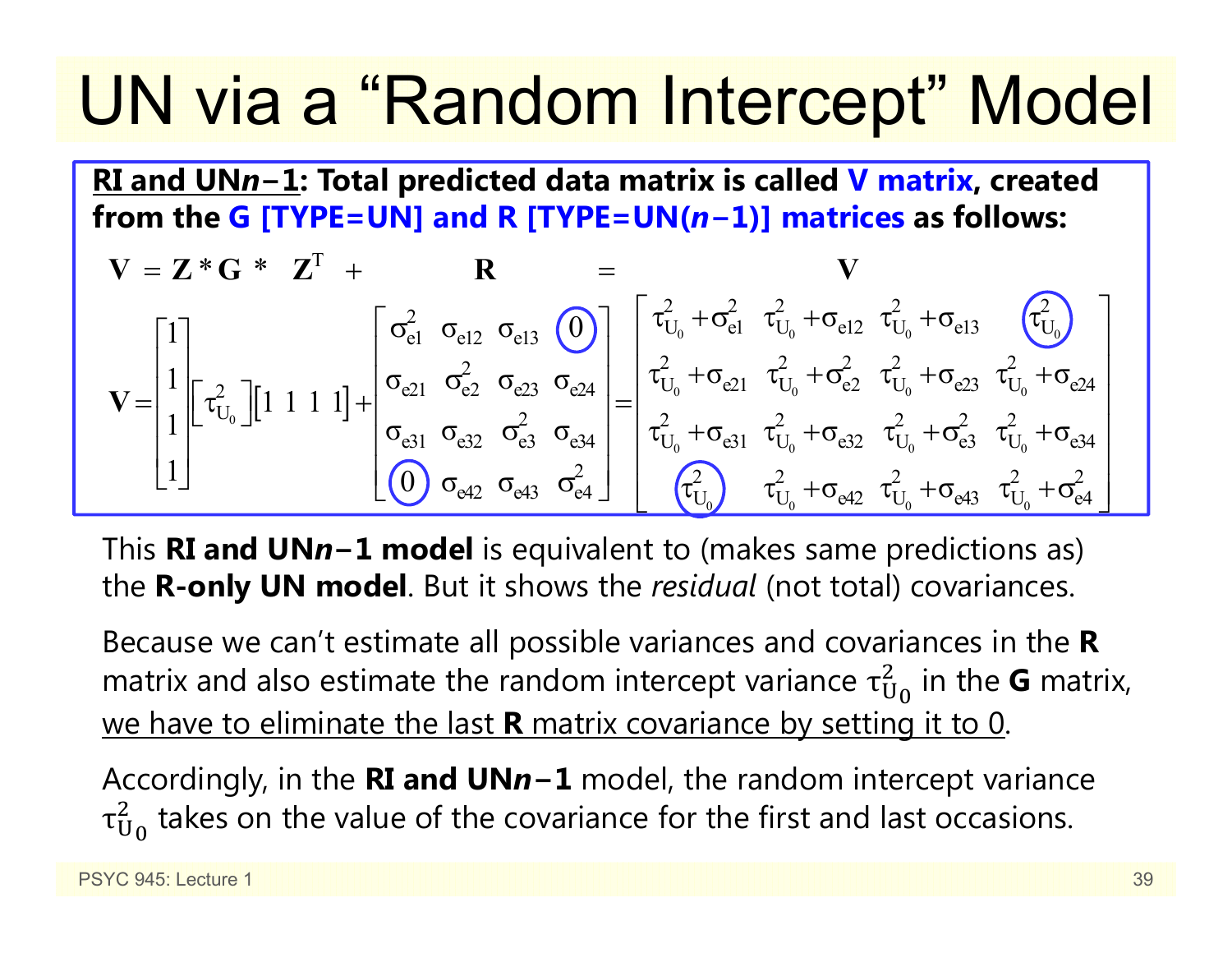# UN via a "Random Intercept" Model

**<u>RI and UN*n*−1</u>: Total predicted data matrix is called V matrix, created from the G [TYPE=UN] and R [TYPE=UN(*n*−1)] matrices as follows:**

$$\mathbf{V} = \mathbf{Z} * \mathbf{G} * \mathbf{Z}^{\mathrm{T}} + \mathbf{R} = \mathbf{V}$$

$$\mathbf{V} = \begin{bmatrix} 1 \\ 1 \\ 1 \\ 1 \end{bmatrix} \begin{bmatrix} \tau^2_{U_0} \end{bmatrix} \begin{bmatrix} 1 & 1 & 1 & 1 \end{bmatrix} + \begin{bmatrix} \sigma^2_{e1} & \sigma_{e12} & \sigma_{e13} & 0 \\ \sigma_{e21} & \sigma^2_{e2} & \sigma_{e23} & \sigma_{e24} \\ \sigma_{e31} & \sigma_{e32} & \sigma^2_{e3} & \sigma_{e34} \\ 0 & \sigma_{e42} & \sigma_{e43} & \sigma^2_{e4} \end{bmatrix} = \begin{bmatrix} \tau^2_{U_0} + \sigma^2_{e1} & \tau^2_{U_0} + \sigma_{e12} & \tau^2_{U_0} + \sigma_{e13} & \tau^2_{U_0} \\ \tau^2_{U_0} + \sigma_{e21} & \tau^2_{U_0} + \sigma^2_{e2} & \tau^2_{U_0} + \sigma_{e23} & \tau^2_{U_0} + \sigma_{e24} \\ \tau^2_{U_0} + \sigma_{e31} & \tau^2_{U_0} + \sigma_{e32} & \tau^2_{U_0} + \sigma^2_{e3} & \tau^2_{U_0} + \sigma_{e34} \\ \tau^2_{U_0} & \tau^2_{U_0} + \sigma_{e42} & \tau^2_{U_0} + \sigma_{e43} & \tau^2_{U_0} + \sigma^2_{e4} \end{bmatrix}$$

This **RI and UN*n*−1 model** is equivalent to (makes same predictions as) the **R-only UN model**. But it shows the *residual* (not total) covariances.

Because we can't estimate all possible variances and covariances in the **R** matrix and also estimate the random intercept variance $\tau^2_{U_0}$ in the **G** matrix, <u>we have to eliminate the last **R** matrix covariance by setting it to 0</u>.

Accordingly, in the **RI and UN*n*−1** model, the random intercept variance $\tau^2_{U_0}$ takes on the value of the covariance for the first and last occasions.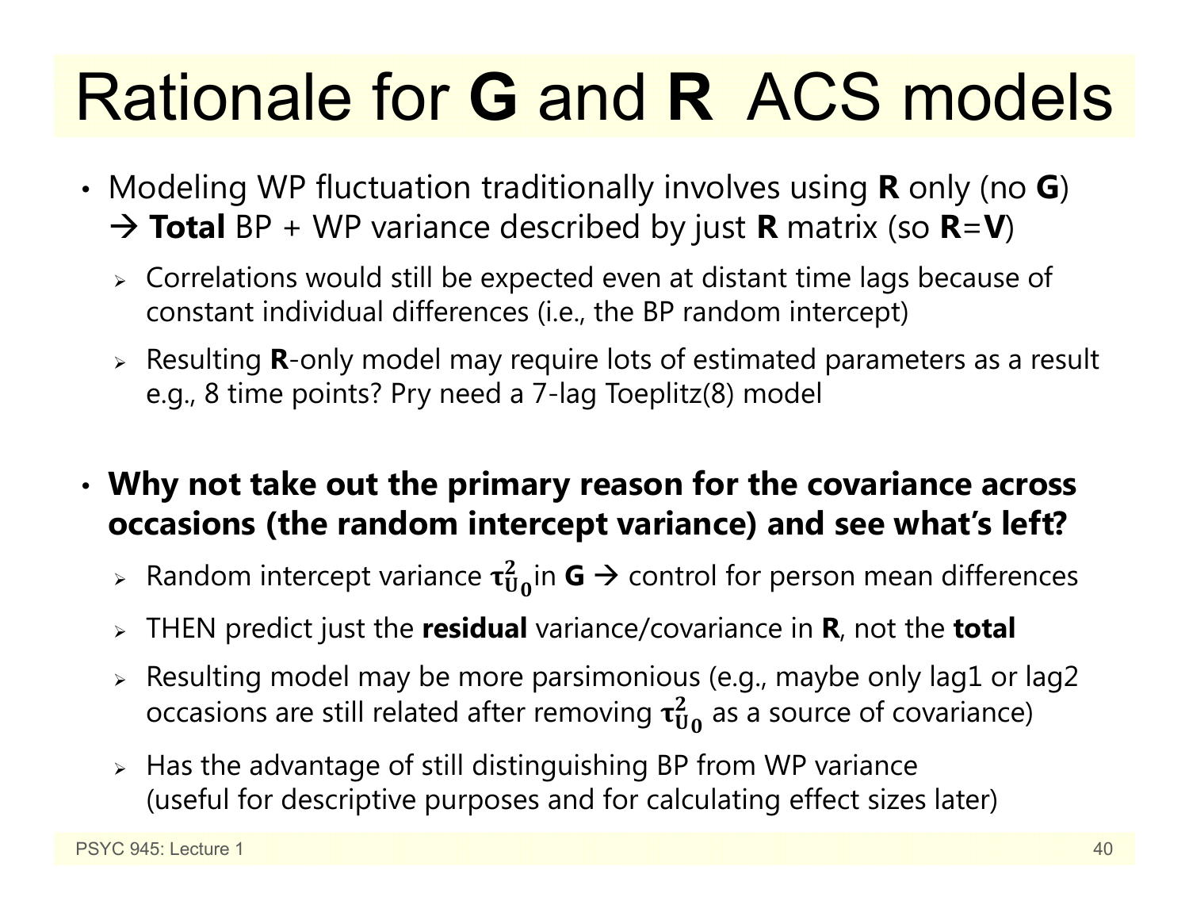# Rationale for **G** and **R** ACS models

- Modeling WP fluctuation traditionally involves using **R** only (no **G**) → **Total** BP + WP variance described by just **R** matrix (so **R**=**V**)
  - Correlations would still be expected even at distant time lags because of constant individual differences (i.e., the BP random intercept)
  - Resulting **R**-only model may require lots of estimated parameters as a result e.g., 8 time points? Pry need a 7-lag Toeplitz(8) model

- **Why not take out the primary reason for the covariance across occasions (the random intercept variance) and see what's left?**
  - Random intercept variance $\boldsymbol{\tau}^2_{\mathbf{U_0}}$ in **G** → control for person mean differences
  - THEN predict just the **residual** variance/covariance in **R**, not the **total**
  - Resulting model may be more parsimonious (e.g., maybe only lag1 or lag2 occasions are still related after removing $\boldsymbol{\tau}^2_{\mathbf{U_0}}$ as a source of covariance)
  - Has the advantage of still distinguishing BP from WP variance (useful for descriptive purposes and for calculating effect sizes later)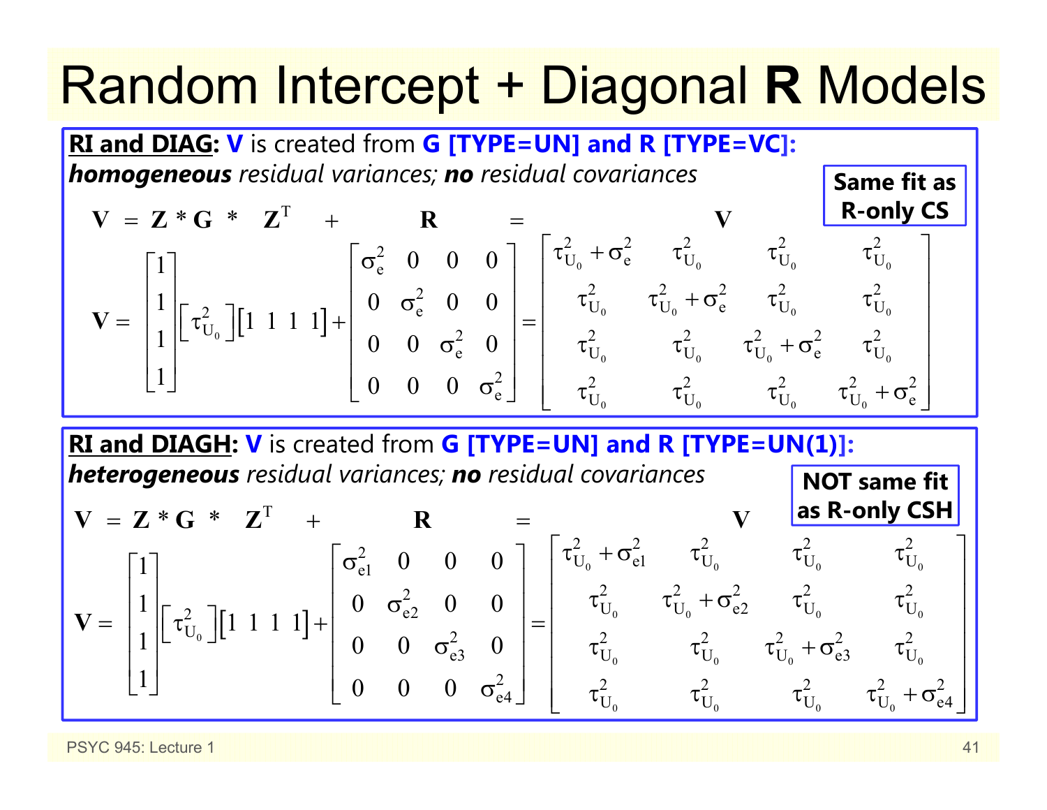# Random Intercept + Diagonal **R** Models

**<u>RI and DIAG</u>: V** is created from **G [TYPE=UN] and R [TYPE=VC]:**
***homogeneous*** *residual variances;* ***no*** *residual covariances*

**Same fit as R-only CS**

$$\mathbf{V} = \mathbf{Z} * \mathbf{G} * \mathbf{Z}^T + \mathbf{R} = \mathbf{V}$$

$$\mathbf{V} = \begin{bmatrix} 1 \\ 1 \\ 1 \\ 1 \end{bmatrix} \begin{bmatrix} \tau^2_{U_0} \end{bmatrix} \begin{bmatrix} 1 & 1 & 1 & 1 \end{bmatrix} + \begin{bmatrix} \sigma^2_e & 0 & 0 & 0 \\ 0 & \sigma^2_e & 0 & 0 \\ 0 & 0 & \sigma^2_e & 0 \\ 0 & 0 & 0 & \sigma^2_e \end{bmatrix} = \begin{bmatrix} \tau^2_{U_0} + \sigma^2_e & \tau^2_{U_0} & \tau^2_{U_0} & \tau^2_{U_0} \\ \tau^2_{U_0} & \tau^2_{U_0} + \sigma^2_e & \tau^2_{U_0} & \tau^2_{U_0} \\ \tau^2_{U_0} & \tau^2_{U_0} & \tau^2_{U_0} + \sigma^2_e & \tau^2_{U_0} \\ \tau^2_{U_0} & \tau^2_{U_0} & \tau^2_{U_0} & \tau^2_{U_0} + \sigma^2_e \end{bmatrix}$$

**<u>RI and DIAGH</u>: V** is created from **G [TYPE=UN] and R [TYPE=UN(1)]:**
***heterogeneous*** *residual variances;* ***no*** *residual covariances*

**NOT same fit as R-only CSH**

$$\mathbf{V} = \mathbf{Z} * \mathbf{G} * \mathbf{Z}^T + \mathbf{R} = \mathbf{V}$$

$$\mathbf{V} = \begin{bmatrix} 1 \\ 1 \\ 1 \\ 1 \end{bmatrix} \begin{bmatrix} \tau^2_{U_0} \end{bmatrix} \begin{bmatrix} 1 & 1 & 1 & 1 \end{bmatrix} + \begin{bmatrix} \sigma^2_{e1} & 0 & 0 & 0 \\ 0 & \sigma^2_{e2} & 0 & 0 \\ 0 & 0 & \sigma^2_{e3} & 0 \\ 0 & 0 & 0 & \sigma^2_{e4} \end{bmatrix} = \begin{bmatrix} \tau^2_{U_0} + \sigma^2_{e1} & \tau^2_{U_0} & \tau^2_{U_0} & \tau^2_{U_0} \\ \tau^2_{U_0} & \tau^2_{U_0} + \sigma^2_{e2} & \tau^2_{U_0} & \tau^2_{U_0} \\ \tau^2_{U_0} & \tau^2_{U_0} & \tau^2_{U_0} + \sigma^2_{e3} & \tau^2_{U_0} \\ \tau^2_{U_0} & \tau^2_{U_0} & \tau^2_{U_0} & \tau^2_{U_0} + \sigma^2_{e4} \end{bmatrix}$$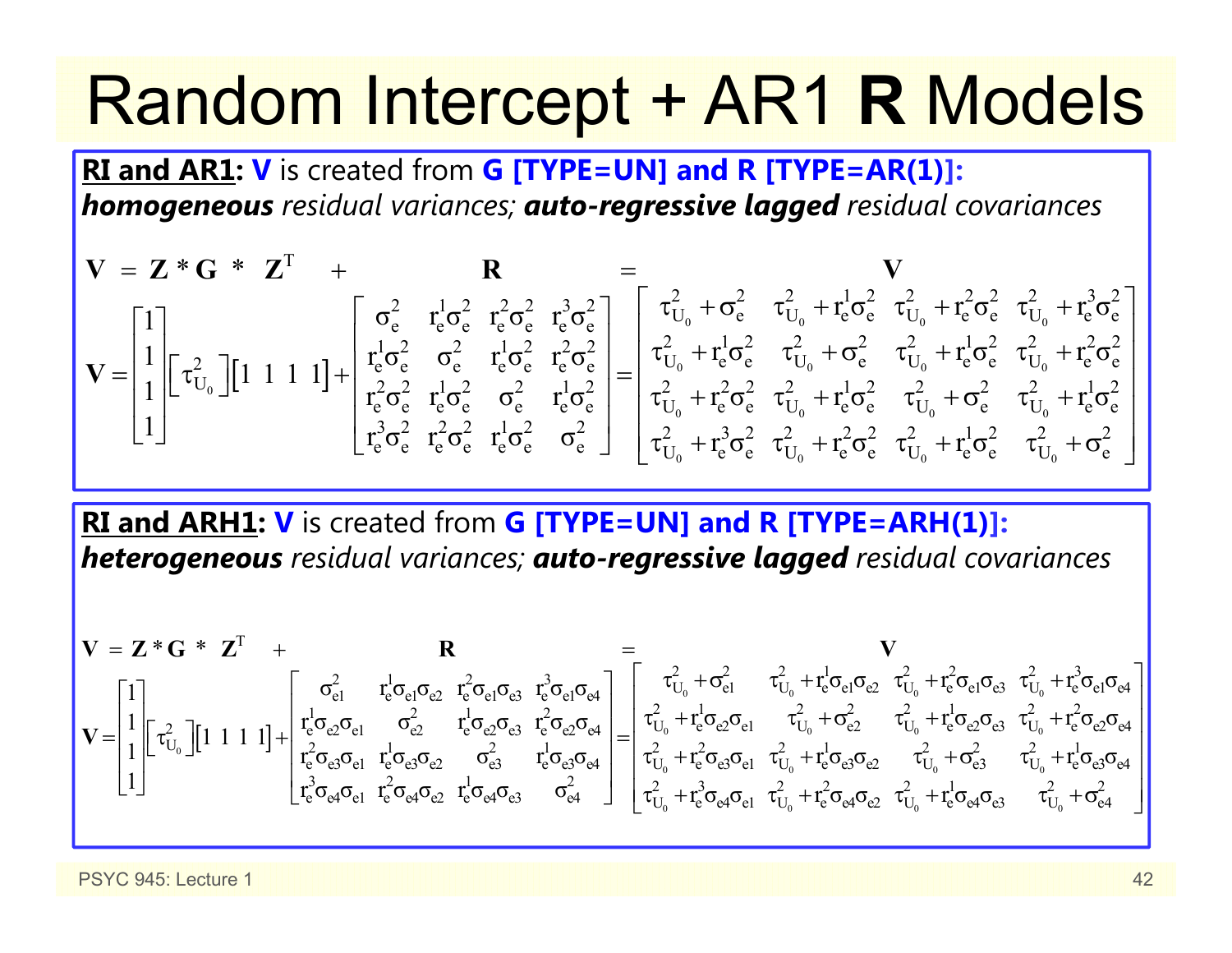# Random Intercept + AR1 **R** Models

**RI and AR1:** **V** is created from **G [TYPE=UN] and R [TYPE=AR(1)]:** ***homogeneous*** *residual variances;* ***auto-regressive lagged*** *residual covariances*

$$\mathbf{V} = \mathbf{Z} * \mathbf{G} * \mathbf{Z}^T + \mathbf{R} = \mathbf{V}$$

$$\mathbf{V} = \begin{bmatrix} 1 \\ 1 \\ 1 \\ 1 \end{bmatrix} \begin{bmatrix} \tau^2_{U_0} \end{bmatrix} \begin{bmatrix} 1 & 1 & 1 & 1 \end{bmatrix} + \begin{bmatrix} \sigma^2_e & r^1_e\sigma^2_e & r^2_e\sigma^2_e & r^3_e\sigma^2_e \\ r^1_e\sigma^2_e & \sigma^2_e & r^1_e\sigma^2_e & r^2_e\sigma^2_e \\ r^2_e\sigma^2_e & r^1_e\sigma^2_e & \sigma^2_e & r^1_e\sigma^2_e \\ r^3_e\sigma^2_e & r^2_e\sigma^2_e & r^1_e\sigma^2_e & \sigma^2_e \end{bmatrix} = \begin{bmatrix} \tau^2_{U_0} + \sigma^2_e & \tau^2_{U_0} + r^1_e\sigma^2_e & \tau^2_{U_0} + r^2_e\sigma^2_e & \tau^2_{U_0} + r^3_e\sigma^2_e \\ \tau^2_{U_0} + r^1_e\sigma^2_e & \tau^2_{U_0} + \sigma^2_e & \tau^2_{U_0} + r^1_e\sigma^2_e & \tau^2_{U_0} + r^2_e\sigma^2_e \\ \tau^2_{U_0} + r^2_e\sigma^2_e & \tau^2_{U_0} + r^1_e\sigma^2_e & \tau^2_{U_0} + \sigma^2_e & \tau^2_{U_0} + r^1_e\sigma^2_e \\ \tau^2_{U_0} + r^3_e\sigma^2_e & \tau^2_{U_0} + r^2_e\sigma^2_e & \tau^2_{U_0} + r^1_e\sigma^2_e & \tau^2_{U_0} + \sigma^2_e \end{bmatrix}$$

**RI and ARH1:** **V** is created from **G [TYPE=UN] and R [TYPE=ARH(1)]:** ***heterogeneous*** *residual variances;* ***auto-regressive lagged*** *residual covariances*

$$\mathbf{V} = \mathbf{Z} * \mathbf{G} * \mathbf{Z}^T + \mathbf{R} = \mathbf{V}$$

$$\mathbf{V} = \begin{bmatrix} 1 \\ 1 \\ 1 \\ 1 \end{bmatrix} \begin{bmatrix} \tau^2_{U_0} \end{bmatrix} \begin{bmatrix} 1 & 1 & 1 & 1 \end{bmatrix} + \begin{bmatrix} \sigma^2_{e1} & r^1_e\sigma_{e1}\sigma_{e2} & r^2_e\sigma_{e1}\sigma_{e3} & r^3_e\sigma_{e1}\sigma_{e4} \\ r^1_e\sigma_{e2}\sigma_{e1} & \sigma^2_{e2} & r^1_e\sigma_{e2}\sigma_{e3} & r^2_e\sigma_{e2}\sigma_{e4} \\ r^2_e\sigma_{e3}\sigma_{e1} & r^1_e\sigma_{e3}\sigma_{e2} & \sigma^2_{e3} & r^1_e\sigma_{e3}\sigma_{e4} \\ r^3_e\sigma_{e4}\sigma_{e1} & r^2_e\sigma_{e4}\sigma_{e2} & r^1_e\sigma_{e4}\sigma_{e3} & \sigma^2_{e4} \end{bmatrix} = \begin{bmatrix} \tau^2_{U_0} + \sigma^2_{e1} & \tau^2_{U_0} + r^1_e\sigma_{e1}\sigma_{e2} & \tau^2_{U_0} + r^2_e\sigma_{e1}\sigma_{e3} & \tau^2_{U_0} + r^3_e\sigma_{e1}\sigma_{e4} \\ \tau^2_{U_0} + r^1_e\sigma_{e2}\sigma_{e1} & \tau^2_{U_0} + \sigma^2_{e2} & \tau^2_{U_0} + r^1_e\sigma_{e2}\sigma_{e3} & \tau^2_{U_0} + r^2_e\sigma_{e2}\sigma_{e4} \\ \tau^2_{U_0} + r^2_e\sigma_{e3}\sigma_{e1} & \tau^2_{U_0} + r^1_e\sigma_{e3}\sigma_{e2} & \tau^2_{U_0} + \sigma^2_{e3} & \tau^2_{U_0} + r^1_e\sigma_{e3}\sigma_{e4} \\ \tau^2_{U_0} + r^3_e\sigma_{e4}\sigma_{e1} & \tau^2_{U_0} + r^2_e\sigma_{e4}\sigma_{e2} & \tau^2_{U_0} + r^1_e\sigma_{e4}\sigma_{e3} & \tau^2_{U_0} + \sigma^2_{e4} \end{bmatrix}$$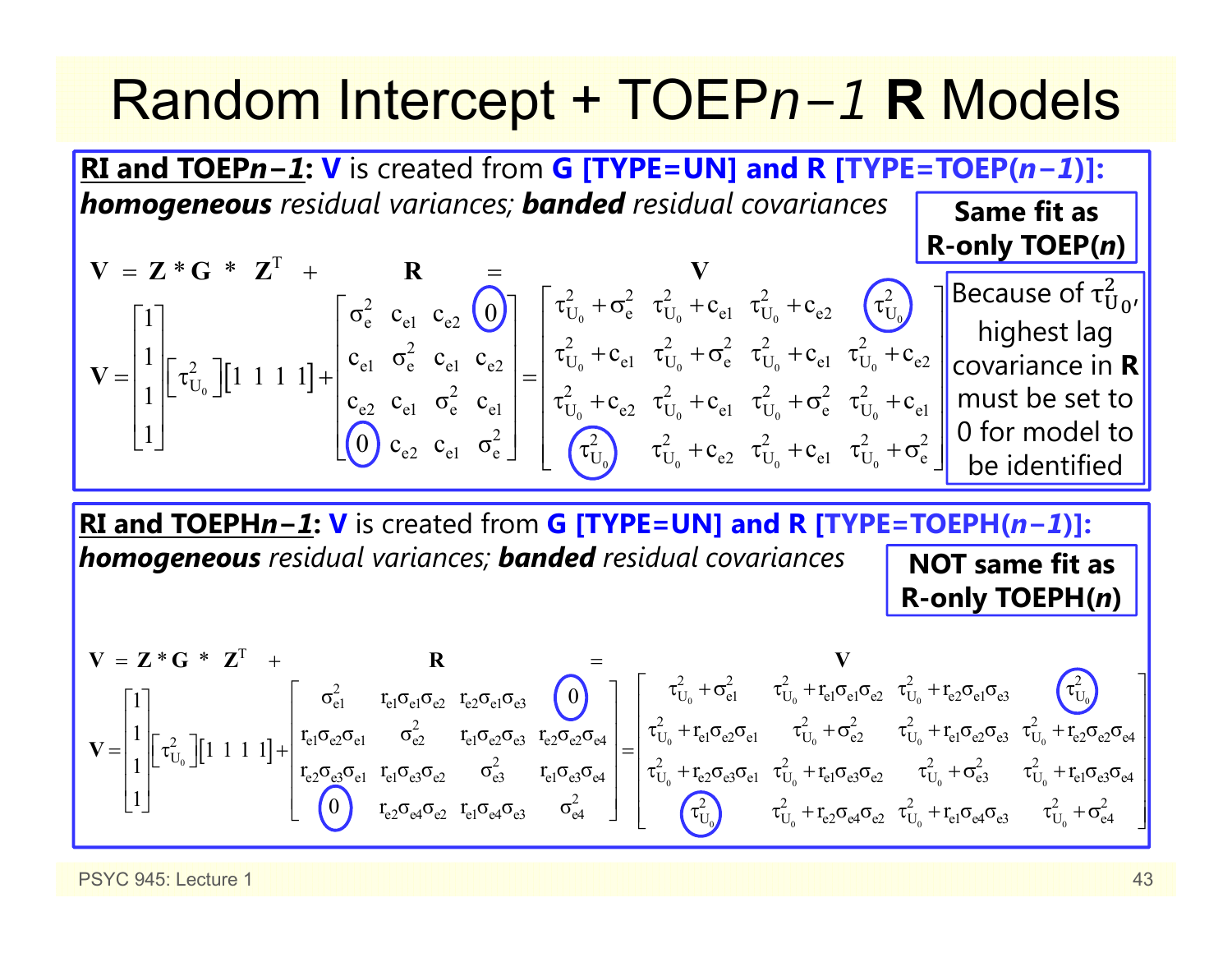# Random Intercept + TOEP*n−1* **R** Models

**<u>RI and TOEP*n−1*</u>: V** is created from **G [TYPE=UN] and R [TYPE=TOEP(*n−1*)]:** ***homogeneous*** *residual variances;* ***banded*** *residual covariances*

**Same fit as R-only TOEP(*n*)**

$$\mathbf{V} = \mathbf{Z} * \mathbf{G} * \mathbf{Z}^T + \mathbf{R} = \mathbf{V}$$

$$\mathbf{V} = \begin{bmatrix} 1 \\ 1 \\ 1 \\ 1 \end{bmatrix} \begin{bmatrix} \tau^2_{U_0} \end{bmatrix} \begin{bmatrix} 1 & 1 & 1 & 1 \end{bmatrix} + \begin{bmatrix} \sigma^2_e & c_{e1} & c_{e2} & 0 \\ c_{e1} & \sigma^2_e & c_{e1} & c_{e2} \\ c_{e2} & c_{e1} & \sigma^2_e & c_{e1} \\ 0 & c_{e2} & c_{e1} & \sigma^2_e \end{bmatrix} = \begin{bmatrix} \tau^2_{U_0} + \sigma^2_e & \tau^2_{U_0} + c_{e1} & \tau^2_{U_0} + c_{e2} & \tau^2_{U_0} \\ \tau^2_{U_0} + c_{e1} & \tau^2_{U_0} + \sigma^2_e & \tau^2_{U_0} + c_{e1} & \tau^2_{U_0} + c_{e2} \\ \tau^2_{U_0} + c_{e2} & \tau^2_{U_0} + c_{e1} & \tau^2_{U_0} + \sigma^2_e & \tau^2_{U_0} + c_{e1} \\ \tau^2_{U_0} & \tau^2_{U_0} + c_{e2} & \tau^2_{U_0} + c_{e1} & \tau^2_{U_0} + \sigma^2_e \end{bmatrix}$$

Because of $\tau^2_{U0}$, highest lag covariance in **R** must be set to 0 for model to be identified

**<u>RI and TOEPH*n−1*</u>: V** is created from **G [TYPE=UN] and R [TYPE=TOEPH(*n−1*)]:** ***homogeneous*** *residual variances;* ***banded*** *residual covariances*

**NOT same fit as R-only TOEPH(*n*)**

$$\mathbf{V} = \mathbf{Z} * \mathbf{G} * \mathbf{Z}^T + \mathbf{R} = \mathbf{V}$$

$$\mathbf{V} = \begin{bmatrix} 1 \\ 1 \\ 1 \\ 1 \end{bmatrix} \begin{bmatrix} \tau^2_{U_0} \end{bmatrix} \begin{bmatrix} 1 & 1 & 1 & 1 \end{bmatrix} + \begin{bmatrix} \sigma^2_{e1} & r_{e1}\sigma_{e1}\sigma_{e2} & r_{e2}\sigma_{e1}\sigma_{e3} & 0 \\ r_{e1}\sigma_{e2}\sigma_{e1} & \sigma^2_{e2} & r_{e1}\sigma_{e2}\sigma_{e3} & r_{e2}\sigma_{e2}\sigma_{e4} \\ r_{e2}\sigma_{e3}\sigma_{e1} & r_{e1}\sigma_{e3}\sigma_{e2} & \sigma^2_{e3} & r_{e1}\sigma_{e3}\sigma_{e4} \\ 0 & r_{e2}\sigma_{e4}\sigma_{e2} & r_{e1}\sigma_{e4}\sigma_{e3} & \sigma^2_{e4} \end{bmatrix} = \begin{bmatrix} \tau^2_{U_0} + \sigma^2_{e1} & \tau^2_{U_0} + r_{e1}\sigma_{e1}\sigma_{e2} & \tau^2_{U_0} + r_{e2}\sigma_{e1}\sigma_{e3} & \tau^2_{U_0} \\ \tau^2_{U_0} + r_{e1}\sigma_{e2}\sigma_{e1} & \tau^2_{U_0} + \sigma^2_{e2} & \tau^2_{U_0} + r_{e1}\sigma_{e2}\sigma_{e3} & \tau^2_{U_0} + r_{e2}\sigma_{e2}\sigma_{e4} \\ \tau^2_{U_0} + r_{e2}\sigma_{e3}\sigma_{e1} & \tau^2_{U_0} + r_{e1}\sigma_{e3}\sigma_{e2} & \tau^2_{U_0} + \sigma^2_{e3} & \tau^2_{U_0} + r_{e1}\sigma_{e3}\sigma_{e4} \\ \tau^2_{U_0} & \tau^2_{U_0} + r_{e2}\sigma_{e4}\sigma_{e2} & \tau^2_{U_0} + r_{e1}\sigma_{e4}\sigma_{e3} & \tau^2_{U_0} + \sigma^2_{e4} \end{bmatrix}$$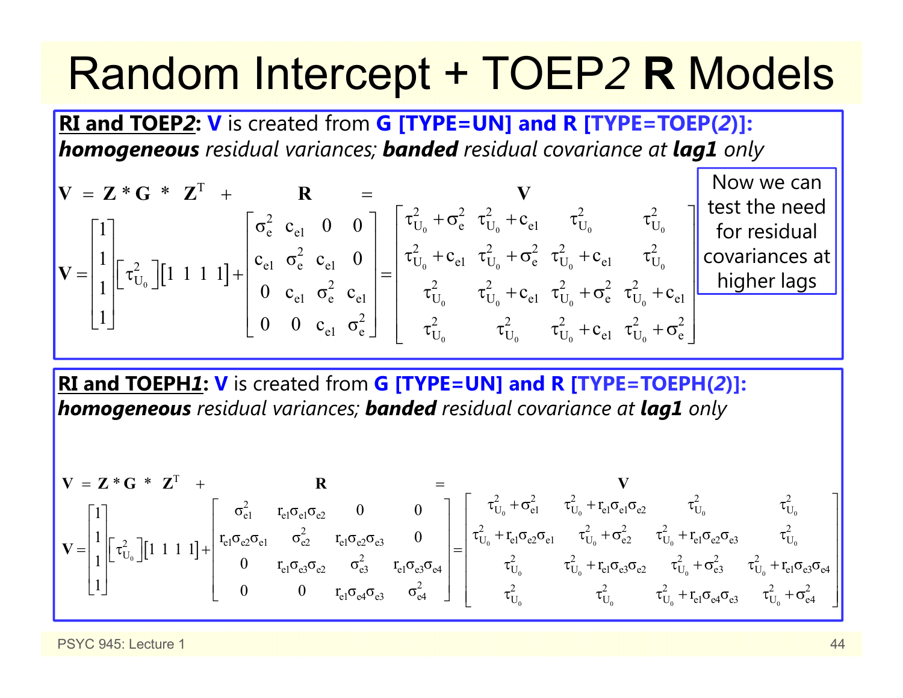# Random Intercept + TOEP*2* R Models

**RI and TOEP*2*:** **V** is created from **G [TYPE=UN] and R [TYPE=TOEP(*2*)]:** ***homogeneous*** *residual variances;* ***banded*** *residual covariance at* ***lag1*** *only*

$$\mathbf{V} = \mathbf{Z} * \mathbf{G} * \mathbf{Z}^{T} + \mathbf{R} = \mathbf{V}$$

$$\mathbf{V} = \begin{bmatrix} 1 \\ 1 \\ 1 \\ 1 \end{bmatrix} \begin{bmatrix} \tau^2_{U_0} \end{bmatrix} \begin{bmatrix} 1 & 1 & 1 & 1 \end{bmatrix} + \begin{bmatrix} \sigma^2_e & c_{e1} & 0 & 0 \\ c_{e1} & \sigma^2_e & c_{e1} & 0 \\ 0 & c_{e1} & \sigma^2_e & c_{e1} \\ 0 & 0 & c_{e1} & \sigma^2_e \end{bmatrix} = \begin{bmatrix} \tau^2_{U_0} + \sigma^2_e & \tau^2_{U_0} + c_{e1} & \tau^2_{U_0} & \tau^2_{U_0} \\ \tau^2_{U_0} + c_{e1} & \tau^2_{U_0} + \sigma^2_e & \tau^2_{U_0} + c_{e1} & \tau^2_{U_0} \\ \tau^2_{U_0} & \tau^2_{U_0} + c_{e1} & \tau^2_{U_0} + \sigma^2_e & \tau^2_{U_0} + c_{e1} \\ \tau^2_{U_0} & \tau^2_{U_0} & \tau^2_{U_0} + c_{e1} & \tau^2_{U_0} + \sigma^2_e \end{bmatrix}$$

Now we can test the need for residual covariances at higher lags

**RI and TOEPH*1*:** **V** is created from **G [TYPE=UN] and R [TYPE=TOEPH(*2*)]:** ***homogeneous*** *residual variances;* ***banded*** *residual covariance at* ***lag1*** *only*

$$\mathbf{V} = \mathbf{Z} * \mathbf{G} * \mathbf{Z}^{T} + \mathbf{R} = \mathbf{V}$$

$$\mathbf{V} = \begin{bmatrix} 1 \\ 1 \\ 1 \\ 1 \end{bmatrix} \begin{bmatrix} \tau^2_{U_0} \end{bmatrix} \begin{bmatrix} 1 & 1 & 1 & 1 \end{bmatrix} + \begin{bmatrix} \sigma^2_{e1} & r_{e1}\sigma_{e1}\sigma_{e2} & 0 & 0 \\ r_{e1}\sigma_{e2}\sigma_{e1} & \sigma^2_{e2} & r_{e1}\sigma_{e2}\sigma_{e3} & 0 \\ 0 & r_{e1}\sigma_{e3}\sigma_{e2} & \sigma^2_{e3} & r_{e1}\sigma_{e3}\sigma_{e4} \\ 0 & 0 & r_{e1}\sigma_{e4}\sigma_{e3} & \sigma^2_{e4} \end{bmatrix} = \begin{bmatrix} \tau^2_{U_0} + \sigma^2_{e1} & \tau^2_{U_0} + r_{e1}\sigma_{e1}\sigma_{e2} & \tau^2_{U_0} & \tau^2_{U_0} \\ \tau^2_{U_0} + r_{e1}\sigma_{e2}\sigma_{e1} & \tau^2_{U_0} + \sigma^2_{e2} & \tau^2_{U_0} + r_{e1}\sigma_{e2}\sigma_{e3} & \tau^2_{U_0} \\ \tau^2_{U_0} & \tau^2_{U_0} + r_{e1}\sigma_{e3}\sigma_{e2} & \tau^2_{U_0} + \sigma^2_{e3} & \tau^2_{U_0} + r_{e1}\sigma_{e3}\sigma_{e4} \\ \tau^2_{U_0} & \tau^2_{U_0} & \tau^2_{U_0} + r_{e1}\sigma_{e4}\sigma_{e3} & \tau^2_{U_0} + \sigma^2_{e4} \end{bmatrix}$$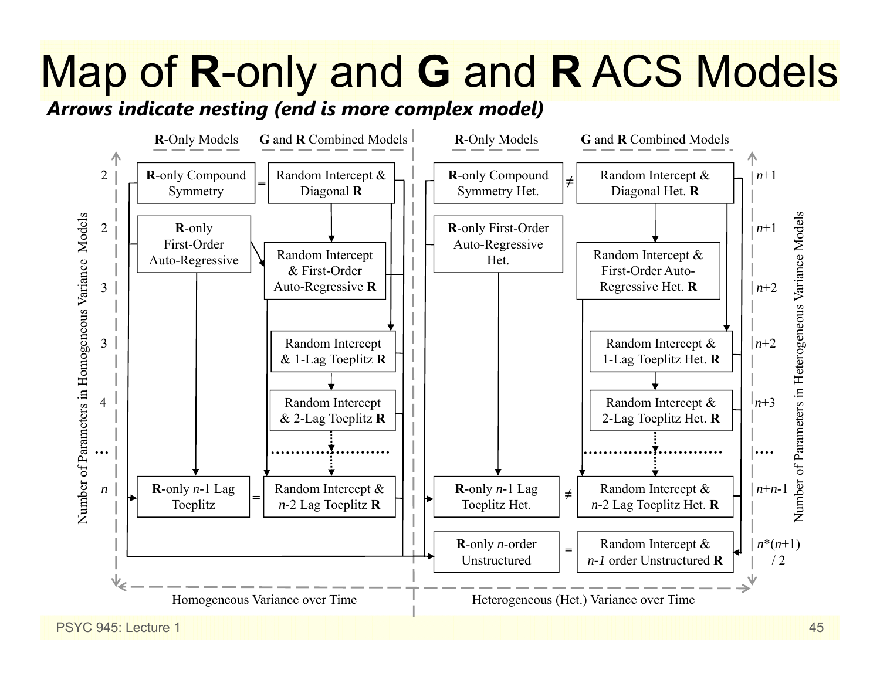# Map of **R**-only and **G** and **R** ACS Models

***Arrows indicate nesting (end is more complex model)***

**Homogeneous Variance over Time**

| Number of Parameters in Homogeneous Variance Models | **R**-Only Models | | **G** and **R** Combined Models |
|---|---|---|---|
| 2 | **R**-only Compound Symmetry | = | Random Intercept & Diagonal **R** |
| 2 | **R**-only First-Order Auto-Regressive | | |
| 3 | | | Random Intercept & First-Order Auto-Regressive **R** |
| 3 | | | Random Intercept & 1-Lag Toeplitz **R** |
| 4 | | | Random Intercept & 2-Lag Toeplitz **R** |
| … | | | ……………………… |
| $n$ | **R**-only $n$-1 Lag Toeplitz | = | Random Intercept & $n$-2 Lag Toeplitz **R** |

**Heterogeneous (Het.) Variance over Time**

| **R**-Only Models | | **G** and **R** Combined Models | Number of Parameters in Heterogeneous Variance Models |
|---|---|---|---|
| **R**-only Compound Symmetry Het. | ≠ | Random Intercept & Diagonal Het. **R** | $n$+1 |
| **R**-only First-Order Auto-Regressive Het. | | | $n$+1 |
| | | Random Intercept & First-Order Auto-Regressive Het. **R** | $n$+2 |
| | | Random Intercept & 1-Lag Toeplitz Het. **R** | $n$+2 |
| | | Random Intercept & 2-Lag Toeplitz Het. **R** | $n$+3 |
| | | ……………………… | …. |
| **R**-only $n$-1 Lag Toeplitz Het. | ≠ | Random Intercept & $n$-2 Lag Toeplitz Het. **R** | $n$+$n$-1 |
| **R**-only $n$-order Unstructured | = | Random Intercept & $n$-1 order Unstructured **R** | $n$*($n$+1) / 2 |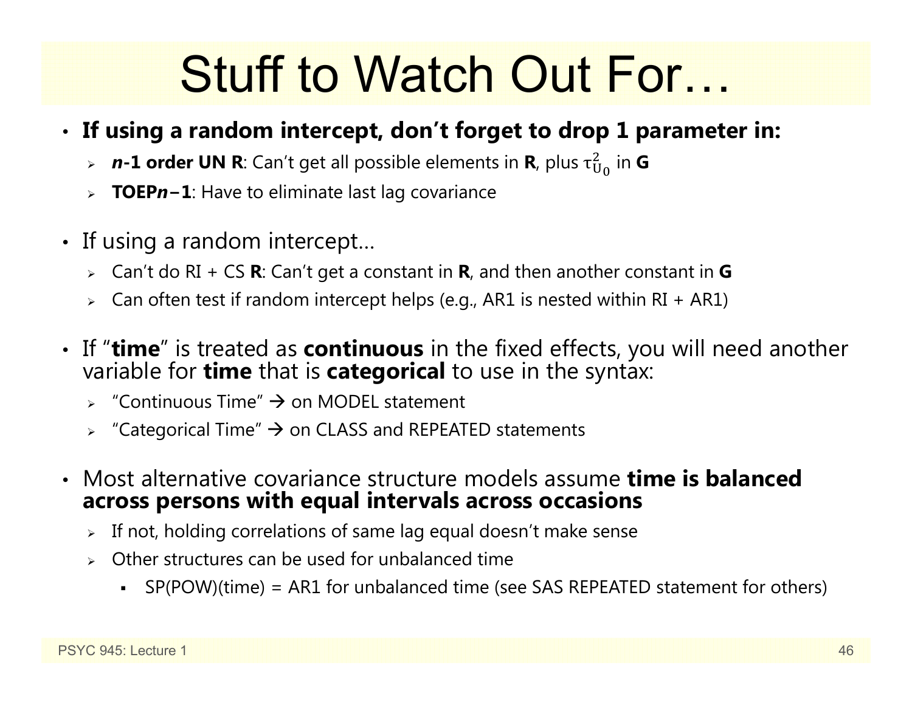# Stuff to Watch Out For…

- **If using a random intercept, don't forget to drop 1 parameter in:**
  - ***n*-1 order UN R**: Can't get all possible elements in **R**, plus $\tau^2_{U_0}$ in **G**
  - **TOEP*n*−1**: Have to eliminate last lag covariance

- If using a random intercept…
  - Can't do RI + CS **R**: Can't get a constant in **R**, and then another constant in **G**
  - Can often test if random intercept helps (e.g., AR1 is nested within RI + AR1)

- If "**time**" is treated as **continuous** in the fixed effects, you will need another variable for **time** that is **categorical** to use in the syntax:
  - "Continuous Time" → on MODEL statement
  - "Categorical Time" → on CLASS and REPEATED statements

- Most alternative covariance structure models assume **time is balanced across persons with equal intervals across occasions**
  - If not, holding correlations of same lag equal doesn't make sense
  - Other structures can be used for unbalanced time
    - SP(POW)(time) = AR1 for unbalanced time (see SAS REPEATED statement for others)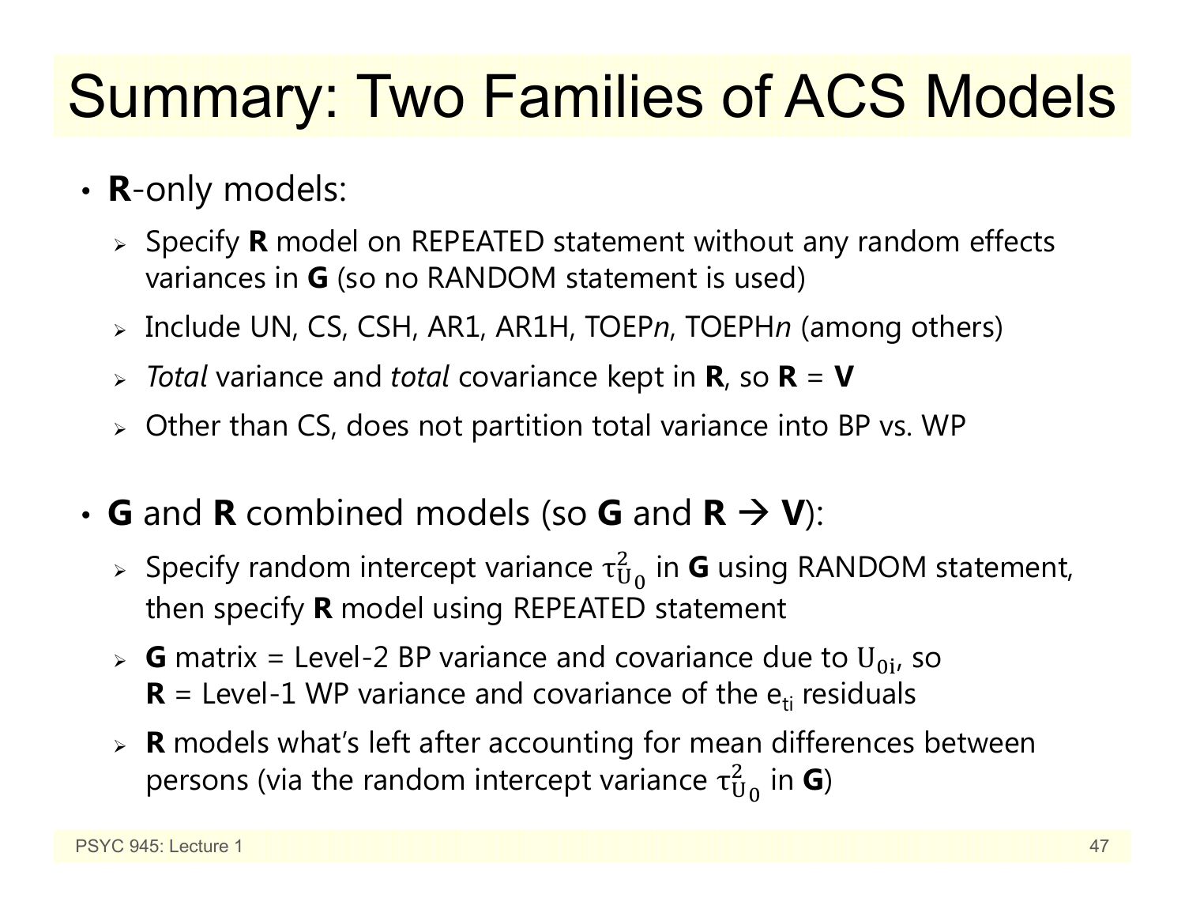# Summary: Two Families of ACS Models

- **R**-only models:
  - Specify **R** model on REPEATED statement without any random effects variances in **G** (so no RANDOM statement is used)
  - Include UN, CS, CSH, AR1, AR1H, TOEP*n*, TOEPH*n* (among others)
  - *Total* variance and *total* covariance kept in **R**, so **R** = **V**
  - Other than CS, does not partition total variance into BP vs. WP

- **G** and **R** combined models (so **G** and **R** → **V**):
  - Specify random intercept variance $\tau^2_{U_0}$ in **G** using RANDOM statement, then specify **R** model using REPEATED statement
  - **G** matrix = Level-2 BP variance and covariance due to $U_{0i}$, so **R** = Level-1 WP variance and covariance of the $e_{ti}$ residuals
  - **R** models what's left after accounting for mean differences between persons (via the random intercept variance $\tau^2_{U_0}$ in **G**)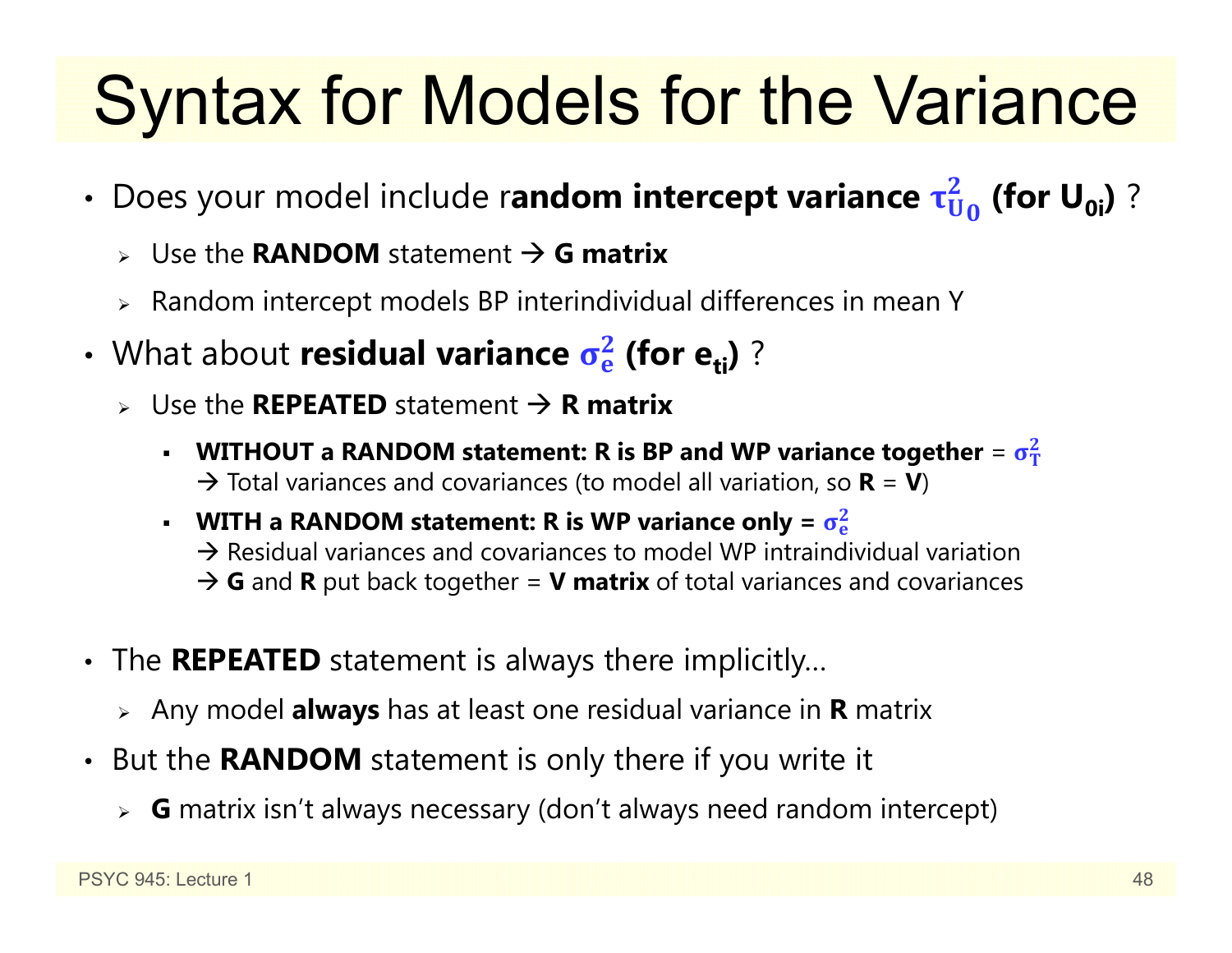# Syntax for Models for the Variance

- Does your model include r**andom intercept variance $\tau^2_{U_0}$ (for $U_{0i}$)** ?
  - Use the **RANDOM** statement → **G matrix**
  - Random intercept models BP interindividual differences in mean Y
- What about **residual variance $\sigma^2_e$ (for $e_{ti}$)** ?
  - Use the **REPEATED** statement → **R matrix**
    - **WITHOUT a RANDOM statement: R is BP and WP variance together** = $\sigma^2_T$
      → Total variances and covariances (to model all variation, so **R** = **V**)
    - **WITH a RANDOM statement: R is WP variance only = $\sigma^2_e$**
      → Residual variances and covariances to model WP intraindividual variation
      → **G** and **R** put back together = **V matrix** of total variances and covariances
- The **REPEATED** statement is always there implicitly…
  - Any model **always** has at least one residual variance in **R** matrix
- But the **RANDOM** statement is only there if you write it
  - **G** matrix isn't always necessary (don't always need random intercept)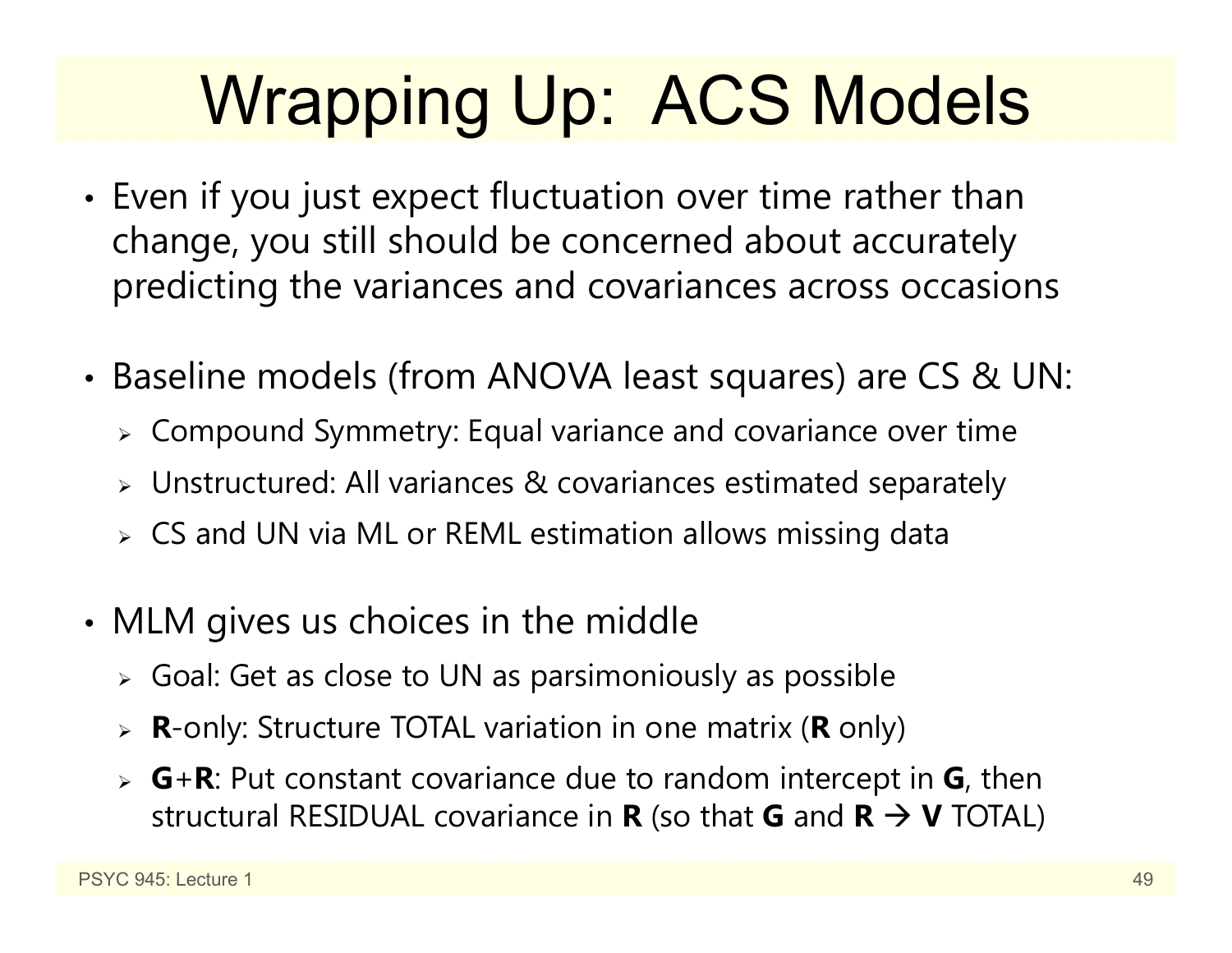# Wrapping Up: ACS Models

- Even if you just expect fluctuation over time rather than change, you still should be concerned about accurately predicting the variances and covariances across occasions

- Baseline models (from ANOVA least squares) are CS & UN:
  - Compound Symmetry: Equal variance and covariance over time
  - Unstructured: All variances & covariances estimated separately
  - CS and UN via ML or REML estimation allows missing data

- MLM gives us choices in the middle
  - Goal: Get as close to UN as parsimoniously as possible
  - **R**-only: Structure TOTAL variation in one matrix (**R** only)
  - **G**+**R**: Put constant covariance due to random intercept in **G**, then structural RESIDUAL covariance in **R** (so that **G** and **R** → **V** TOTAL)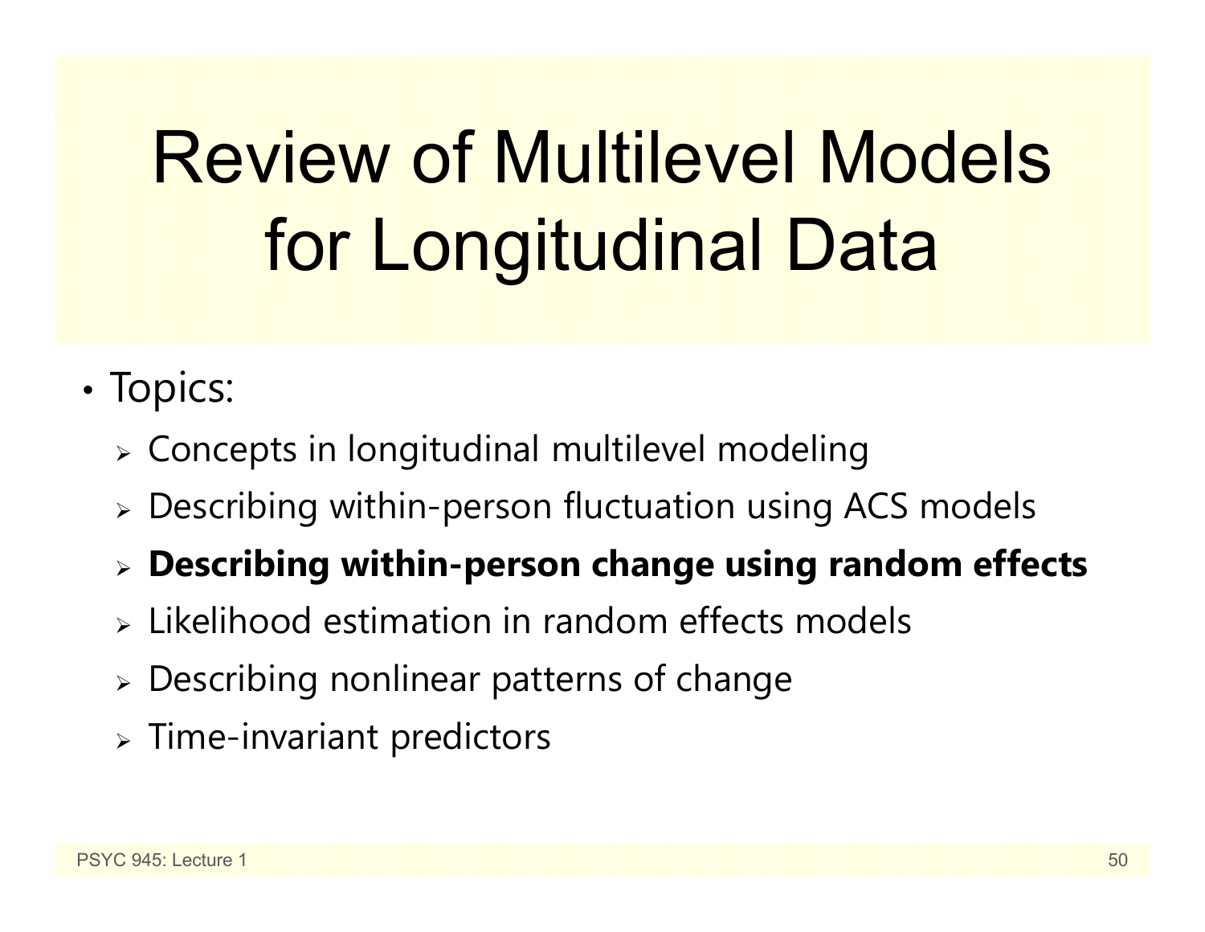# Review of Multilevel Models for Longitudinal Data

- Topics:
  - Concepts in longitudinal multilevel modeling
  - Describing within-person fluctuation using ACS models
  - **Describing within-person change using random effects**
  - Likelihood estimation in random effects models
  - Describing nonlinear patterns of change
  - Time-invariant predictors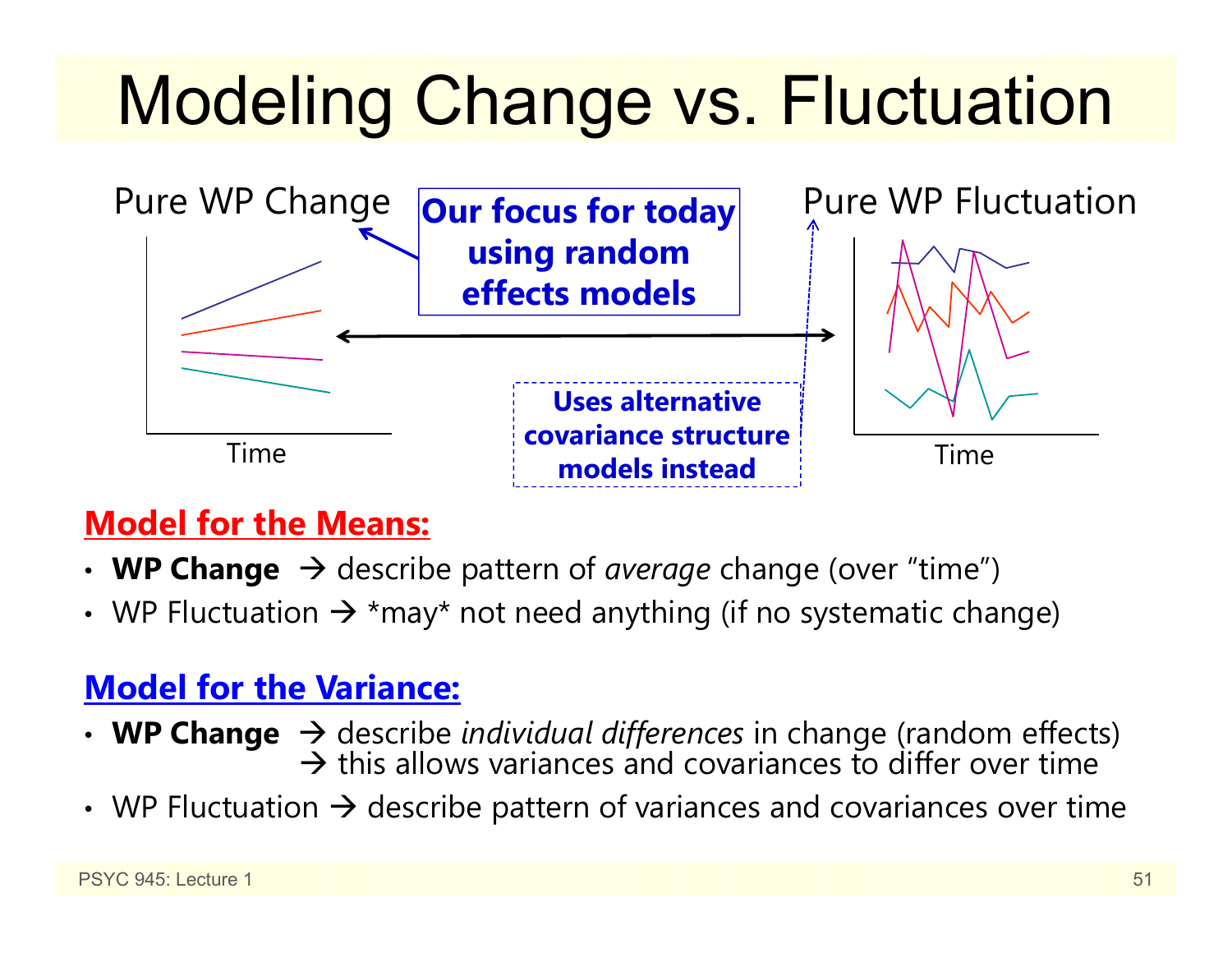# Modeling Change vs. Fluctuation

Pure WP Change

**Our focus for today using random effects models**

Time

Pure WP Fluctuation

**Uses alternative covariance structure models instead**

Time

## Model for the Means:

- **WP Change** → describe pattern of *average* change (over "time")
- WP Fluctuation → *may* not need anything (if no systematic change)

## Model for the Variance:

- **WP Change** → describe *individual differences* in change (random effects)
  → this allows variances and covariances to differ over time
- WP Fluctuation → describe pattern of variances and covariances over time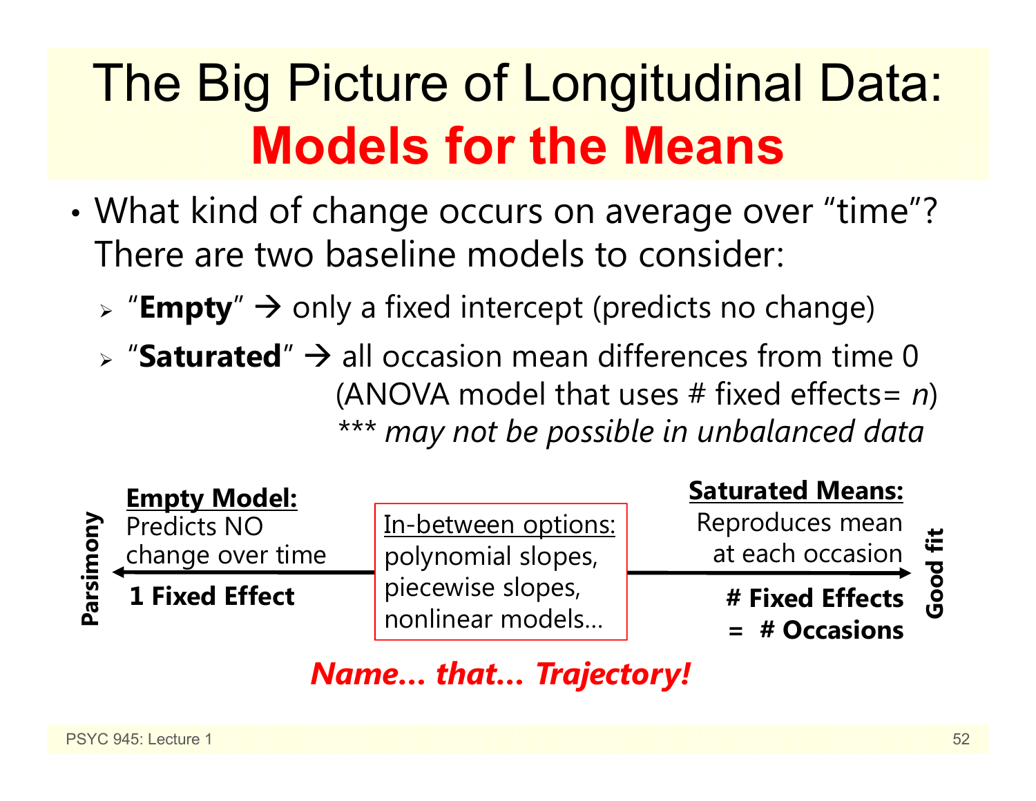# The Big Picture of Longitudinal Data: **Models for the Means**

- What kind of change occurs on average over "time"? There are two baseline models to consider:
  - "**Empty**" → only a fixed intercept (predicts no change)
  - "**Saturated**" → all occasion mean differences from time 0 (ANOVA model that uses # fixed effects= *n*) *\*\*\* may not be possible in unbalanced data*

**Parsimony** ← **Empty Model:** Predicts NO change over time — **1 Fixed Effect**

In-between options: polynomial slopes, piecewise slopes, nonlinear models...

**Saturated Means:** Reproduces mean at each occasion — **# Fixed Effects = # Occasions** → **Good fit**

***Name... that... Trajectory!***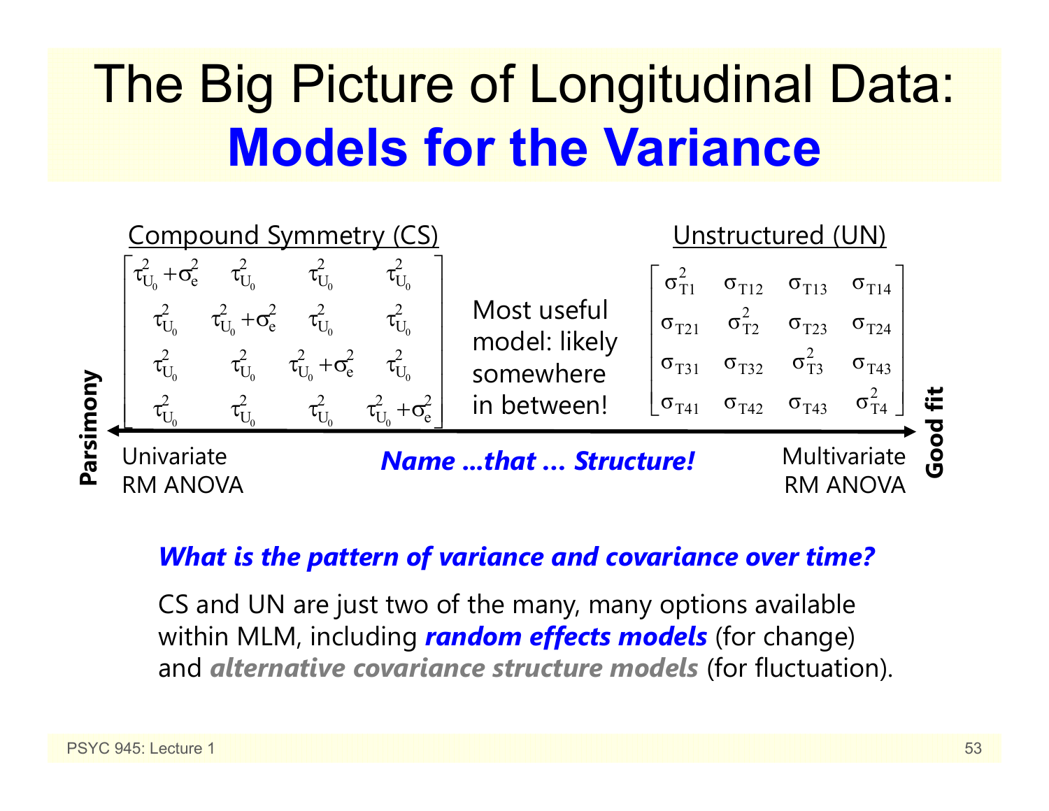# The Big Picture of Longitudinal Data: **Models for the Variance**

**Compound Symmetry (CS)**

$$\begin{bmatrix} \tau^2_{U_0} + \sigma^2_e & \tau^2_{U_0} & \tau^2_{U_0} & \tau^2_{U_0} \\ \tau^2_{U_0} & \tau^2_{U_0} + \sigma^2_e & \tau^2_{U_0} & \tau^2_{U_0} \\ \tau^2_{U_0} & \tau^2_{U_0} & \tau^2_{U_0} + \sigma^2_e & \tau^2_{U_0} \\ \tau^2_{U_0} & \tau^2_{U_0} & \tau^2_{U_0} & \tau^2_{U_0} + \sigma^2_e \end{bmatrix}$$

Most useful model: likely somewhere in between!

**Unstructured (UN)**

$$\begin{bmatrix} \sigma^2_{T1} & \sigma_{T12} & \sigma_{T13} & \sigma_{T14} \\ \sigma_{T21} & \sigma^2_{T2} & \sigma_{T23} & \sigma_{T24} \\ \sigma_{T31} & \sigma_{T32} & \sigma^2_{T3} & \sigma_{T43} \\ \sigma_{T41} & \sigma_{T42} & \sigma_{T43} & \sigma^2_{T4} \end{bmatrix}$$

**Parsimony** ← → **Good fit**

Univariate RM ANOVA — ***Name …that … Structure!*** — Multivariate RM ANOVA

***What is the pattern of variance and covariance over time?***

CS and UN are just two of the many, many options available within MLM, including ***random effects models*** (for change) and ***alternative covariance structure models*** (for fluctuation).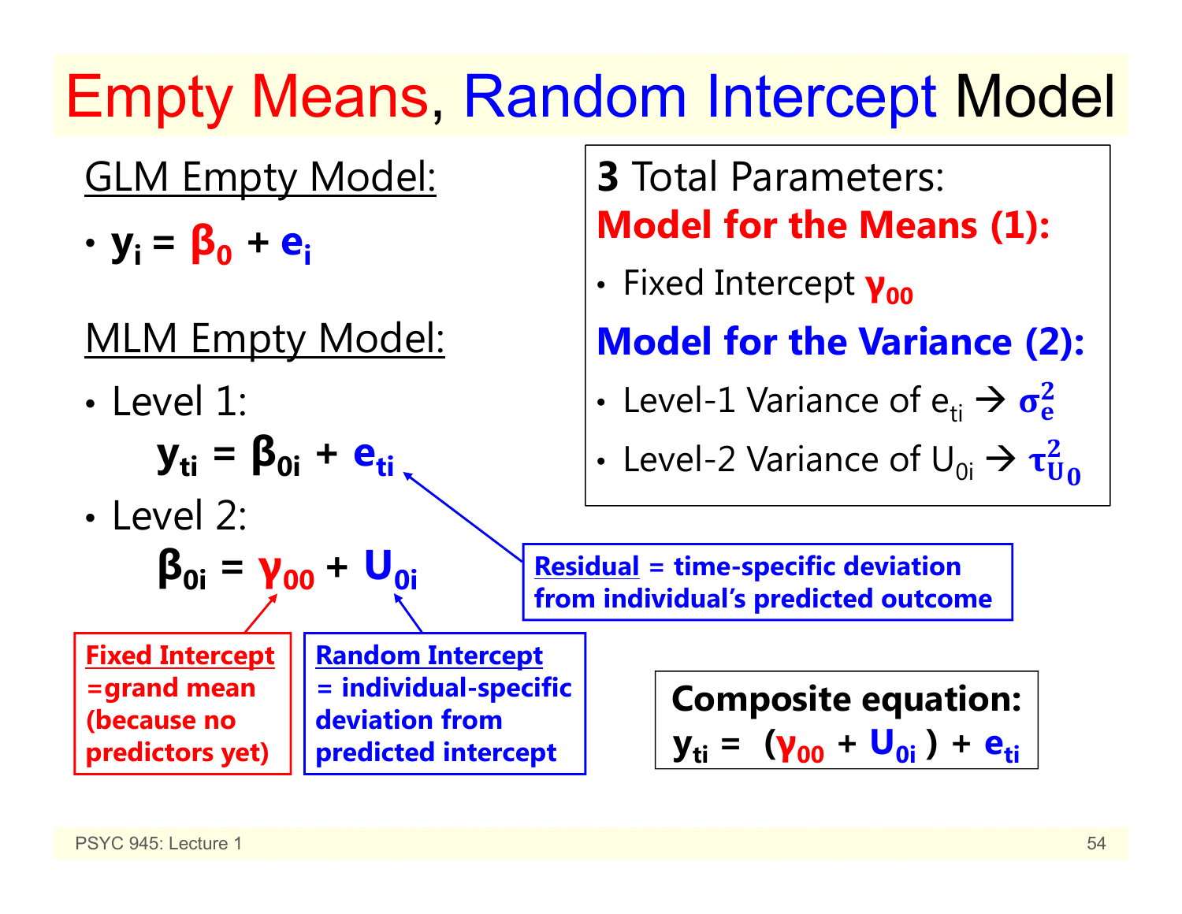# Empty Means, Random Intercept Model

GLM Empty Model:

- $y_i = \beta_0 + e_i$

MLM Empty Model:

- Level 1:

$$y_{ti} = \beta_{0i} + e_{ti}$$

- Level 2:

$$\beta_{0i} = \gamma_{00} + U_{0i}$$

**Residual = time-specific deviation from individual's predicted outcome**

**Fixed Intercept =grand mean (because no predictors yet)**

**Random Intercept = individual-specific deviation from predicted intercept**

**3** Total Parameters:

**Model for the Means (1):**

- Fixed Intercept $\gamma_{00}$

**Model for the Variance (2):**

- Level-1 Variance of $e_{ti}$ → $\sigma_e^2$
- Level-2 Variance of $U_{0i}$ → $\tau_{U_0}^2$

**Composite equation:**

$$y_{ti} = (\gamma_{00} + U_{0i}) + e_{ti}$$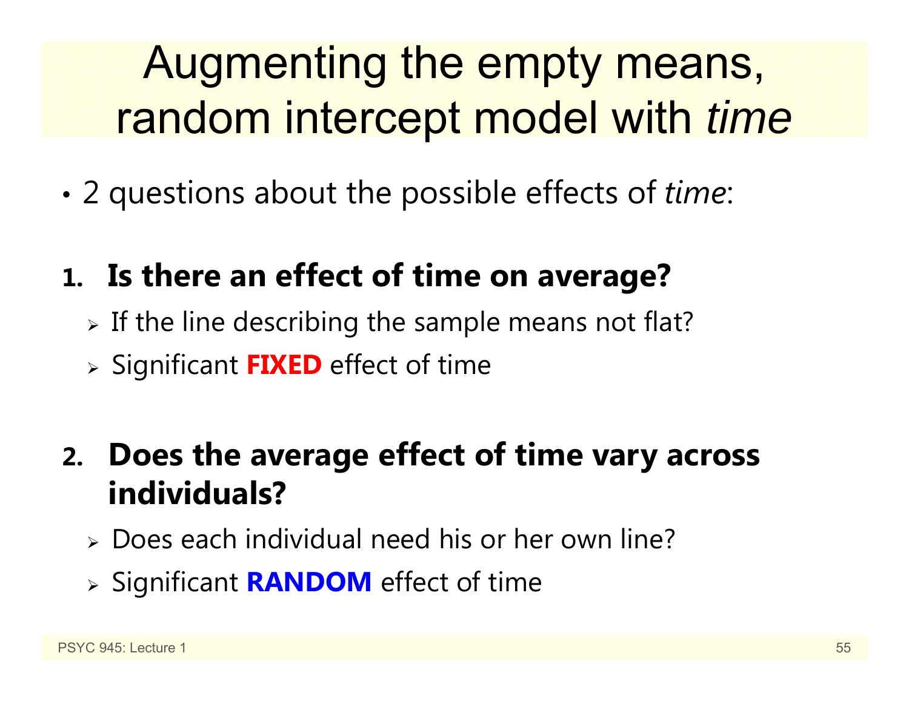# Augmenting the empty means, random intercept model with *time*

- 2 questions about the possible effects of *time*:

1. **Is there an effect of time on average?**
   - If the line describing the sample means not flat?
   - Significant **FIXED** effect of time

2. **Does the average effect of time vary across individuals?**
   - Does each individual need his or her own line?
   - Significant **RANDOM** effect of time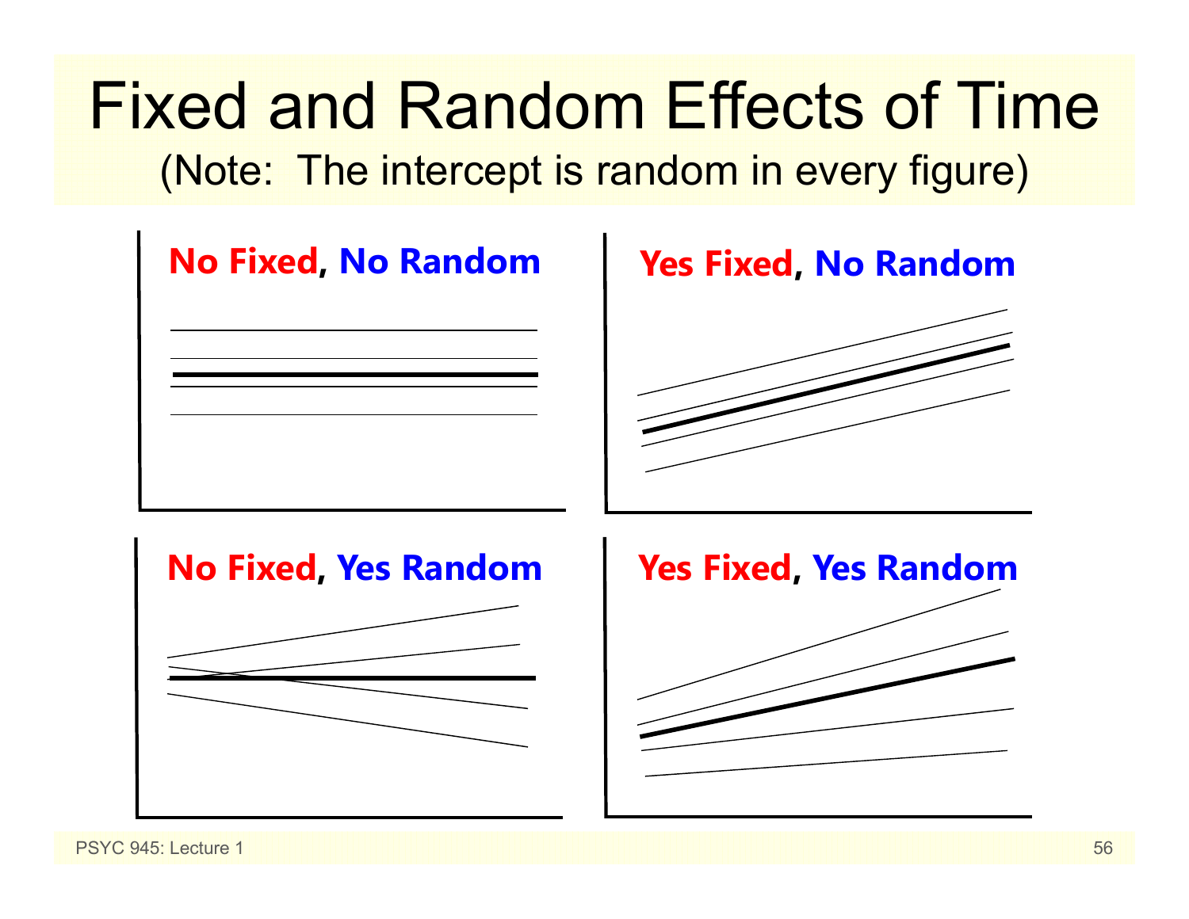# Fixed and Random Effects of Time

(Note: The intercept is random in every figure)

**No Fixed, No Random**

**Yes Fixed, No Random**

**No Fixed, Yes Random**

**Yes Fixed, Yes Random**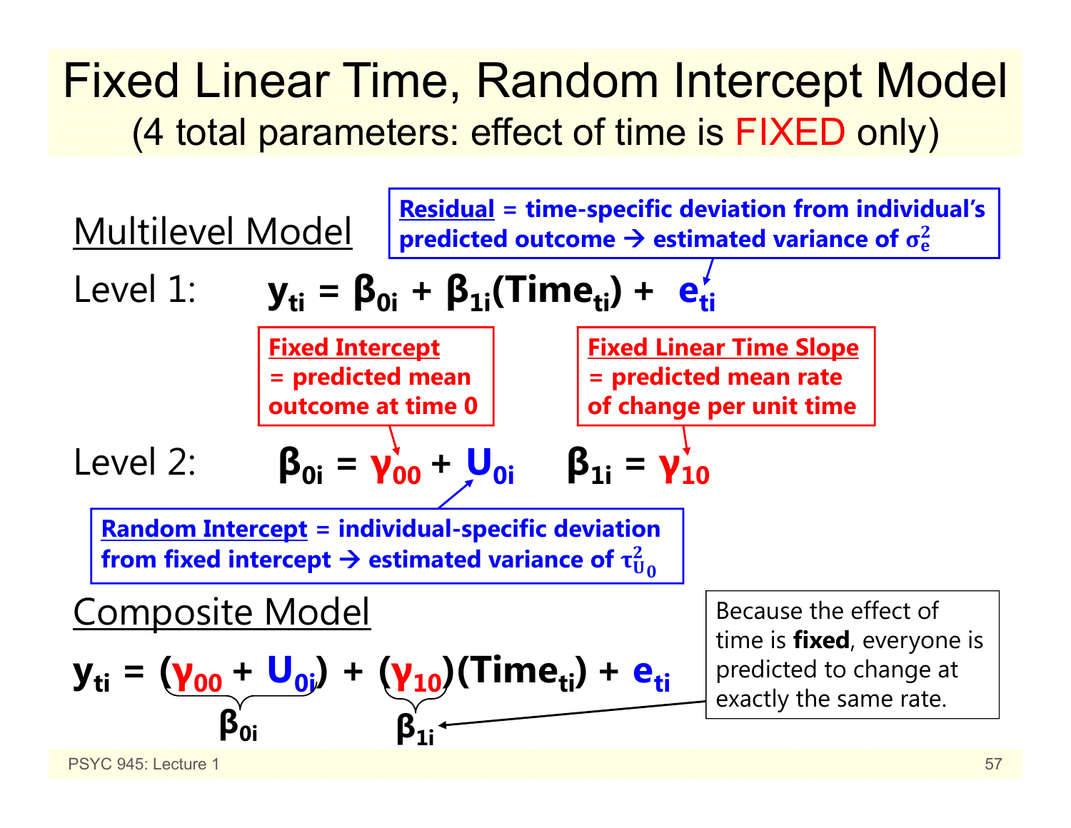# Fixed Linear Time, Random Intercept Model

(4 total parameters: effect of time is FIXED only)

## Multilevel Model

**Residual** = time-specific deviation from individual's predicted outcome → estimated variance of $\sigma_e^2$

Level 1: $$y_{ti} = \beta_{0i} + \beta_{1i}(Time_{ti}) + e_{ti}$$

**Fixed Intercept** = predicted mean outcome at time 0

**Fixed Linear Time Slope** = predicted mean rate of change per unit time

Level 2: $$\beta_{0i} = \gamma_{00} + U_{0i} \qquad \beta_{1i} = \gamma_{10}$$

**Random Intercept** = individual-specific deviation from fixed intercept → estimated variance of $\tau_{U_0}^2$

## Composite Model

$$y_{ti} = \underbrace{(\gamma_{00} + U_{0i})}_{\beta_{0i}} + \underbrace{(\gamma_{10})}_{\beta_{1i}}(Time_{ti}) + e_{ti}$$

Because the effect of time is **fixed**, everyone is predicted to change at exactly the same rate.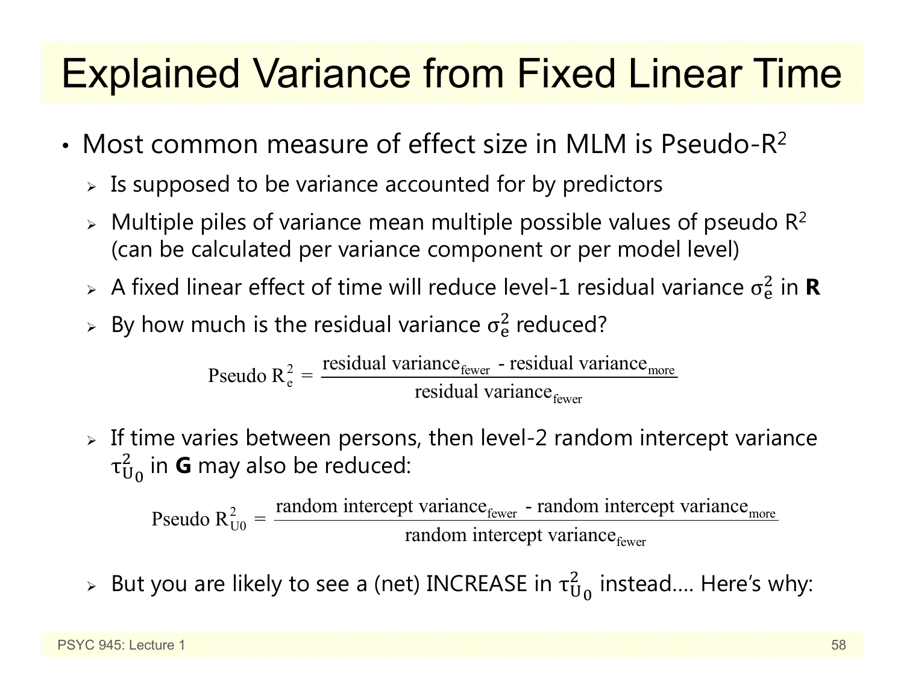# Explained Variance from Fixed Linear Time

- Most common measure of effect size in MLM is Pseudo-$R^2$
  - Is supposed to be variance accounted for by predictors
  - Multiple piles of variance mean multiple possible values of pseudo $R^2$ (can be calculated per variance component or per model level)
  - A fixed linear effect of time will reduce level-1 residual variance $\sigma_e^2$ in **R**
  - By how much is the residual variance $\sigma_e^2$ reduced?

$$\text{Pseudo } R_e^2 = \frac{\text{residual variance}_{\text{fewer}} - \text{residual variance}_{\text{more}}}{\text{residual variance}_{\text{fewer}}}$$

  - If time varies between persons, then level-2 random intercept variance $\tau_{U_0}^2$ in **G** may also be reduced:

$$\text{Pseudo } R_{U0}^2 = \frac{\text{random intercept variance}_{\text{fewer}} - \text{random intercept variance}_{\text{more}}}{\text{random intercept variance}_{\text{fewer}}}$$

  - But you are likely to see a (net) INCREASE in $\tau_{U_0}^2$ instead…. Here's why: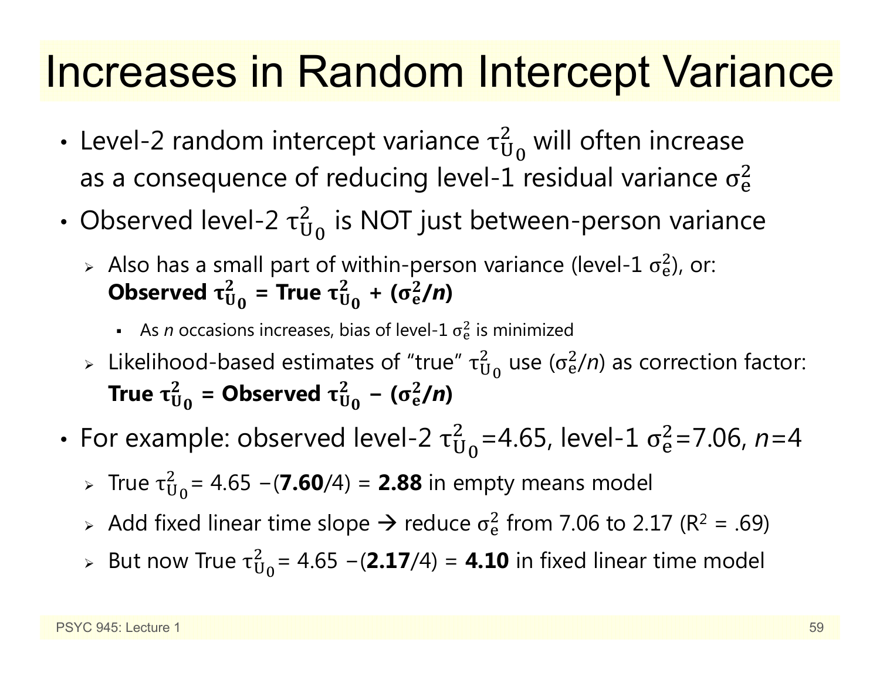# Increases in Random Intercept Variance

- Level-2 random intercept variance $\tau^2_{U_0}$ will often increase as a consequence of reducing level-1 residual variance $\sigma^2_e$
- Observed level-2 $\tau^2_{U_0}$ is NOT just between-person variance
  - Also has a small part of within-person variance (level-1 $\sigma^2_e$), or: **Observed $\boldsymbol{\tau^2_{U_0}}$ = True $\boldsymbol{\tau^2_{U_0}}$ + ($\boldsymbol{\sigma^2_e/n}$)**
    - As *n* occasions increases, bias of level-1 $\sigma^2_e$ is minimized
  - Likelihood-based estimates of "true" $\tau^2_{U_0}$ use ($\sigma^2_e/n$) as correction factor: **True $\boldsymbol{\tau^2_{U_0}}$ = Observed $\boldsymbol{\tau^2_{U_0}}$ – ($\boldsymbol{\sigma^2_e/n}$)**
- For example: observed level-2 $\tau^2_{U_0}$=4.65, level-1 $\sigma^2_e$=7.06, *n*=4
  - True $\tau^2_{U_0}$= 4.65 −(**7.60**/4) = **2.88** in empty means model
  - Add fixed linear time slope → reduce $\sigma^2_e$ from 7.06 to 2.17 ($R^2$ = .69)
  - But now True $\tau^2_{U_0}$= 4.65 −(**2.17**/4) = **4.10** in fixed linear time model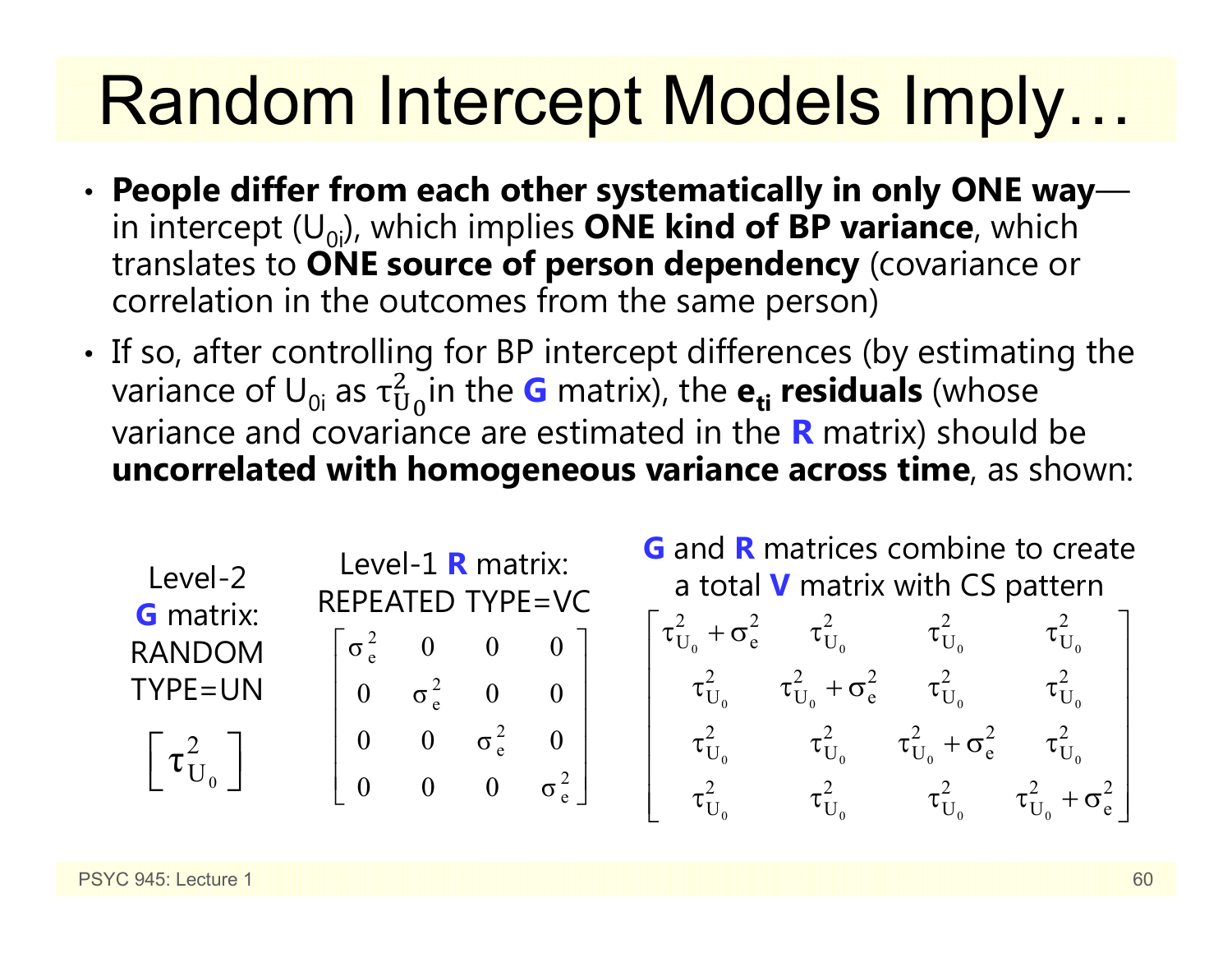# Random Intercept Models Imply…

- **People differ from each other systematically in only ONE way**—in intercept ($U_{0i}$), which implies **ONE kind of BP variance**, which translates to **ONE source of person dependency** (covariance or correlation in the outcomes from the same person)
- If so, after controlling for BP intercept differences (by estimating the variance of $U_{0i}$ as $\tau^2_{U_0}$ in the **G** matrix), the **$e_{ti}$ residuals** (whose variance and covariance are estimated in the **R** matrix) should be **uncorrelated with homogeneous variance across time**, as shown:

Level-2 **G** matrix: RANDOM TYPE=UN

$$\begin{bmatrix} \tau^2_{U_0} \end{bmatrix}$$

Level-1 **R** matrix: REPEATED TYPE=VC

$$\begin{bmatrix} \sigma^2_e & 0 & 0 & 0 \\ 0 & \sigma^2_e & 0 & 0 \\ 0 & 0 & \sigma^2_e & 0 \\ 0 & 0 & 0 & \sigma^2_e \end{bmatrix}$$

**G** and **R** matrices combine to create a total **V** matrix with CS pattern

$$\begin{bmatrix} \tau^2_{U_0} + \sigma^2_e & \tau^2_{U_0} & \tau^2_{U_0} & \tau^2_{U_0} \\ \tau^2_{U_0} & \tau^2_{U_0} + \sigma^2_e & \tau^2_{U_0} & \tau^2_{U_0} \\ \tau^2_{U_0} & \tau^2_{U_0} & \tau^2_{U_0} + \sigma^2_e & \tau^2_{U_0} \\ \tau^2_{U_0} & \tau^2_{U_0} & \tau^2_{U_0} & \tau^2_{U_0} + \sigma^2_e \end{bmatrix}$$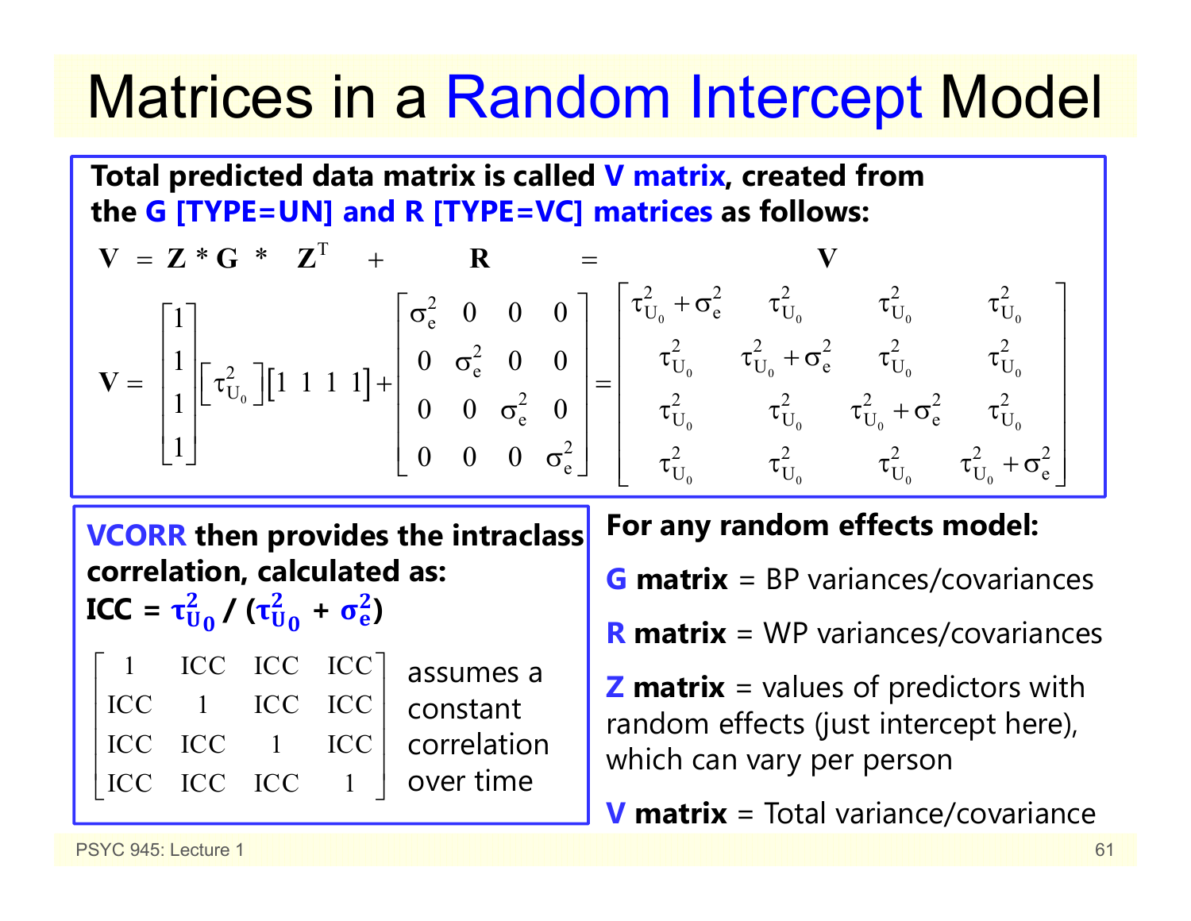# Matrices in a Random Intercept Model

**Total predicted data matrix is called V matrix, created from the G [TYPE=UN] and R [TYPE=VC] matrices as follows:**

$$\mathbf{V} = \mathbf{Z} * \mathbf{G} * \mathbf{Z}^{\mathrm{T}} + \mathbf{R} = \mathbf{V}$$

$$\mathbf{V} = \begin{bmatrix} 1 \\ 1 \\ 1 \\ 1 \end{bmatrix} \begin{bmatrix} \tau^2_{U_0} \end{bmatrix} \begin{bmatrix} 1 & 1 & 1 & 1 \end{bmatrix} + \begin{bmatrix} \sigma^2_e & 0 & 0 & 0 \\ 0 & \sigma^2_e & 0 & 0 \\ 0 & 0 & \sigma^2_e & 0 \\ 0 & 0 & 0 & \sigma^2_e \end{bmatrix} = \begin{bmatrix} \tau^2_{U_0} + \sigma^2_e & \tau^2_{U_0} & \tau^2_{U_0} & \tau^2_{U_0} \\ \tau^2_{U_0} & \tau^2_{U_0} + \sigma^2_e & \tau^2_{U_0} & \tau^2_{U_0} \\ \tau^2_{U_0} & \tau^2_{U_0} & \tau^2_{U_0} + \sigma^2_e & \tau^2_{U_0} \\ \tau^2_{U_0} & \tau^2_{U_0} & \tau^2_{U_0} & \tau^2_{U_0} + \sigma^2_e \end{bmatrix}$$

**VCORR then provides the intraclass correlation, calculated as:**
**ICC = $\tau^2_{U_0} / (\tau^2_{U_0} + \sigma^2_e)$**

$$\begin{bmatrix} 1 & \mathrm{ICC} & \mathrm{ICC} & \mathrm{ICC} \\ \mathrm{ICC} & 1 & \mathrm{ICC} & \mathrm{ICC} \\ \mathrm{ICC} & \mathrm{ICC} & 1 & \mathrm{ICC} \\ \mathrm{ICC} & \mathrm{ICC} & \mathrm{ICC} & 1 \end{bmatrix}$$

assumes a constant correlation over time

**For any random effects model:**

**G matrix** = BP variances/covariances

**R matrix** = WP variances/covariances

**Z matrix** = values of predictors with random effects (just intercept here), which can vary per person

**V matrix** = Total variance/covariance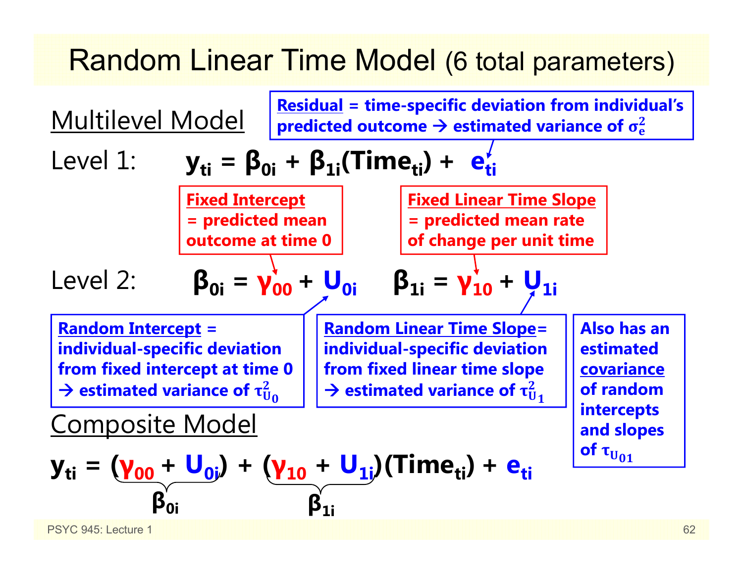# Random Linear Time Model (6 total parameters)

## Multilevel Model

**Residual** = time-specific deviation from individual's predicted outcome → estimated variance of $\sigma^2_e$

Level 1: $$y_{ti} = \beta_{0i} + \beta_{1i}(Time_{ti}) + e_{ti}$$

**Fixed Intercept** = predicted mean outcome at time 0

**Fixed Linear Time Slope** = predicted mean rate of change per unit time

Level 2: $$\beta_{0i} = \gamma_{00} + U_{0i} \qquad \beta_{1i} = \gamma_{10} + U_{1i}$$

**Random Intercept** = individual-specific deviation from fixed intercept at time 0 → estimated variance of $\tau^2_{U_0}$

**Random Linear Time Slope** = individual-specific deviation from fixed linear time slope → estimated variance of $\tau^2_{U_1}$

Also has an estimated **covariance** of random intercepts and slopes of $\tau_{U_{01}}$

## Composite Model

$$y_{ti} = \underbrace{(\gamma_{00} + U_{0i})}_{\beta_{0i}} + \underbrace{(\gamma_{10} + U_{1i})}_{\beta_{1i}}(Time_{ti}) + e_{ti}$$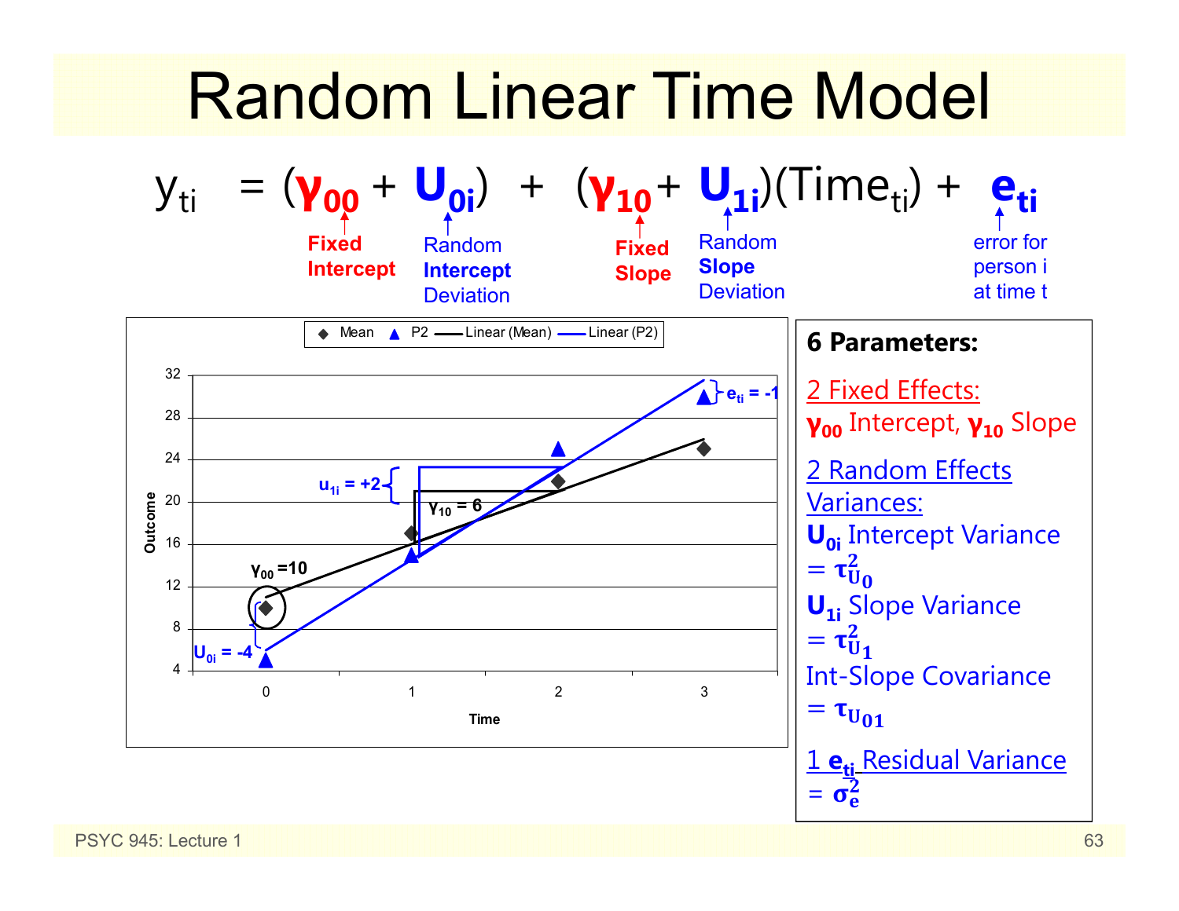# Random Linear Time Model

$$y_{ti} = (\gamma_{00} + U_{0i}) + (\gamma_{10} + U_{1i})(\text{Time}_{ti}) + e_{ti}$$

- $\gamma_{00}$: **Fixed Intercept**
- $U_{0i}$: Random **Intercept** Deviation
- $\gamma_{10}$: **Fixed Slope**
- $U_{1i}$: Random **Slope** Deviation
- $e_{ti}$: error for person i at time t

**6 Parameters:**

2 Fixed Effects:
$\gamma_{00}$ Intercept, $\gamma_{10}$ Slope

2 Random Effects Variances:
$U_{0i}$ Intercept Variance $= \tau^2_{U_0}$
$U_{1i}$ Slope Variance $= \tau^2_{U_1}$
Int-Slope Covariance $= \tau_{U_{01}}$

1 $e_{ti}$ Residual Variance $= \sigma^2_e$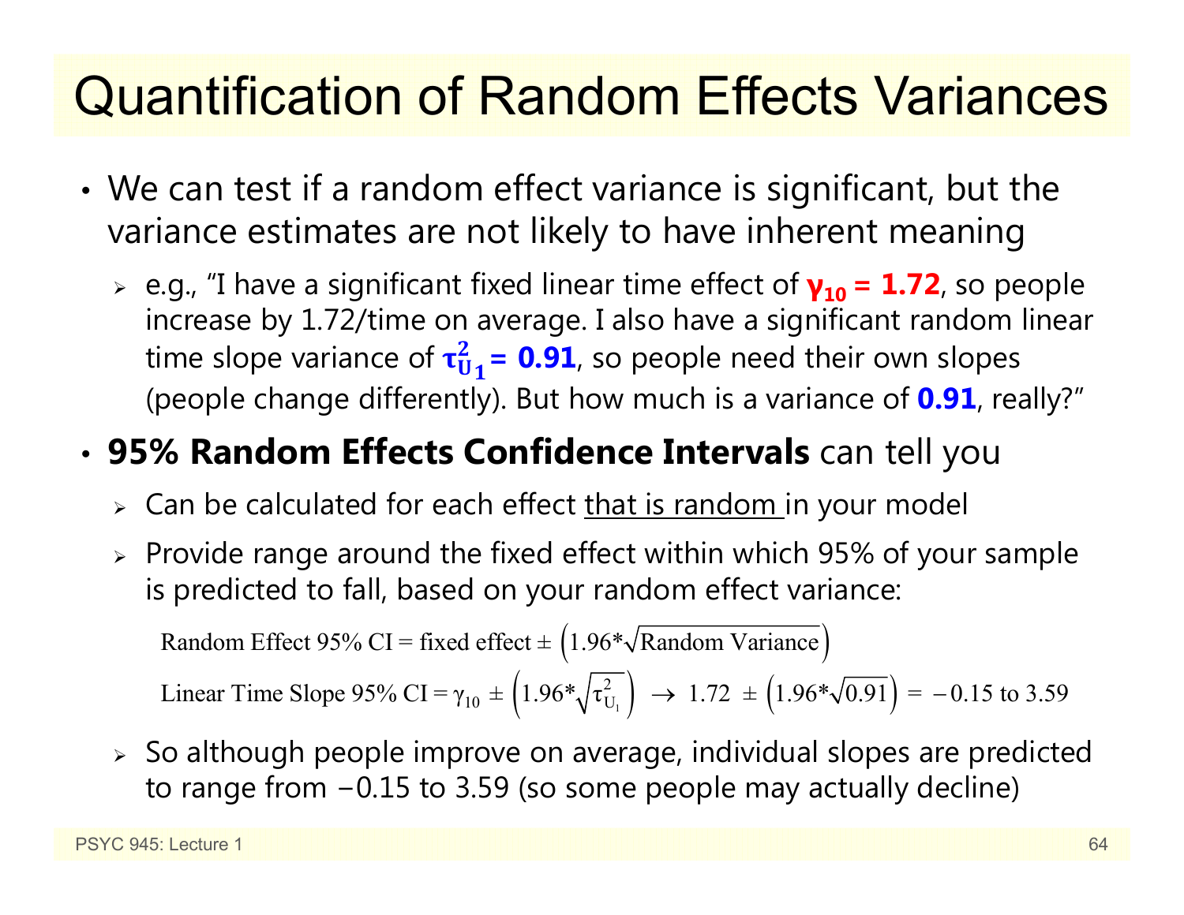# Quantification of Random Effects Variances

- We can test if a random effect variance is significant, but the variance estimates are not likely to have inherent meaning
  - e.g., "I have a significant fixed linear time effect of $\gamma_{10}$ **= 1.72**, so people increase by 1.72/time on average. I also have a significant random linear time slope variance of $\tau^2_{U_1}$ **= 0.91**, so people need their own slopes (people change differently). But how much is a variance of **0.91**, really?"
- **95% Random Effects Confidence Intervals** can tell you
  - Can be calculated for each effect that is random in your model
  - Provide range around the fixed effect within which 95% of your sample is predicted to fall, based on your random effect variance:

$$\text{Random Effect 95\% CI} = \text{fixed effect} \pm \left(1.96 * \sqrt{\text{Random Variance}}\right)$$

$$\text{Linear Time Slope 95\% CI} = \gamma_{10} \pm \left(1.96 * \sqrt{\tau^2_{U_1}}\right) \rightarrow 1.72 \pm \left(1.96 * \sqrt{0.91}\right) = -0.15 \text{ to } 3.59$$

  - So although people improve on average, individual slopes are predicted to range from −0.15 to 3.59 (so some people may actually decline)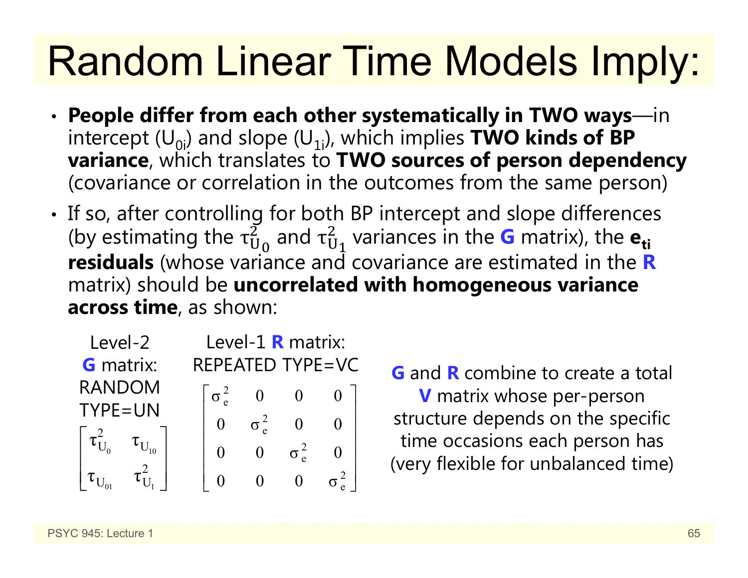# Random Linear Time Models Imply:

- **People differ from each other systematically in TWO ways**—in intercept ($U_{0i}$) and slope ($U_{1i}$), which implies **TWO kinds of BP variance**, which translates to **TWO sources of person dependency** (covariance or correlation in the outcomes from the same person)
- If so, after controlling for both BP intercept and slope differences (by estimating the $\tau^2_{U_0}$ and $\tau^2_{U_1}$ variances in the **G** matrix), the $\mathbf{e_{ti}}$ **residuals** (whose variance and covariance are estimated in the **R** matrix) should be **uncorrelated with homogeneous variance across time**, as shown:

Level-2 **G** matrix: RANDOM TYPE=UN

$$\begin{bmatrix} \tau^2_{U_0} & \tau_{U_{10}} \\ \tau_{U_{01}} & \tau^2_{U_1} \end{bmatrix}$$

Level-1 **R** matrix: REPEATED TYPE=VC

$$\begin{bmatrix} \sigma^2_e & 0 & 0 & 0 \\ 0 & \sigma^2_e & 0 & 0 \\ 0 & 0 & \sigma^2_e & 0 \\ 0 & 0 & 0 & \sigma^2_e \end{bmatrix}$$

**G** and **R** combine to create a total **V** matrix whose per-person structure depends on the specific time occasions each person has (very flexible for unbalanced time)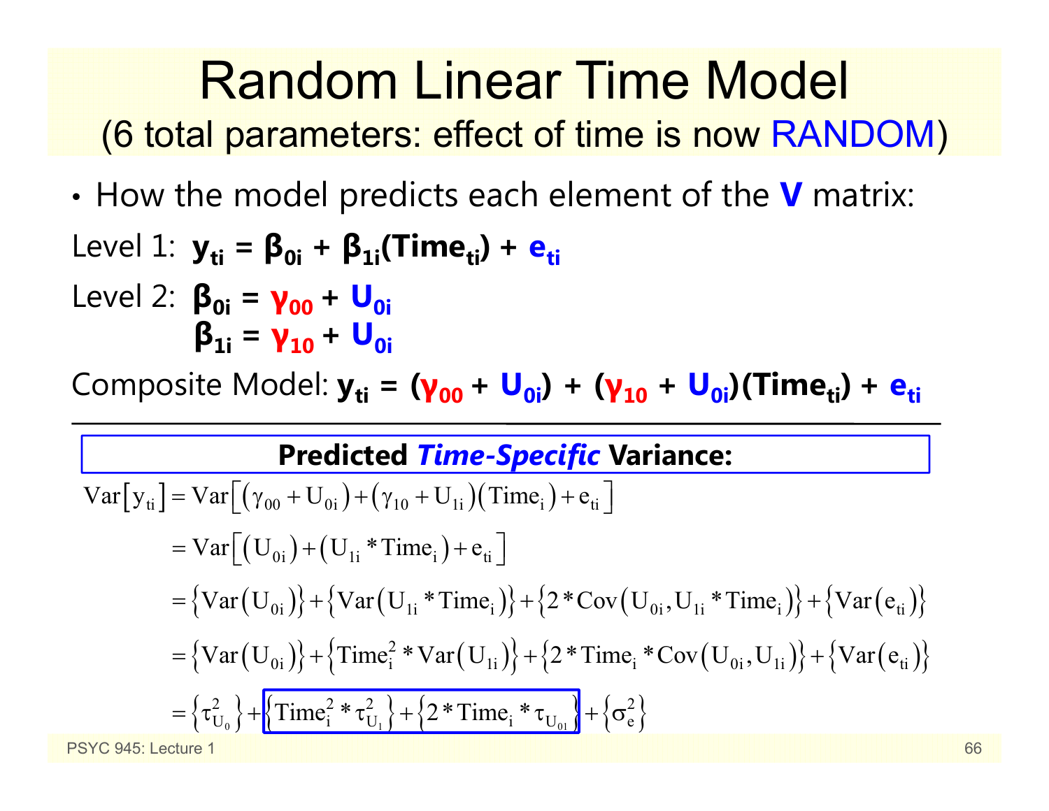# Random Linear Time Model

## (6 total parameters: effect of time is now RANDOM)

- How the model predicts each element of the **V** matrix:

Level 1: $\mathbf{y_{ti} = \beta_{0i} + \beta_{1i}(Time_{ti}) + e_{ti}}$

Level 2: $\mathbf{\beta_{0i} = \gamma_{00} + U_{0i}}$

$\mathbf{\beta_{1i} = \gamma_{10} + U_{0i}}$

Composite Model: $\mathbf{y_{ti} = (\gamma_{00} + U_{0i}) + (\gamma_{10} + U_{0i})(Time_{ti}) + e_{ti}}$

---

**Predicted *Time-Specific* Variance:**

$$
\begin{aligned}
\mathrm{Var}\left[y_{ti}\right] &= \mathrm{Var}\left[\left(\gamma_{00} + U_{0i}\right) + \left(\gamma_{10} + U_{1i}\right)\left(\mathrm{Time}_i\right) + e_{ti}\right] \\
&= \mathrm{Var}\left[\left(U_{0i}\right) + \left(U_{1i} * \mathrm{Time}_i\right) + e_{ti}\right] \\
&= \left\{\mathrm{Var}\left(U_{0i}\right)\right\} + \left\{\mathrm{Var}\left(U_{1i} * \mathrm{Time}_i\right)\right\} + \left\{2 * \mathrm{Cov}\left(U_{0i}, U_{1i} * \mathrm{Time}_i\right)\right\} + \left\{\mathrm{Var}\left(e_{ti}\right)\right\} \\
&= \left\{\mathrm{Var}\left(U_{0i}\right)\right\} + \left\{\mathrm{Time}_i^2 * \mathrm{Var}\left(U_{1i}\right)\right\} + \left\{2 * \mathrm{Time}_i * \mathrm{Cov}\left(U_{0i}, U_{1i}\right)\right\} + \left\{\mathrm{Var}\left(e_{ti}\right)\right\} \\
&= \left\{\tau_{U_0}^2\right\} + \boxed{\left\{\mathrm{Time}_i^2 * \tau_{U_1}^2\right\} + \left\{2 * \mathrm{Time}_i * \tau_{U_{01}}\right\}} + \left\{\sigma_e^2\right\}
\end{aligned}
$$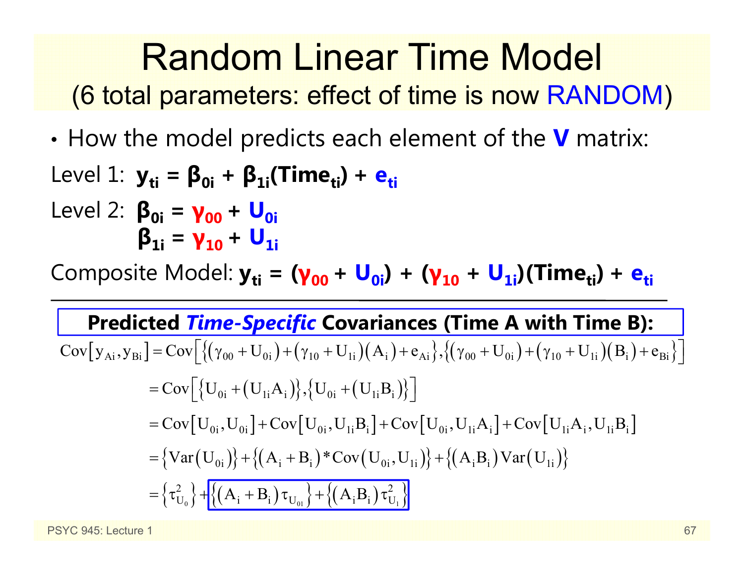# Random Linear Time Model

(6 total parameters: effect of time is now RANDOM)

- How the model predicts each element of the **V** matrix:

Level 1: $\mathbf{y_{ti} = \beta_{0i} + \beta_{1i}(Time_{ti}) + e_{ti}}$

Level 2: $\mathbf{\beta_{0i} = \gamma_{00} + U_{0i}}$

$\mathbf{\beta_{1i} = \gamma_{10} + U_{1i}}$

Composite Model: $\mathbf{y_{ti} = (\gamma_{00} + U_{0i}) + (\gamma_{10} + U_{1i})(Time_{ti}) + e_{ti}}$

---

**Predicted *Time-Specific* Covariances (Time A with Time B):**

$$
\begin{aligned}
\mathrm{Cov}\left[y_{Ai}, y_{Bi}\right] &= \mathrm{Cov}\left[\left\{\left(\gamma_{00} + U_{0i}\right) + \left(\gamma_{10} + U_{1i}\right)\left(A_i\right) + e_{Ai}\right\}, \left\{\left(\gamma_{00} + U_{0i}\right) + \left(\gamma_{10} + U_{1i}\right)\left(B_i\right) + e_{Bi}\right\}\right] \\
&= \mathrm{Cov}\left[\left\{U_{0i} + \left(U_{1i}A_i\right)\right\}, \left\{U_{0i} + \left(U_{1i}B_i\right)\right\}\right] \\
&= \mathrm{Cov}\left[U_{0i}, U_{0i}\right] + \mathrm{Cov}\left[U_{0i}, U_{1i}B_i\right] + \mathrm{Cov}\left[U_{0i}, U_{1i}A_i\right] + \mathrm{Cov}\left[U_{1i}A_i, U_{1i}B_i\right] \\
&= \left\{\mathrm{Var}\left(U_{0i}\right)\right\} + \left\{\left(A_i + B_i\right) * \mathrm{Cov}\left(U_{0i}, U_{1i}\right)\right\} + \left\{\left(A_i B_i\right)\mathrm{Var}\left(U_{1i}\right)\right\} \\
&= \left\{\tau^2_{U_0}\right\} + \boxed{\left\{\left(A_i + B_i\right)\tau_{U_{01}}\right\} + \left\{\left(A_i B_i\right)\tau^2_{U_1}\right\}}
\end{aligned}
$$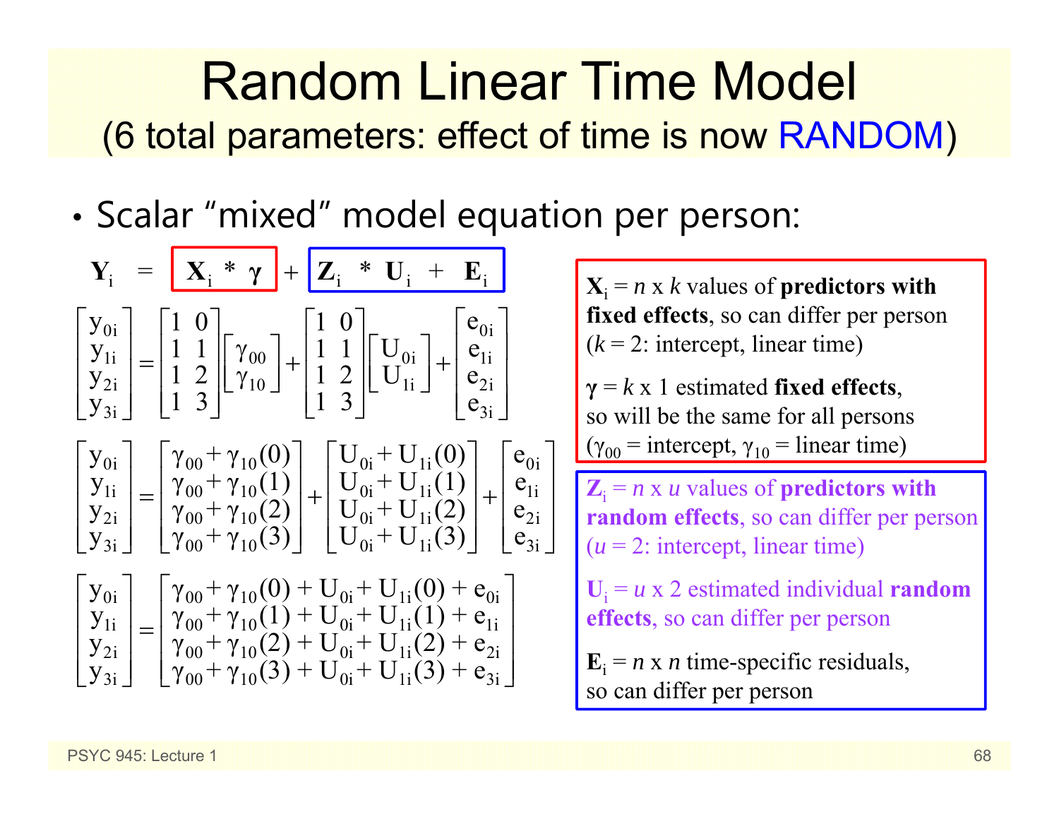# Random Linear Time Model

## (6 total parameters: effect of time is now RANDOM)

- Scalar "mixed" model equation per person:

$$\mathbf{Y}_i = \mathbf{X}_i * \boldsymbol{\gamma} + \mathbf{Z}_i * \mathbf{U}_i + \mathbf{E}_i$$

$$\begin{bmatrix} y_{0i} \\ y_{1i} \\ y_{2i} \\ y_{3i} \end{bmatrix} = \begin{bmatrix} 1 & 0 \\ 1 & 1 \\ 1 & 2 \\ 1 & 3 \end{bmatrix} \begin{bmatrix} \gamma_{00} \\ \gamma_{10} \end{bmatrix} + \begin{bmatrix} 1 & 0 \\ 1 & 1 \\ 1 & 2 \\ 1 & 3 \end{bmatrix} \begin{bmatrix} U_{0i} \\ U_{1i} \end{bmatrix} + \begin{bmatrix} e_{0i} \\ e_{1i} \\ e_{2i} \\ e_{3i} \end{bmatrix}$$

$$\begin{bmatrix} y_{0i} \\ y_{1i} \\ y_{2i} \\ y_{3i} \end{bmatrix} = \begin{bmatrix} \gamma_{00} + \gamma_{10}(0) \\ \gamma_{00} + \gamma_{10}(1) \\ \gamma_{00} + \gamma_{10}(2) \\ \gamma_{00} + \gamma_{10}(3) \end{bmatrix} + \begin{bmatrix} U_{0i} + U_{1i}(0) \\ U_{0i} + U_{1i}(1) \\ U_{0i} + U_{1i}(2) \\ U_{0i} + U_{1i}(3) \end{bmatrix} + \begin{bmatrix} e_{0i} \\ e_{1i} \\ e_{2i} \\ e_{3i} \end{bmatrix}$$

$$\begin{bmatrix} y_{0i} \\ y_{1i} \\ y_{2i} \\ y_{3i} \end{bmatrix} = \begin{bmatrix} \gamma_{00} + \gamma_{10}(0) + U_{0i} + U_{1i}(0) + e_{0i} \\ \gamma_{00} + \gamma_{10}(1) + U_{0i} + U_{1i}(1) + e_{1i} \\ \gamma_{00} + \gamma_{10}(2) + U_{0i} + U_{1i}(2) + e_{2i} \\ \gamma_{00} + \gamma_{10}(3) + U_{0i} + U_{1i}(3) + e_{3i} \end{bmatrix}$$

$\mathbf{X}_i$ = $n$ x $k$ values of **predictors with fixed effects**, so can differ per person ($k$ = 2: intercept, linear time)

$\boldsymbol{\gamma}$ = $k$ x 1 estimated **fixed effects**, so will be the same for all persons ($\gamma_{00}$ = intercept, $\gamma_{10}$ = linear time)

$\mathbf{Z}_i$ = $n$ x $u$ values of **predictors with random effects**, so can differ per person ($u$ = 2: intercept, linear time)

$\mathbf{U}_i$ = $u$ x 2 estimated individual **random effects**, so can differ per person

$\mathbf{E}_i$ = $n$ x $n$ time-specific residuals, so can differ per person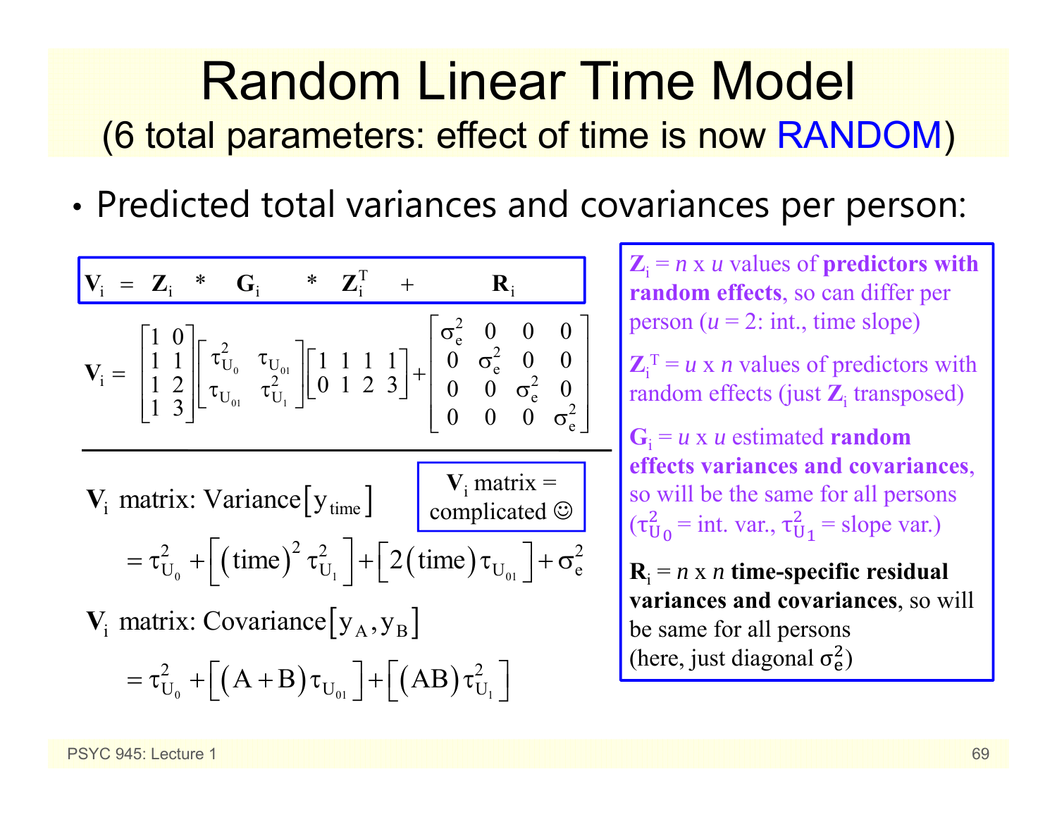# Random Linear Time Model

## (6 total parameters: effect of time is now RANDOM)

- Predicted total variances and covariances per person:

$$\mathbf{V}_i = \mathbf{Z}_i * \mathbf{G}_i * \mathbf{Z}_i^T + \mathbf{R}_i$$

$$\mathbf{V}_i = \begin{bmatrix} 1 & 0 \\ 1 & 1 \\ 1 & 2 \\ 1 & 3 \end{bmatrix} \begin{bmatrix} \tau^2_{U_0} & \tau_{U_{01}} \\ \tau_{U_{01}} & \tau^2_{U_1} \end{bmatrix} \begin{bmatrix} 1 & 1 & 1 & 1 \\ 0 & 1 & 2 & 3 \end{bmatrix} + \begin{bmatrix} \sigma^2_e & 0 & 0 & 0 \\ 0 & \sigma^2_e & 0 & 0 \\ 0 & 0 & \sigma^2_e & 0 \\ 0 & 0 & 0 & \sigma^2_e \end{bmatrix}$$

$\mathbf{V}_i$ matrix: Variance$\left[y_{time}\right]$

$$= \tau^2_{U_0} + \left[(\text{time})^2 \tau^2_{U_1}\right] + \left[2(\text{time})\tau_{U_{01}}\right] + \sigma^2_e$$

$\mathbf{V}_i$ matrix = complicated ☺

$\mathbf{V}_i$ matrix: Covariance$\left[y_A, y_B\right]$

$$= \tau^2_{U_0} + \left[(A+B)\tau_{U_{01}}\right] + \left[(AB)\tau^2_{U_1}\right]$$

$\mathbf{Z}_i$ = $n$ x $u$ values of **predictors with random effects**, so can differ per person ($u$ = 2: int., time slope)

$\mathbf{Z}_i^T$ = $u$ x $n$ values of predictors with random effects (just $\mathbf{Z}_i$ transposed)

$\mathbf{G}_i$ = $u$ x $u$ estimated **random effects variances and covariances**, so will be the same for all persons ($\tau^2_{U_0}$ = int. var., $\tau^2_{U_1}$ = slope var.)

$\mathbf{R}_i$ = $n$ x $n$ **time-specific residual variances and covariances**, so will be same for all persons (here, just diagonal $\sigma^2_e$)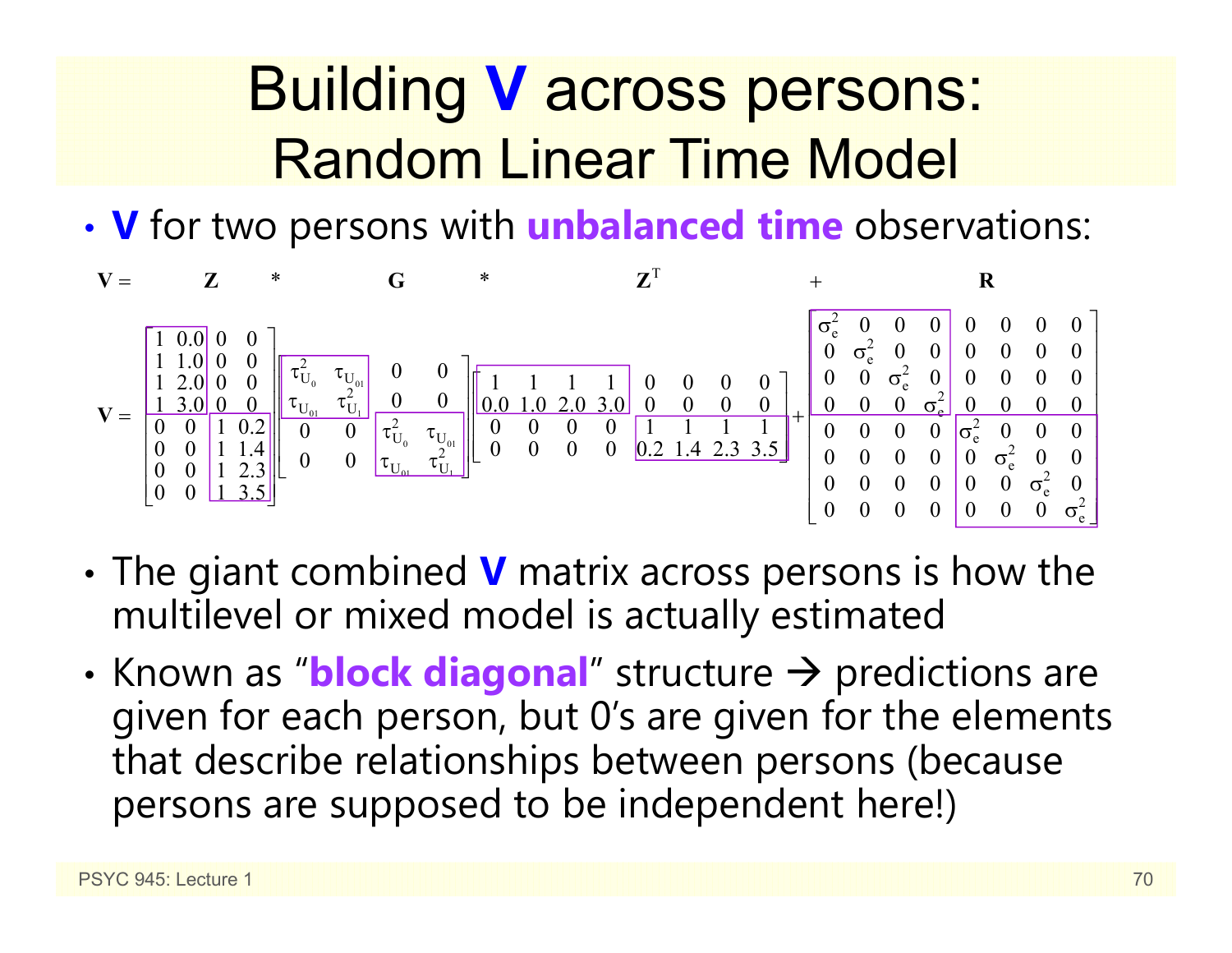# Building **V** across persons: Random Linear Time Model

- **V** for two persons with **unbalanced time** observations:

$$\mathbf{V} = \mathbf{Z} * \mathbf{G} * \mathbf{Z}^T + \mathbf{R}$$

$$\mathbf{V} = \begin{bmatrix} 1 & 0.0 & 0 & 0 \\ 1 & 1.0 & 0 & 0 \\ 1 & 2.0 & 0 & 0 \\ 1 & 3.0 & 0 & 0 \\ 0 & 0 & 1 & 0.2 \\ 0 & 0 & 1 & 1.4 \\ 0 & 0 & 1 & 2.3 \\ 0 & 0 & 1 & 3.5 \end{bmatrix} \begin{bmatrix} \tau^2_{U_0} & \tau_{U_{01}} & 0 & 0 \\ \tau_{U_{01}} & \tau^2_{U_1} & 0 & 0 \\ 0 & 0 & \tau^2_{U_0} & \tau_{U_{01}} \\ 0 & 0 & \tau_{U_{01}} & \tau^2_{U_1} \end{bmatrix} \begin{bmatrix} 1 & 1 & 1 & 1 & 0 & 0 & 0 & 0 \\ 0.0 & 1.0 & 2.0 & 3.0 & 0 & 0 & 0 & 0 \\ 0 & 0 & 0 & 0 & 1 & 1 & 1 & 1 \\ 0 & 0 & 0 & 0 & 0.2 & 1.4 & 2.3 & 3.5 \end{bmatrix} + \begin{bmatrix} \sigma^2_e & 0 & 0 & 0 & 0 & 0 & 0 & 0 \\ 0 & \sigma^2_e & 0 & 0 & 0 & 0 & 0 & 0 \\ 0 & 0 & \sigma^2_e & 0 & 0 & 0 & 0 & 0 \\ 0 & 0 & 0 & \sigma^2_e & 0 & 0 & 0 & 0 \\ 0 & 0 & 0 & 0 & \sigma^2_e & 0 & 0 & 0 \\ 0 & 0 & 0 & 0 & 0 & \sigma^2_e & 0 & 0 \\ 0 & 0 & 0 & 0 & 0 & 0 & \sigma^2_e & 0 \\ 0 & 0 & 0 & 0 & 0 & 0 & 0 & \sigma^2_e \end{bmatrix}$$

- The giant combined **V** matrix across persons is how the multilevel or mixed model is actually estimated
- Known as "**block diagonal**" structure → predictions are given for each person, but 0's are given for the elements that describe relationships between persons (because persons are supposed to be independent here!)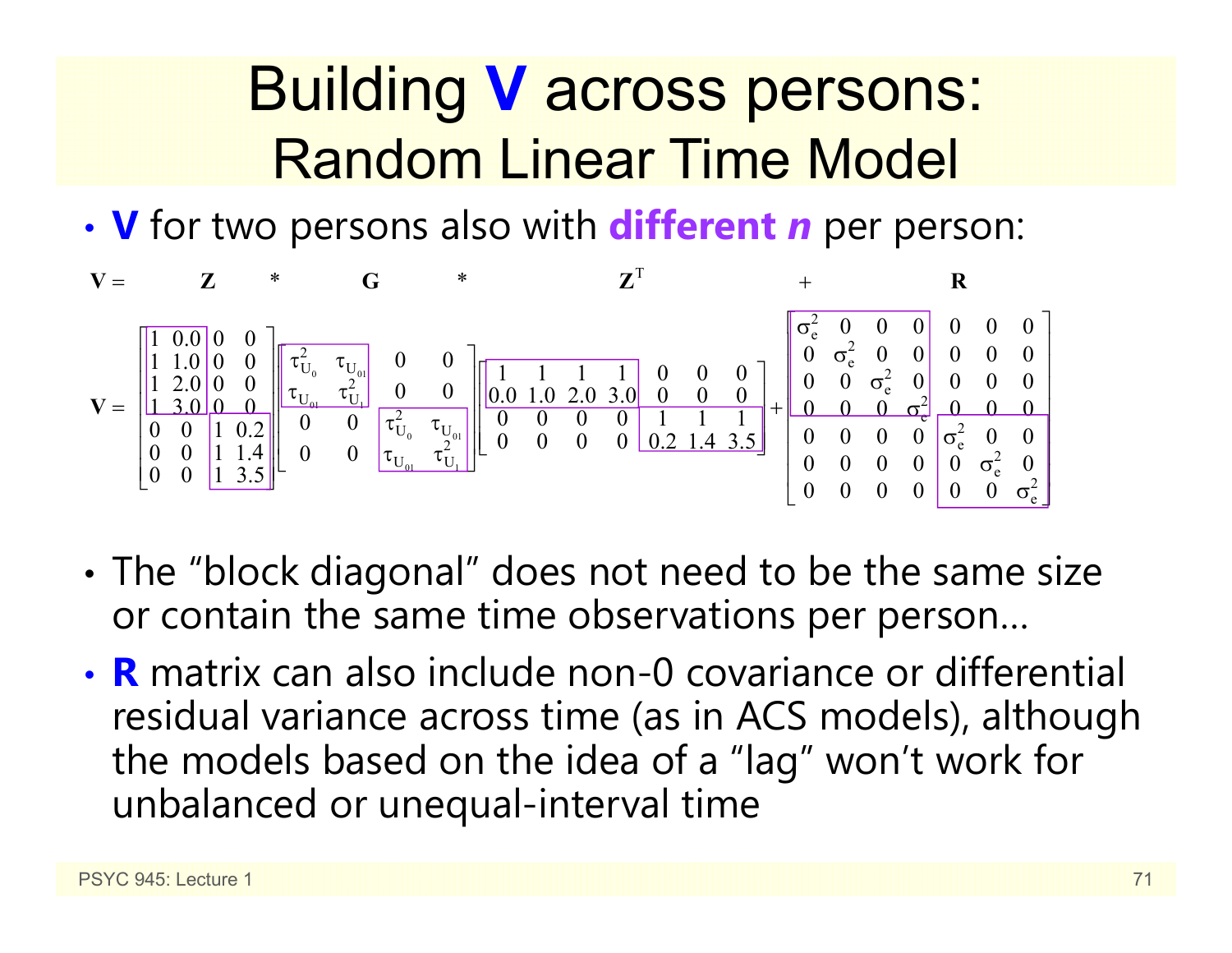# Building V across persons: Random Linear Time Model

- **V** for two persons also with ***different n*** per person:

$$
\mathbf{V} = \mathbf{Z} * \mathbf{G} * \mathbf{Z}^T + \mathbf{R}
$$

$$
\mathbf{V} = \begin{bmatrix} 1 & 0.0 & 0 & 0 \\ 1 & 1.0 & 0 & 0 \\ 1 & 2.0 & 0 & 0 \\ 1 & 3.0 & 0 & 0 \\ 0 & 0 & 1 & 0.2 \\ 0 & 0 & 1 & 1.4 \\ 0 & 0 & 1 & 3.5 \end{bmatrix} \begin{bmatrix} \tau^2_{U_0} & \tau_{U_{01}} & 0 & 0 \\ \tau_{U_{01}} & \tau^2_{U_1} & 0 & 0 \\ 0 & 0 & \tau^2_{U_0} & \tau_{U_{01}} \\ 0 & 0 & \tau_{U_{01}} & \tau^2_{U_1} \end{bmatrix} \begin{bmatrix} 1 & 1 & 1 & 1 & 0 & 0 & 0 \\ 0.0 & 1.0 & 2.0 & 3.0 & 0 & 0 & 0 \\ 0 & 0 & 0 & 0 & 1 & 1 & 1 \\ 0 & 0 & 0 & 0 & 0.2 & 1.4 & 3.5 \end{bmatrix} + \begin{bmatrix} \sigma^2_e & 0 & 0 & 0 & 0 & 0 & 0 \\ 0 & \sigma^2_e & 0 & 0 & 0 & 0 & 0 \\ 0 & 0 & \sigma^2_e & 0 & 0 & 0 & 0 \\ 0 & 0 & 0 & \sigma^2_e & 0 & 0 & 0 \\ 0 & 0 & 0 & 0 & \sigma^2_e & 0 & 0 \\ 0 & 0 & 0 & 0 & 0 & \sigma^2_e & 0 \\ 0 & 0 & 0 & 0 & 0 & 0 & \sigma^2_e \end{bmatrix}
$$

- The "block diagonal" does not need to be the same size or contain the same time observations per person…
- **R** matrix can also include non-0 covariance or differential residual variance across time (as in ACS models), although the models based on the idea of a "lag" won't work for unbalanced or unequal-interval time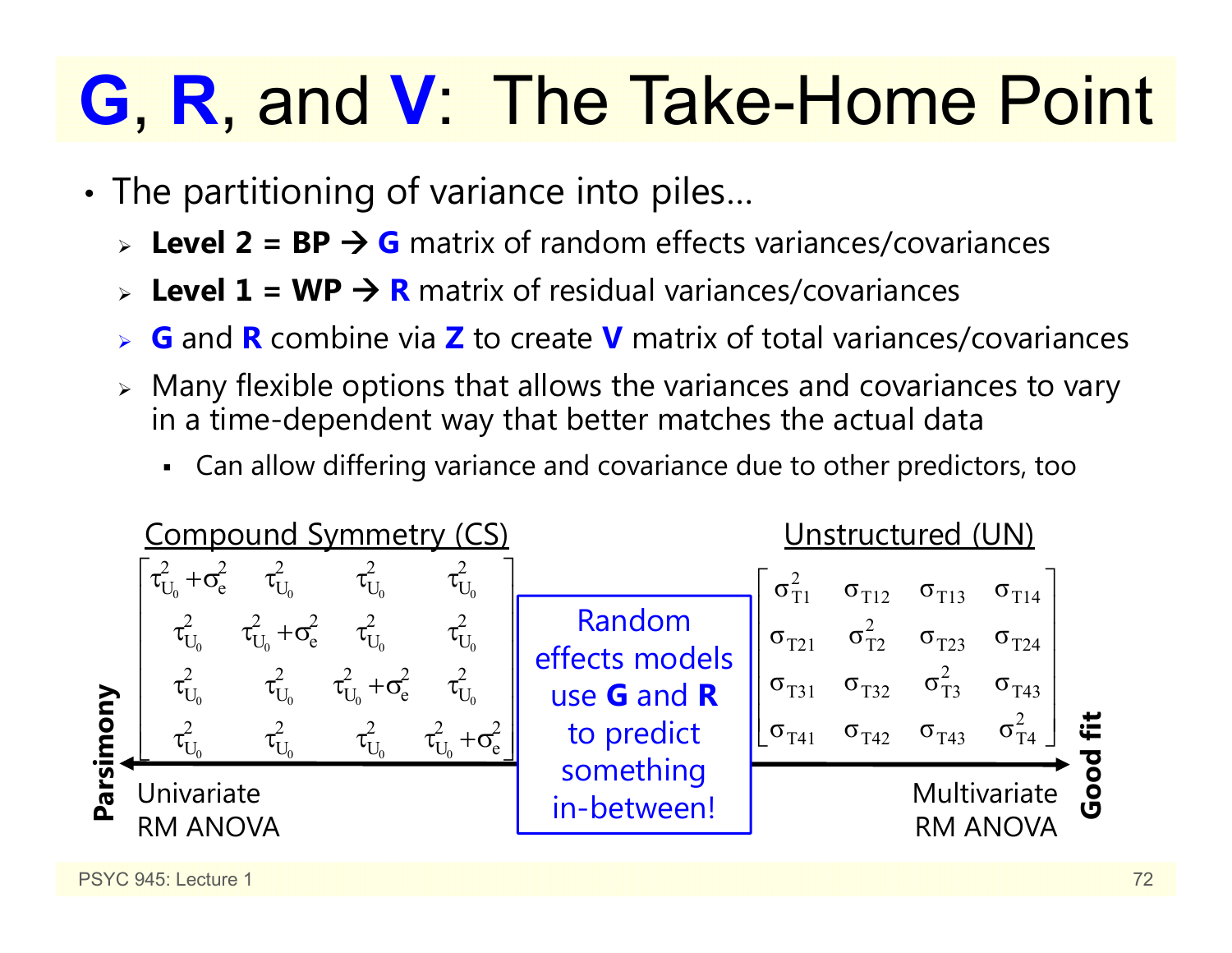# G, R, and V: The Take-Home Point

- The partitioning of variance into piles…
  - **Level 2 = BP → G** matrix of random effects variances/covariances
  - **Level 1 = WP → R** matrix of residual variances/covariances
  - **G** and **R** combine via **Z** to create **V** matrix of total variances/covariances
  - Many flexible options that allows the variances and covariances to vary in a time-dependent way that better matches the actual data
    - Can allow differing variance and covariance due to other predictors, too

**Compound Symmetry (CS)**

$$
\begin{bmatrix}
\tau^2_{U_0}+\sigma^2_e & \tau^2_{U_0} & \tau^2_{U_0} & \tau^2_{U_0} \\
\tau^2_{U_0} & \tau^2_{U_0}+\sigma^2_e & \tau^2_{U_0} & \tau^2_{U_0} \\
\tau^2_{U_0} & \tau^2_{U_0} & \tau^2_{U_0}+\sigma^2_e & \tau^2_{U_0} \\
\tau^2_{U_0} & \tau^2_{U_0} & \tau^2_{U_0} & \tau^2_{U_0}+\sigma^2_e
\end{bmatrix}
$$

Univariate RM ANOVA

**Unstructured (UN)**

$$
\begin{bmatrix}
\sigma^2_{T1} & \sigma_{T12} & \sigma_{T13} & \sigma_{T14} \\
\sigma_{T21} & \sigma^2_{T2} & \sigma_{T23} & \sigma_{T24} \\
\sigma_{T31} & \sigma_{T32} & \sigma^2_{T3} & \sigma_{T43} \\
\sigma_{T41} & \sigma_{T42} & \sigma_{T43} & \sigma^2_{T4}
\end{bmatrix}
$$

Multivariate RM ANOVA

Random effects models use **G** and **R** to predict something in-between!

← **Parsimony** | **Good fit** →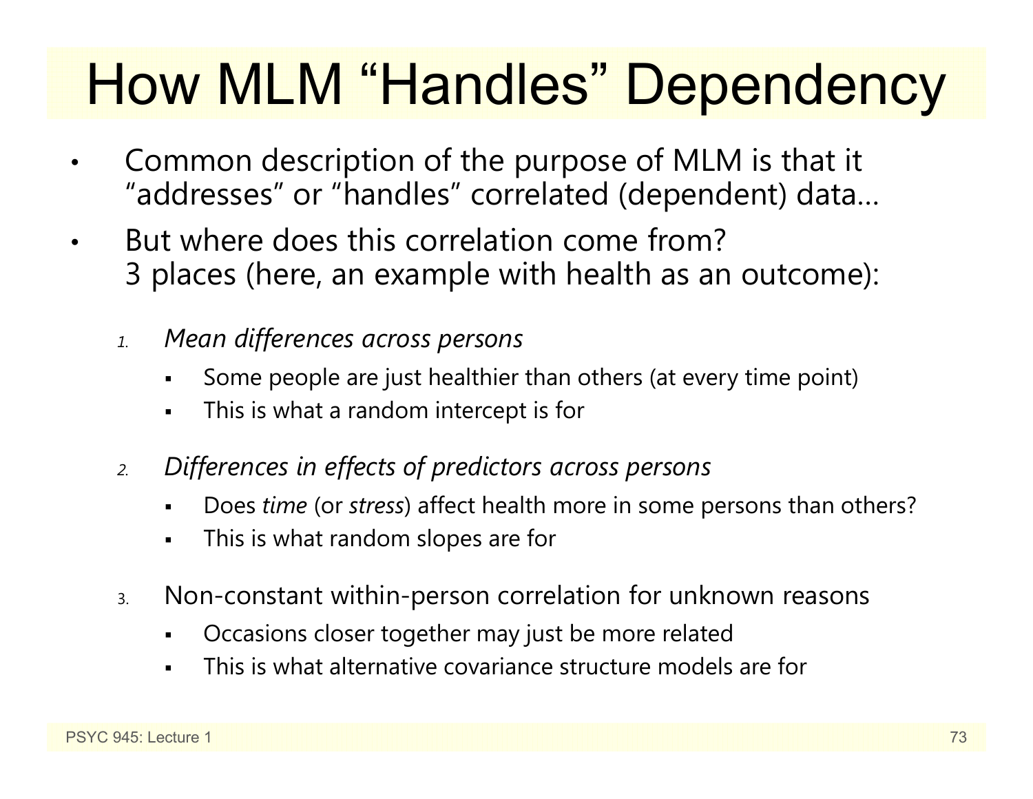# How MLM "Handles" Dependency

- Common description of the purpose of MLM is that it "addresses" or "handles" correlated (dependent) data…
- But where does this correlation come from? 3 places (here, an example with health as an outcome):

1. *Mean differences across persons*
   - Some people are just healthier than others (at every time point)
   - This is what a random intercept is for

2. *Differences in effects of predictors across persons*
   - Does *time* (or *stress*) affect health more in some persons than others?
   - This is what random slopes are for

3. Non-constant within-person correlation for unknown reasons
   - Occasions closer together may just be more related
   - This is what alternative covariance structure models are for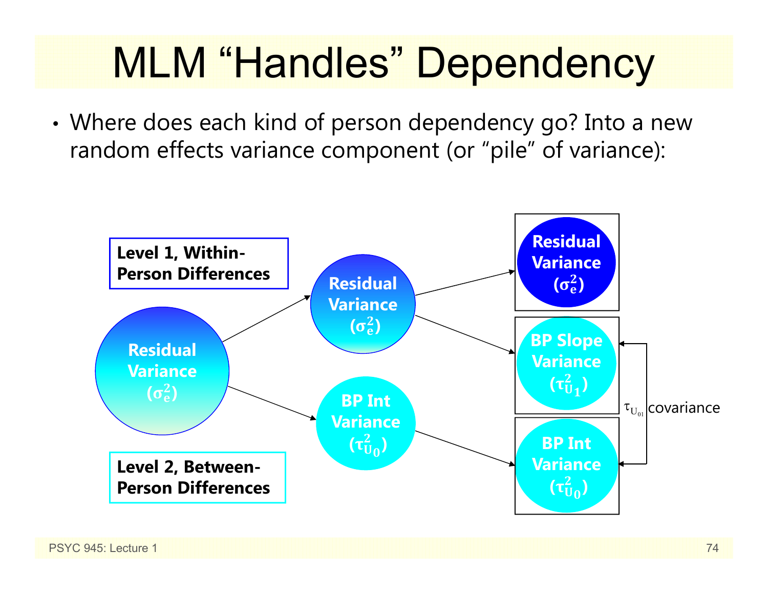# MLM "Handles" Dependency

- Where does each kind of person dependency go? Into a new random effects variance component (or "pile" of variance):

**Level 1, Within-Person Differences**

**Level 2, Between-Person Differences**

Residual Variance ($\sigma_e^2$)

Residual Variance ($\sigma_e^2$)

BP Int Variance ($\tau_{U_0}^2$)

Residual Variance ($\sigma_e^2$)

BP Slope Variance ($\tau_{U_1}^2$)

BP Int Variance ($\tau_{U_0}^2$)

$\tau_{U_{01}}$ covariance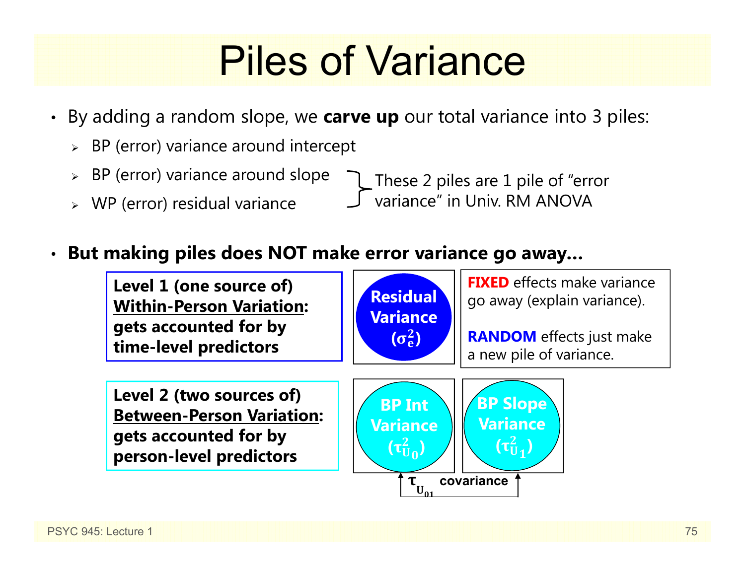# Piles of Variance

- By adding a random slope, we **carve up** our total variance into 3 piles:
  - BP (error) variance around intercept
  - BP (error) variance around slope
  - WP (error) residual variance

  (These 2 piles are 1 pile of "error variance" in Univ. RM ANOVA)

- **But making piles does NOT make error variance go away…**

**Level 1 (one source of) <u>Within-Person Variation</u>: gets accounted for by time-level predictors**

**Residual Variance ($\sigma_e^2$)**

**FIXED** effects make variance go away (explain variance).

**RANDOM** effects just make a new pile of variance.

**Level 2 (two sources of) <u>Between-Person Variation</u>: gets accounted for by person-level predictors**

**BP Int Variance ($\tau_{U_0}^2$)**

**BP Slope Variance ($\tau_{U_1}^2$)**

$\tau_{U_{01}}$ **covariance**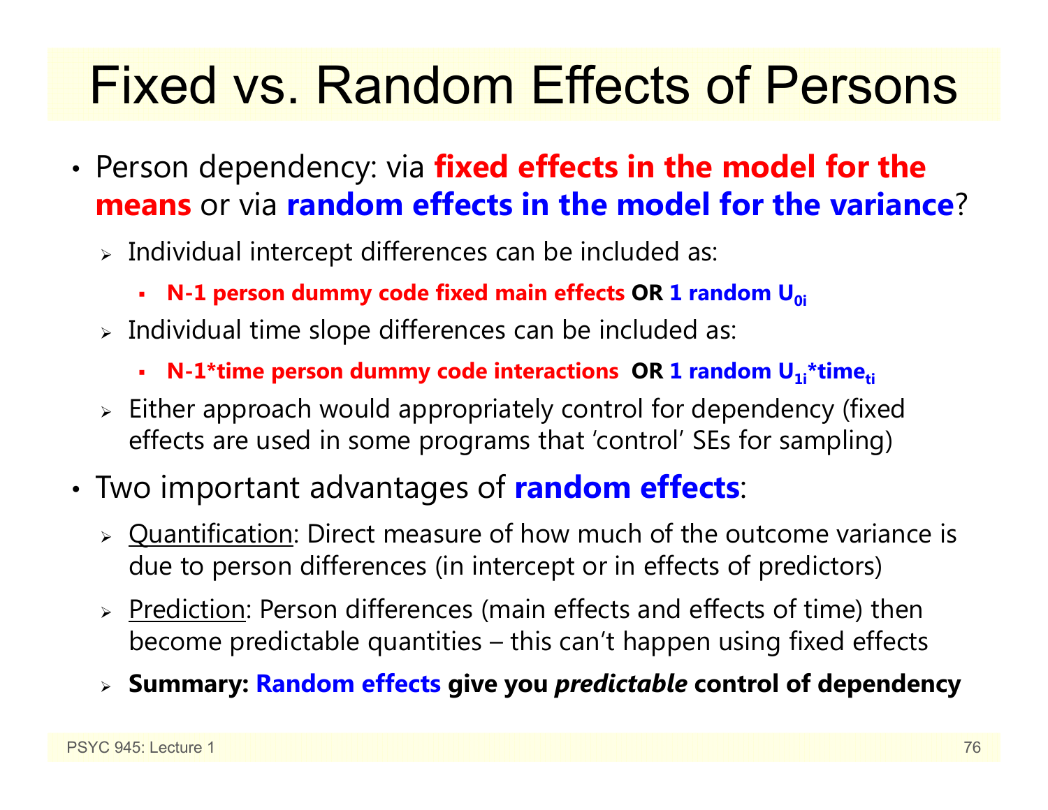# Fixed vs. Random Effects of Persons

- Person dependency: via **fixed effects in the model for the means** or via **random effects in the model for the variance**?
  - Individual intercept differences can be included as:
    - **N-1 person dummy code fixed main effects OR 1 random $U_{0i}$**
  - Individual time slope differences can be included as:
    - **N-1*time person dummy code interactions OR 1 random $U_{1i}$*$time_{ti}$**
  - Either approach would appropriately control for dependency (fixed effects are used in some programs that 'control' SEs for sampling)
- Two important advantages of **random effects**:
  - Quantification: Direct measure of how much of the outcome variance is due to person differences (in intercept or in effects of predictors)
  - Prediction: Person differences (main effects and effects of time) then become predictable quantities – this can't happen using fixed effects
  - **Summary: Random effects give you *predictable* control of dependency**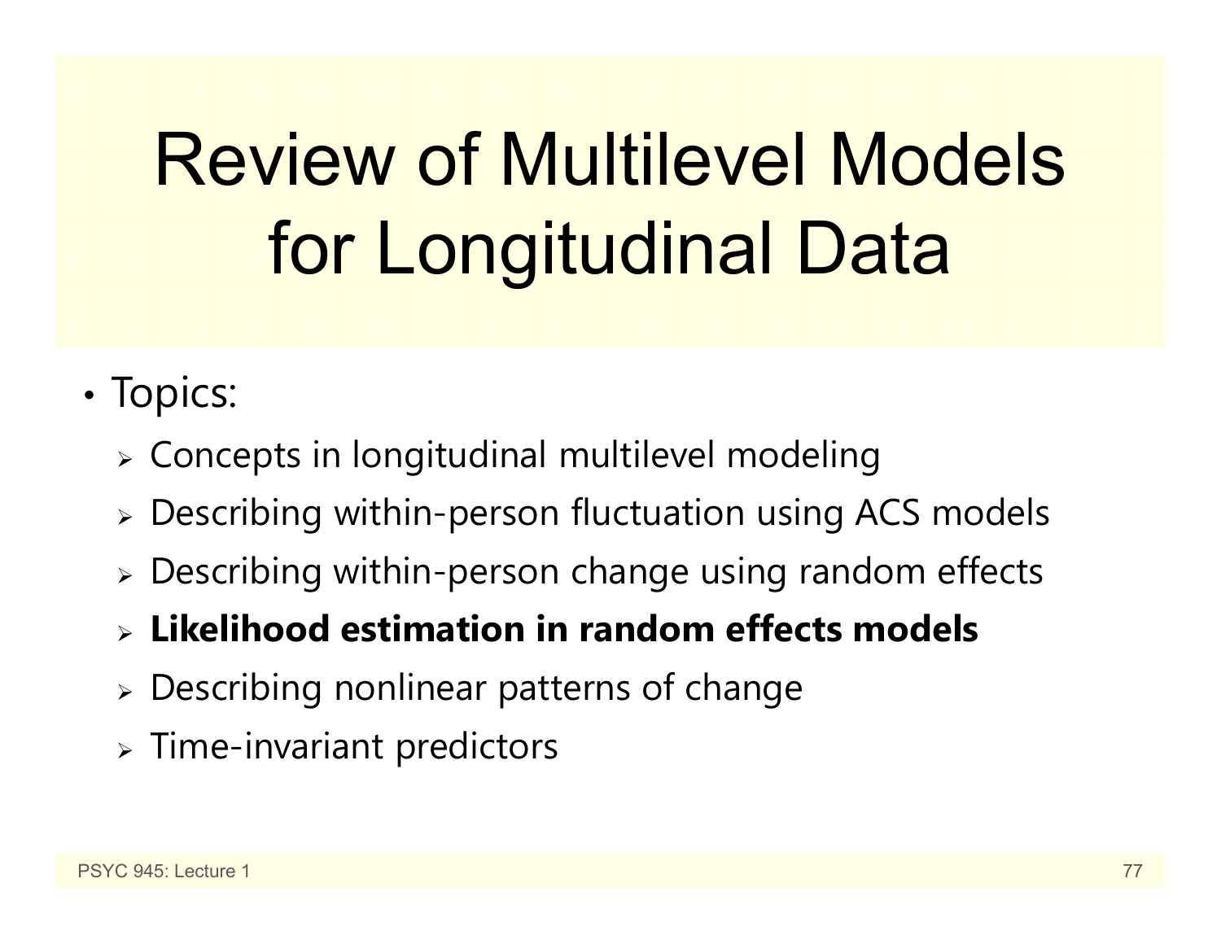# Review of Multilevel Models for Longitudinal Data

- Topics:
  - Concepts in longitudinal multilevel modeling
  - Describing within-person fluctuation using ACS models
  - Describing within-person change using random effects
  - **Likelihood estimation in random effects models**
  - Describing nonlinear patterns of change
  - Time-invariant predictors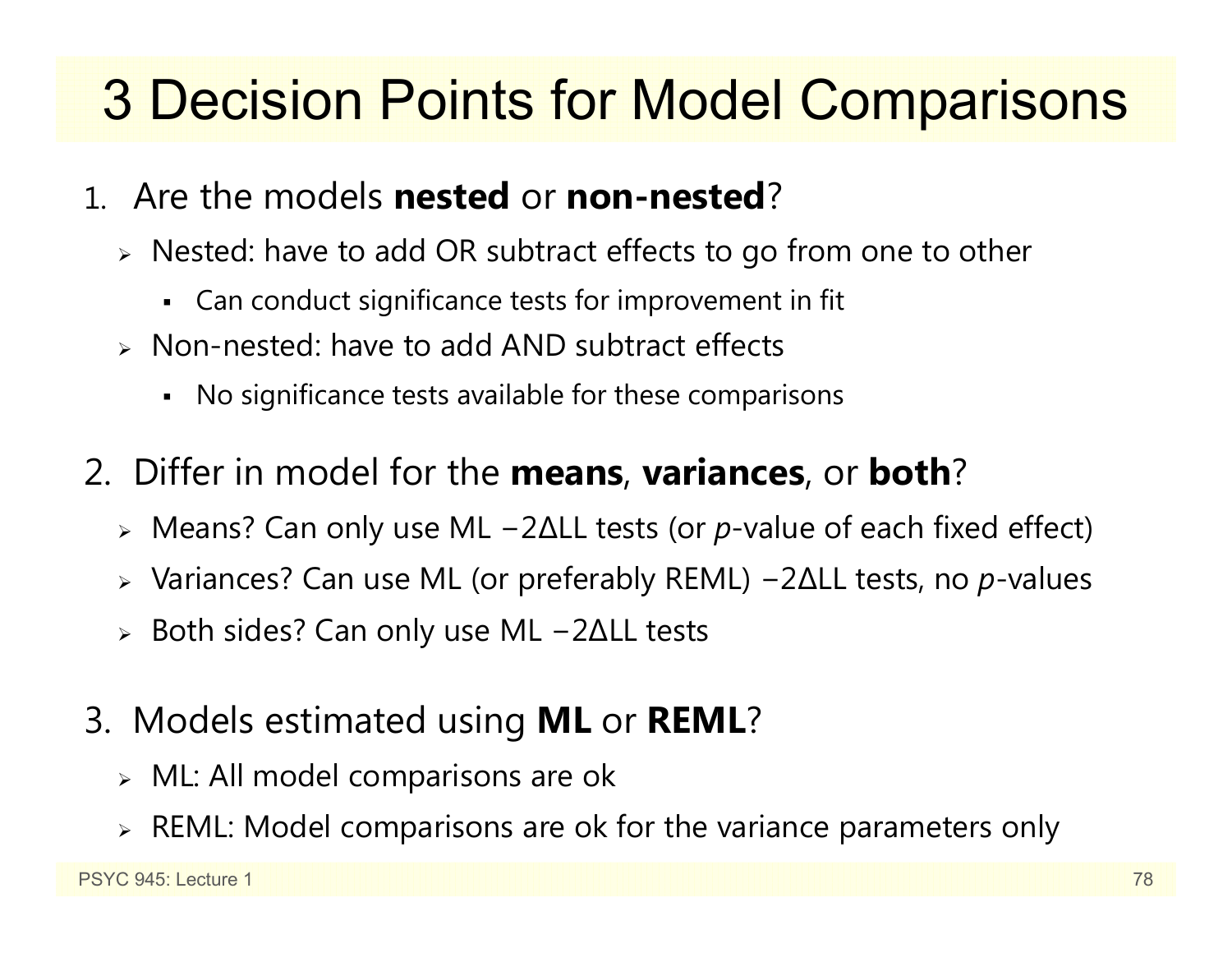# 3 Decision Points for Model Comparisons

1. Are the models **nested** or **non-nested**?
   - Nested: have to add OR subtract effects to go from one to other
     - Can conduct significance tests for improvement in fit
   - Non-nested: have to add AND subtract effects
     - No significance tests available for these comparisons

2. Differ in model for the **means**, **variances**, or **both**?
   - Means? Can only use ML $-2\Delta LL$ tests (or *p*-value of each fixed effect)
   - Variances? Can use ML (or preferably REML) $-2\Delta LL$ tests, no *p*-values
   - Both sides? Can only use ML $-2\Delta LL$ tests

3. Models estimated using **ML** or **REML**?
   - ML: All model comparisons are ok
   - REML: Model comparisons are ok for the variance parameters only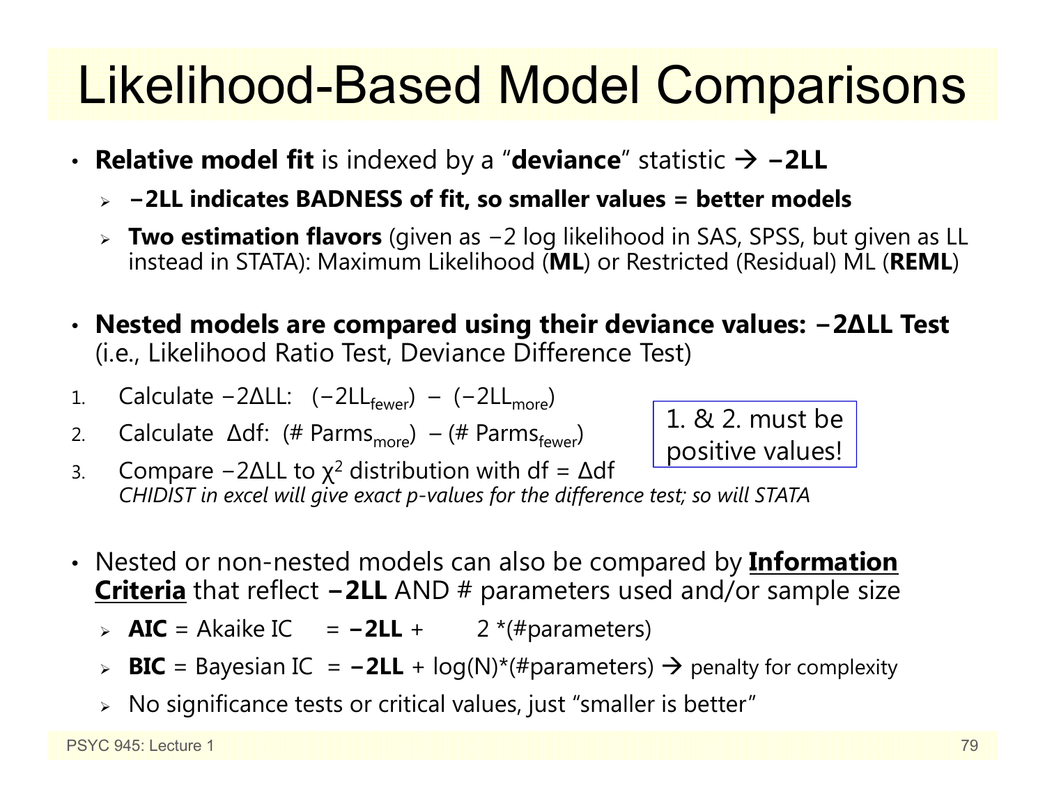# Likelihood-Based Model Comparisons

- **Relative model fit** is indexed by a "**deviance**" statistic → **−2LL**
  - **−2LL indicates BADNESS of fit, so smaller values = better models**
  - **Two estimation flavors** (given as −2 log likelihood in SAS, SPSS, but given as LL instead in STATA): Maximum Likelihood (**ML**) or Restricted (Residual) ML (**REML**)

- **Nested models are compared using their deviance values: −2ΔLL Test** (i.e., Likelihood Ratio Test, Deviance Difference Test)

1. Calculate −2ΔLL: $(-2LL_{fewer}) - (-2LL_{more})$
2. Calculate Δdf: $(\# \text{ Parms}_{more}) - (\# \text{ Parms}_{fewer})$
3. Compare −2ΔLL to $\chi^2$ distribution with df = Δdf
   *CHIDIST in excel will give exact p-values for the difference test; so will STATA*

1. & 2. must be positive values!

- Nested or non-nested models can also be compared by **<u>Information Criteria</u>** that reflect **−2LL** AND # parameters used and/or sample size
  - **AIC** = Akaike IC = **−2LL** + 2 *(#parameters)
  - **BIC** = Bayesian IC = **−2LL** + log(N)*(#parameters) → penalty for complexity
  - No significance tests or critical values, just "smaller is better"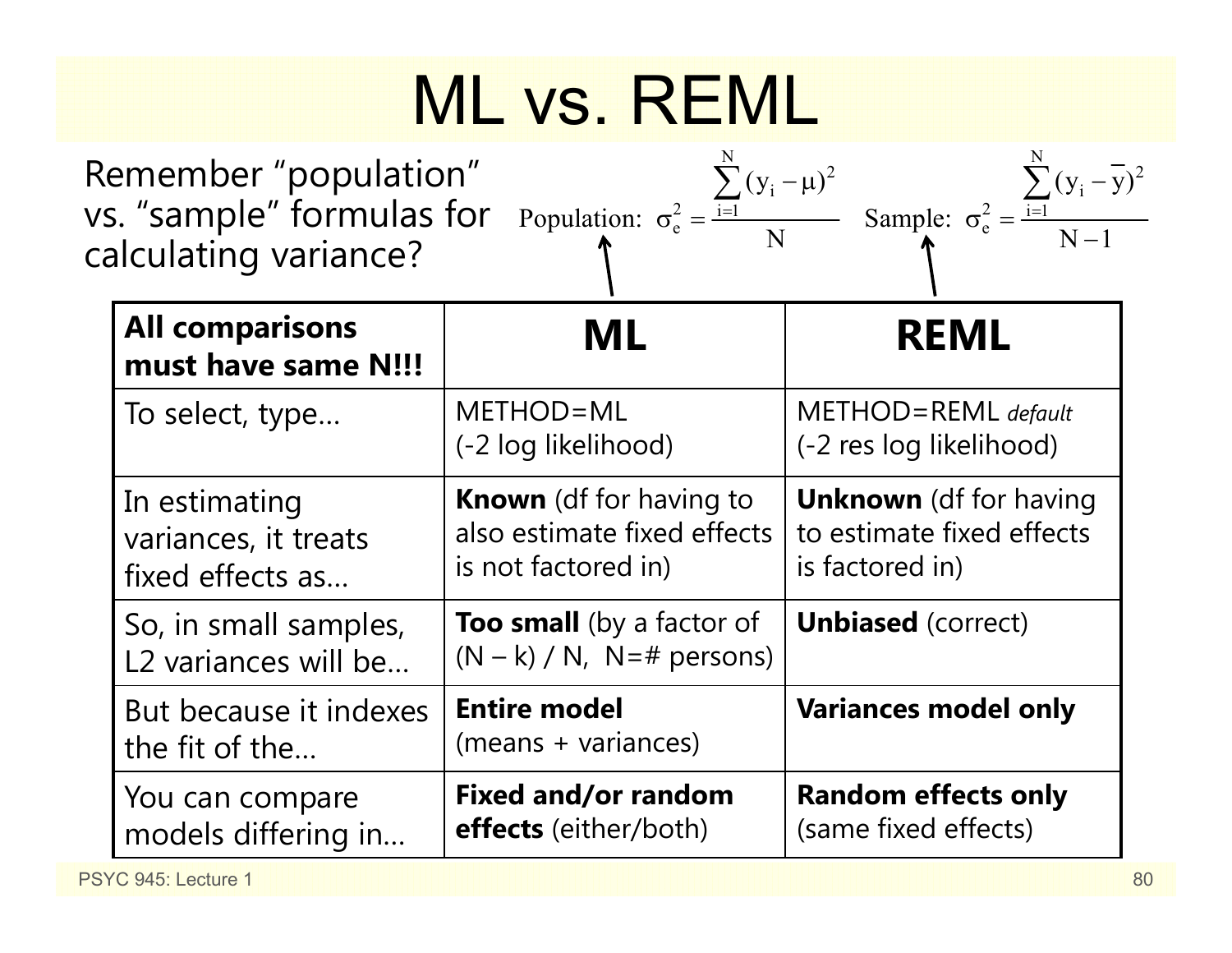# ML vs. REML

Remember "population" vs. "sample" formulas for calculating variance?

$$\text{Population: } \sigma_e^2 = \frac{\sum_{i=1}^{N}(y_i - \mu)^2}{N} \qquad \text{Sample: } \sigma_e^2 = \frac{\sum_{i=1}^{N}(y_i - \bar{y})^2}{N-1}$$

| **All comparisons must have same N!!!** | **ML** | **REML** |
|---|---|---|
| To select, type… | METHOD=ML (-2 log likelihood) | METHOD=REML *default* (-2 res log likelihood) |
| In estimating variances, it treats fixed effects as… | **Known** (df for having to also estimate fixed effects is not factored in) | **Unknown** (df for having to estimate fixed effects is factored in) |
| So, in small samples, L2 variances will be… | **Too small** (by a factor of (N – k) / N, N=# persons) | **Unbiased** (correct) |
| But because it indexes the fit of the… | **Entire model** (means + variances) | **Variances model only** |
| You can compare models differing in… | **Fixed and/or random effects** (either/both) | **Random effects only** (same fixed effects) |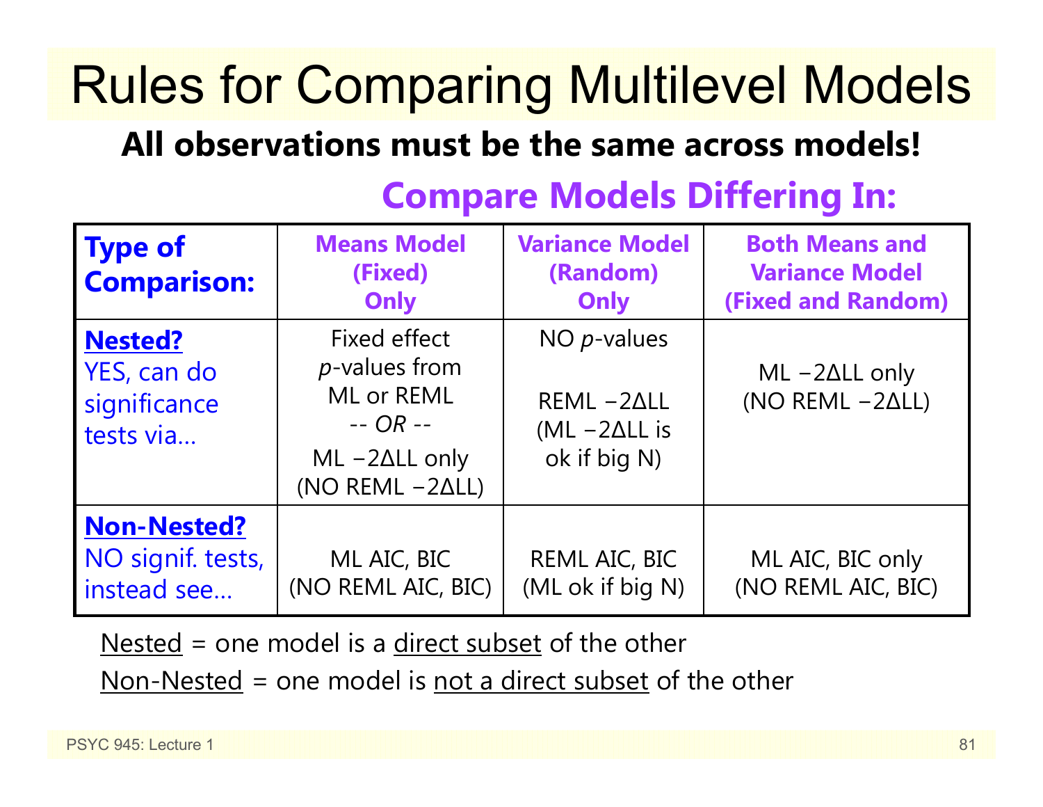# Rules for Comparing Multilevel Models

**All observations must be the same across models!**

**Compare Models Differing In:**

| **Type of Comparison:** | **Means Model (Fixed) Only** | **Variance Model (Random) Only** | **Both Means and Variance Model (Fixed and Random)** |
|---|---|---|---|
| **Nested?** YES, can do significance tests via… | Fixed effect *p*-values from ML or REML -- *OR* -- ML −2ΔLL only (NO REML −2ΔLL) | NO *p*-values<br><br>REML −2ΔLL (ML −2ΔLL is ok if big N) | ML −2ΔLL only (NO REML −2ΔLL) |
| **Non-Nested?** NO signif. tests, instead see… | ML AIC, BIC (NO REML AIC, BIC) | REML AIC, BIC (ML ok if big N) | ML AIC, BIC only (NO REML AIC, BIC) |

Nested = one model is a direct subset of the other

Non-Nested = one model is not a direct subset of the other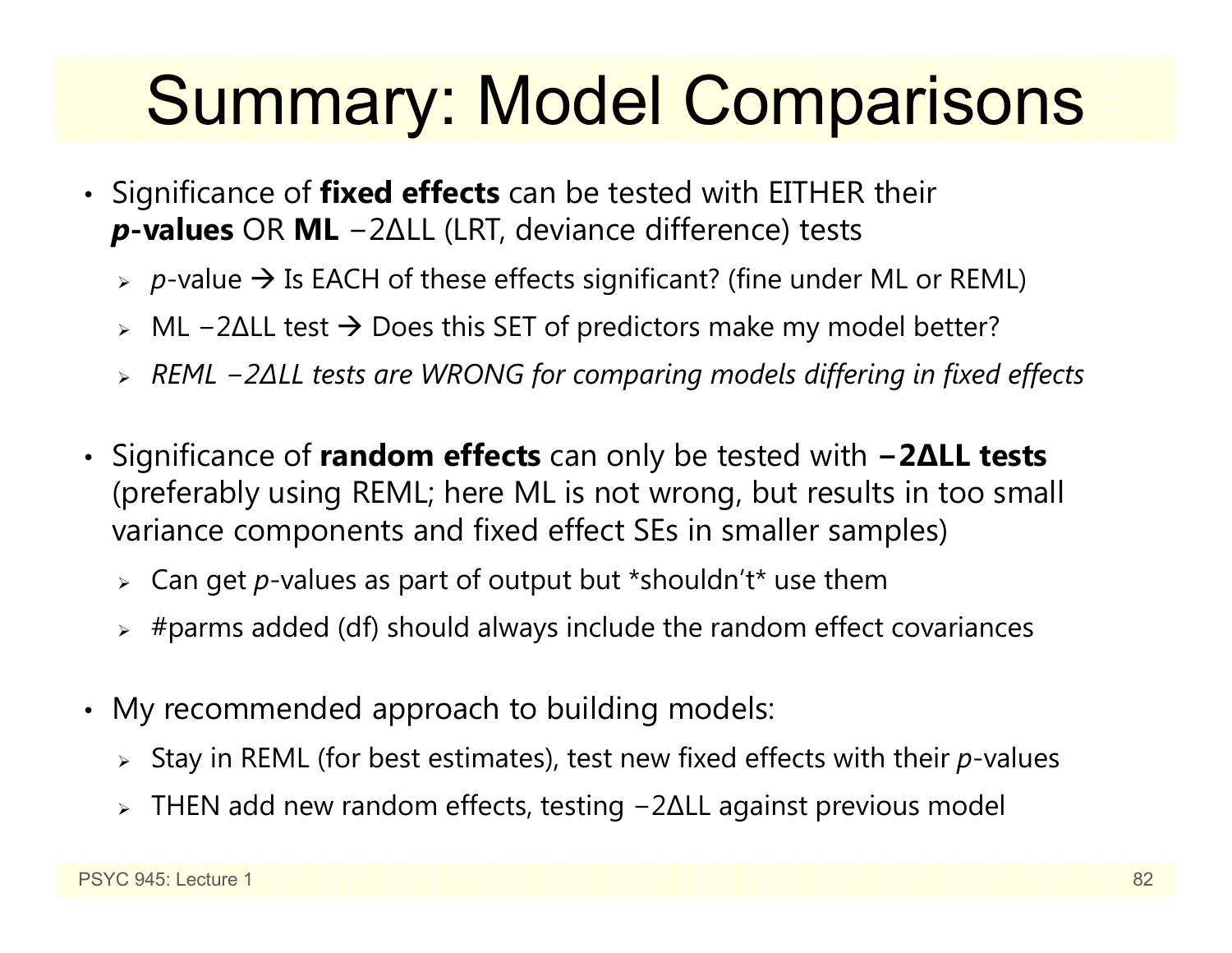# Summary: Model Comparisons

- Significance of **fixed effects** can be tested with EITHER their ***p*-values** OR **ML** −2ΔLL (LRT, deviance difference) tests
  - *p*-value → Is EACH of these effects significant? (fine under ML or REML)
  - ML −2ΔLL test → Does this SET of predictors make my model better?
  - *REML −2ΔLL tests are WRONG for comparing models differing in fixed effects*

- Significance of **random effects** can only be tested with **−2ΔLL tests** (preferably using REML; here ML is not wrong, but results in too small variance components and fixed effect SEs in smaller samples)
  - Can get *p*-values as part of output but *shouldn't* use them
  - #parms added (df) should always include the random effect covariances

- My recommended approach to building models:
  - Stay in REML (for best estimates), test new fixed effects with their *p*-values
  - THEN add new random effects, testing −2ΔLL against previous model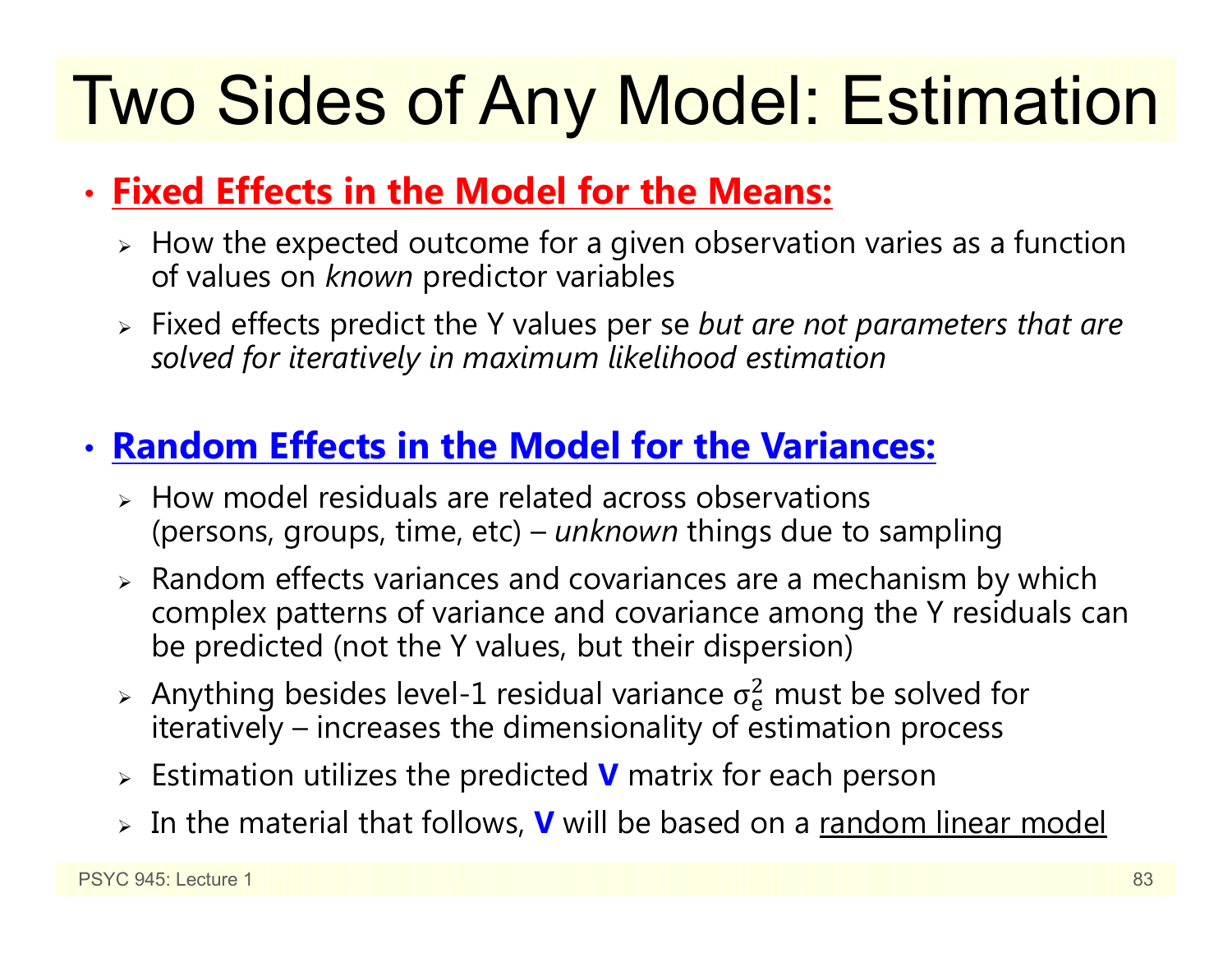# Two Sides of Any Model: Estimation

- **Fixed Effects in the Model for the Means:**
  - How the expected outcome for a given observation varies as a function of values on *known* predictor variables
  - Fixed effects predict the Y values per se *but are not parameters that are solved for iteratively in maximum likelihood estimation*

- **Random Effects in the Model for the Variances:**
  - How model residuals are related across observations (persons, groups, time, etc) – *unknown* things due to sampling
  - Random effects variances and covariances are a mechanism by which complex patterns of variance and covariance among the Y residuals can be predicted (not the Y values, but their dispersion)
  - Anything besides level-1 residual variance $\sigma_e^2$ must be solved for iteratively – increases the dimensionality of estimation process
  - Estimation utilizes the predicted **V** matrix for each person
  - In the material that follows, **V** will be based on a random linear model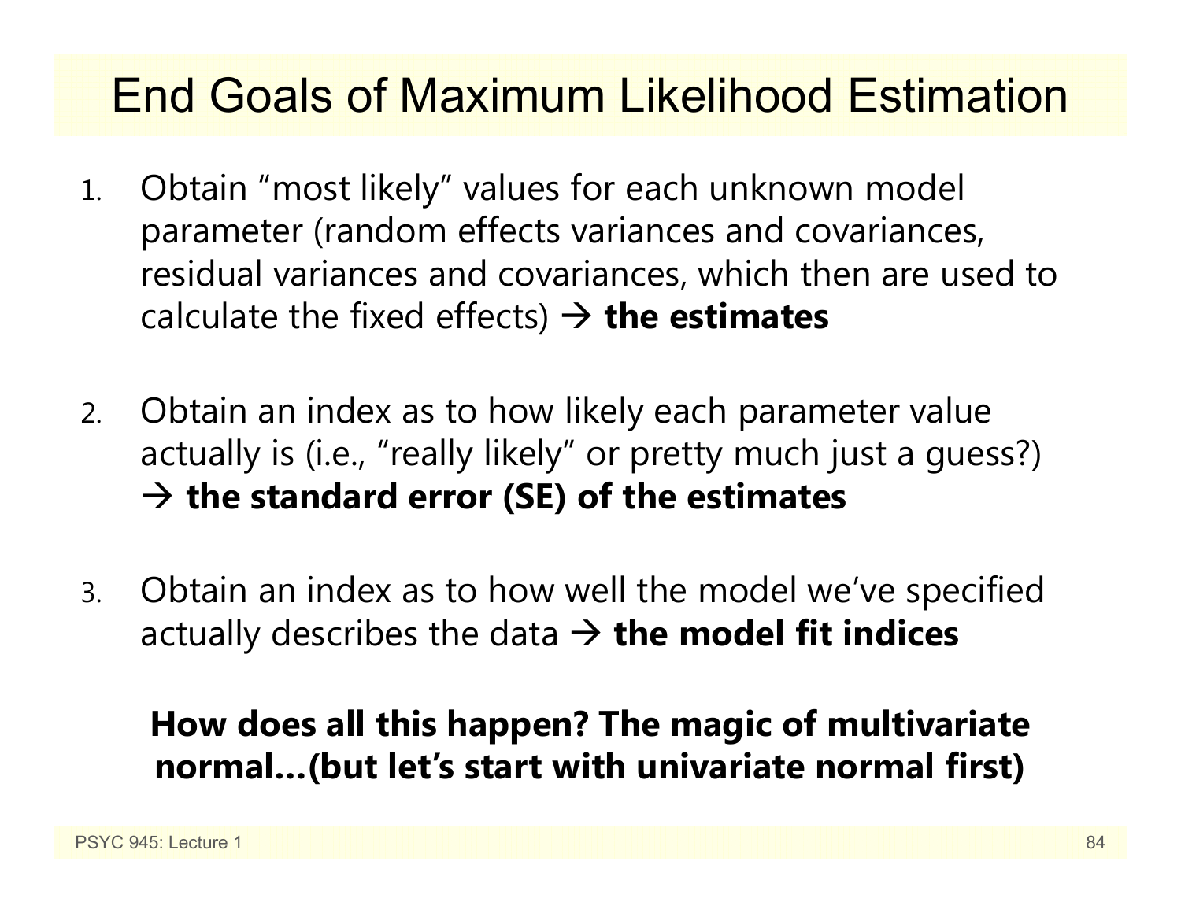# End Goals of Maximum Likelihood Estimation

1. Obtain "most likely" values for each unknown model parameter (random effects variances and covariances, residual variances and covariances, which then are used to calculate the fixed effects) → **the estimates**

2. Obtain an index as to how likely each parameter value actually is (i.e., "really likely" or pretty much just a guess?) → **the standard error (SE) of the estimates**

3. Obtain an index as to how well the model we've specified actually describes the data → **the model fit indices**

**How does all this happen? The magic of multivariate normal…(but let's start with univariate normal first)**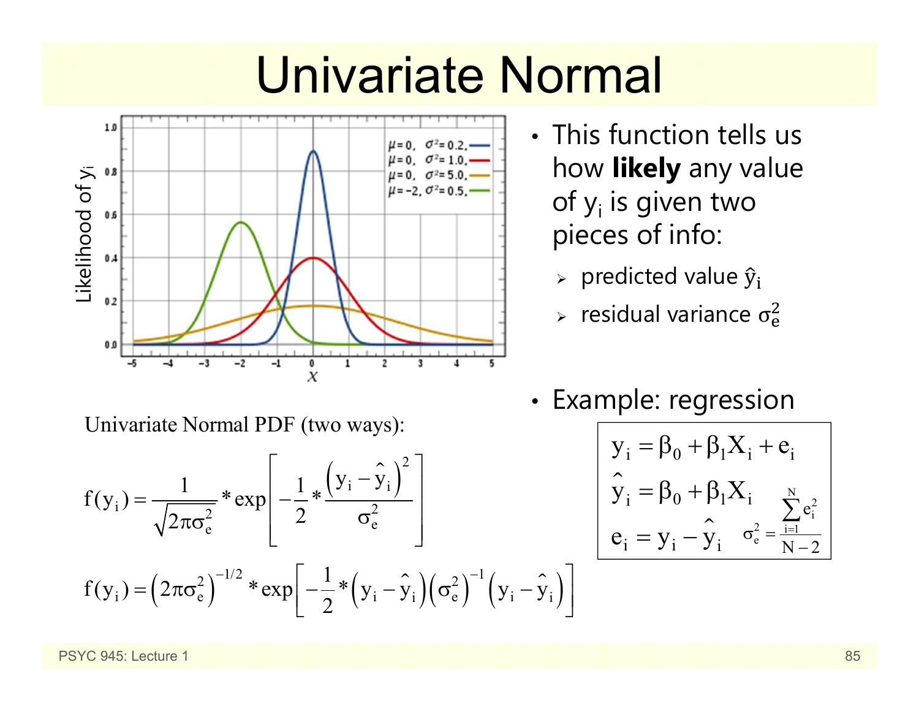# Univariate Normal

- This function tells us how **likely** any value of $y_i$ is given two pieces of info:
  - predicted value $\hat{y}_i$
  - residual variance $\sigma_e^2$

- Example: regression

$$
\begin{aligned}
y_i &= \beta_0 + \beta_1 X_i + e_i \\
\hat{y}_i &= \beta_0 + \beta_1 X_i \qquad \sigma_e^2 = \frac{\sum_{i=1}^{N} e_i^2}{N-2} \\
e_i &= y_i - \hat{y}_i
\end{aligned}
$$

Univariate Normal PDF (two ways):

$$
f(y_i) = \frac{1}{\sqrt{2\pi\sigma_e^2}} * \exp\left[-\frac{1}{2} * \frac{\left(y_i - \hat{y}_i\right)^2}{\sigma_e^2}\right]
$$

$$
f(y_i) = \left(2\pi\sigma_e^2\right)^{-1/2} * \exp\left[-\frac{1}{2} * \left(y_i - \hat{y}_i\right)\left(\sigma_e^2\right)^{-1}\left(y_i - \hat{y}_i\right)\right]
$$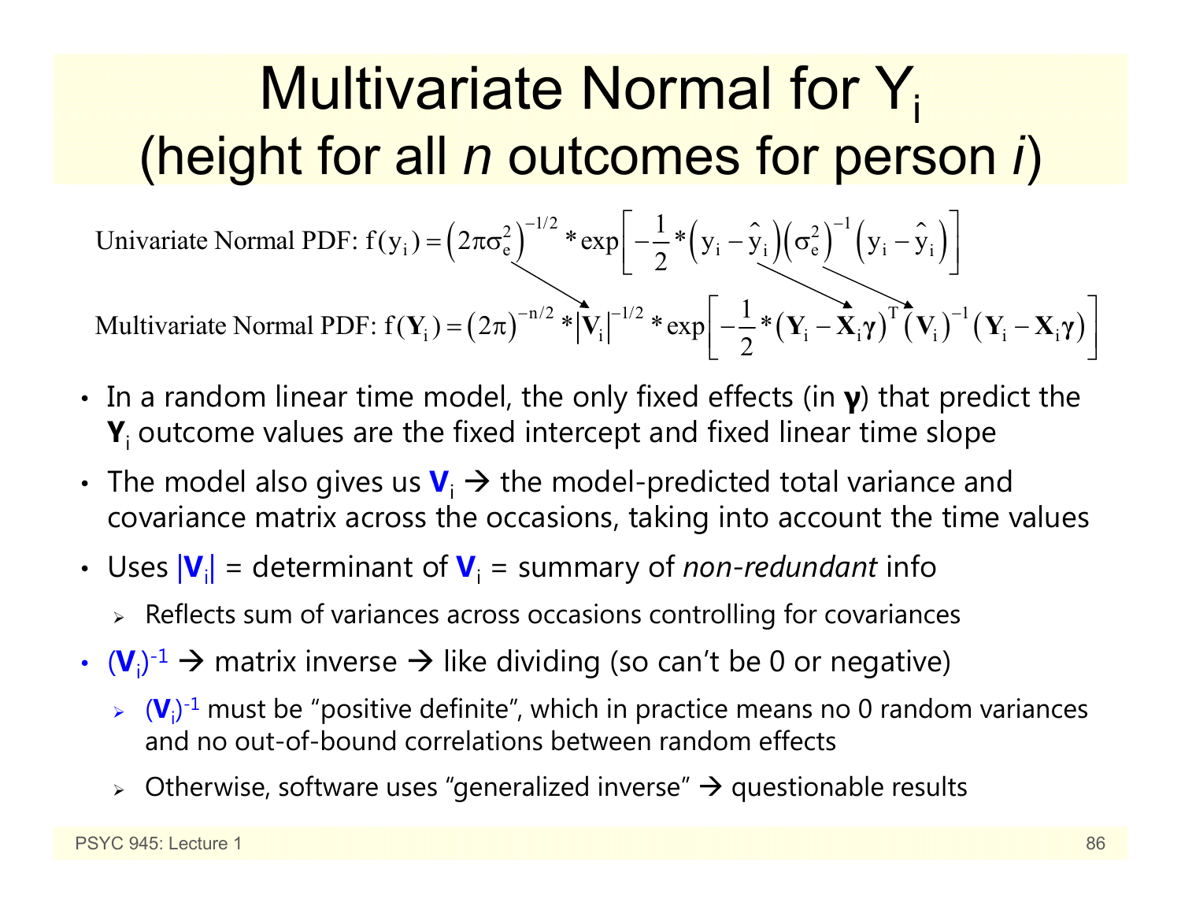# Multivariate Normal for $Y_i$ (height for all *n* outcomes for person *i*)

Univariate Normal PDF: $f(y_i) = \left(2\pi\sigma_e^2\right)^{-1/2} * \exp\left[-\frac{1}{2}*\left(y_i - \hat{y}_i\right)\left(\sigma_e^2\right)^{-1}\left(y_i - \hat{y}_i\right)\right]$

Multivariate Normal PDF: $f(\mathbf{Y}_i) = \left(2\pi\right)^{-n/2} * \left|\mathbf{V}_i\right|^{-1/2} * \exp\left[-\frac{1}{2}*\left(\mathbf{Y}_i - \mathbf{X}_i\boldsymbol{\gamma}\right)^T\left(\mathbf{V}_i\right)^{-1}\left(\mathbf{Y}_i - \mathbf{X}_i\boldsymbol{\gamma}\right)\right]$

- In a random linear time model, the only fixed effects (in $\boldsymbol{\gamma}$) that predict the $\mathbf{Y}_i$ outcome values are the fixed intercept and fixed linear time slope
- The model also gives us $\mathbf{V}_i$ → the model-predicted total variance and covariance matrix across the occasions, taking into account the time values
- Uses $|\mathbf{V}_i|$ = determinant of $\mathbf{V}_i$ = summary of *non-redundant* info
  - Reflects sum of variances across occasions controlling for covariances
- $(\mathbf{V}_i)^{-1}$ → matrix inverse → like dividing (so can't be 0 or negative)
  - $(\mathbf{V}_i)^{-1}$ must be "positive definite", which in practice means no 0 random variances and no out-of-bound correlations between random effects
  - Otherwise, software uses "generalized inverse" → questionable results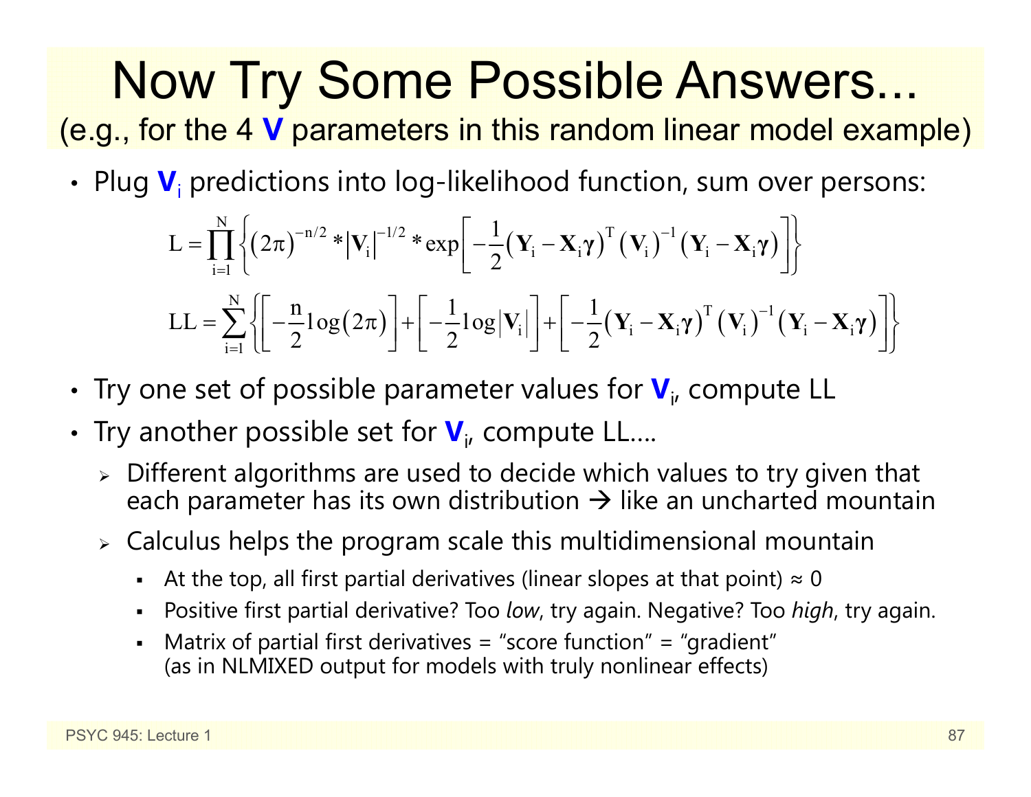# Now Try Some Possible Answers...

(e.g., for the 4 **V** parameters in this random linear model example)

- Plug $\mathbf{V}_i$ predictions into log-likelihood function, sum over persons:

$$L = \prod_{i=1}^{N} \left\{ (2\pi)^{-n/2} * \left|\mathbf{V}_i\right|^{-1/2} * \exp\left[ -\frac{1}{2} \left(\mathbf{Y}_i - \mathbf{X}_i \boldsymbol{\gamma}\right)^T \left(\mathbf{V}_i\right)^{-1} \left(\mathbf{Y}_i - \mathbf{X}_i \boldsymbol{\gamma}\right) \right] \right\}$$

$$LL = \sum_{i=1}^{N} \left\{ \left[ -\frac{n}{2} \log(2\pi) \right] + \left[ -\frac{1}{2} \log\left|\mathbf{V}_i\right| \right] + \left[ -\frac{1}{2} \left(\mathbf{Y}_i - \mathbf{X}_i \boldsymbol{\gamma}\right)^T \left(\mathbf{V}_i\right)^{-1} \left(\mathbf{Y}_i - \mathbf{X}_i \boldsymbol{\gamma}\right) \right] \right\}$$

- Try one set of possible parameter values for $\mathbf{V}_i$, compute LL
- Try another possible set for $\mathbf{V}_i$, compute LL….
  - Different algorithms are used to decide which values to try given that each parameter has its own distribution → like an uncharted mountain
  - Calculus helps the program scale this multidimensional mountain
    - At the top, all first partial derivatives (linear slopes at that point) ≈ 0
    - Positive first partial derivative? Too *low*, try again. Negative? Too *high*, try again.
    - Matrix of partial first derivatives = “score function” = “gradient” (as in NLMIXED output for models with truly nonlinear effects)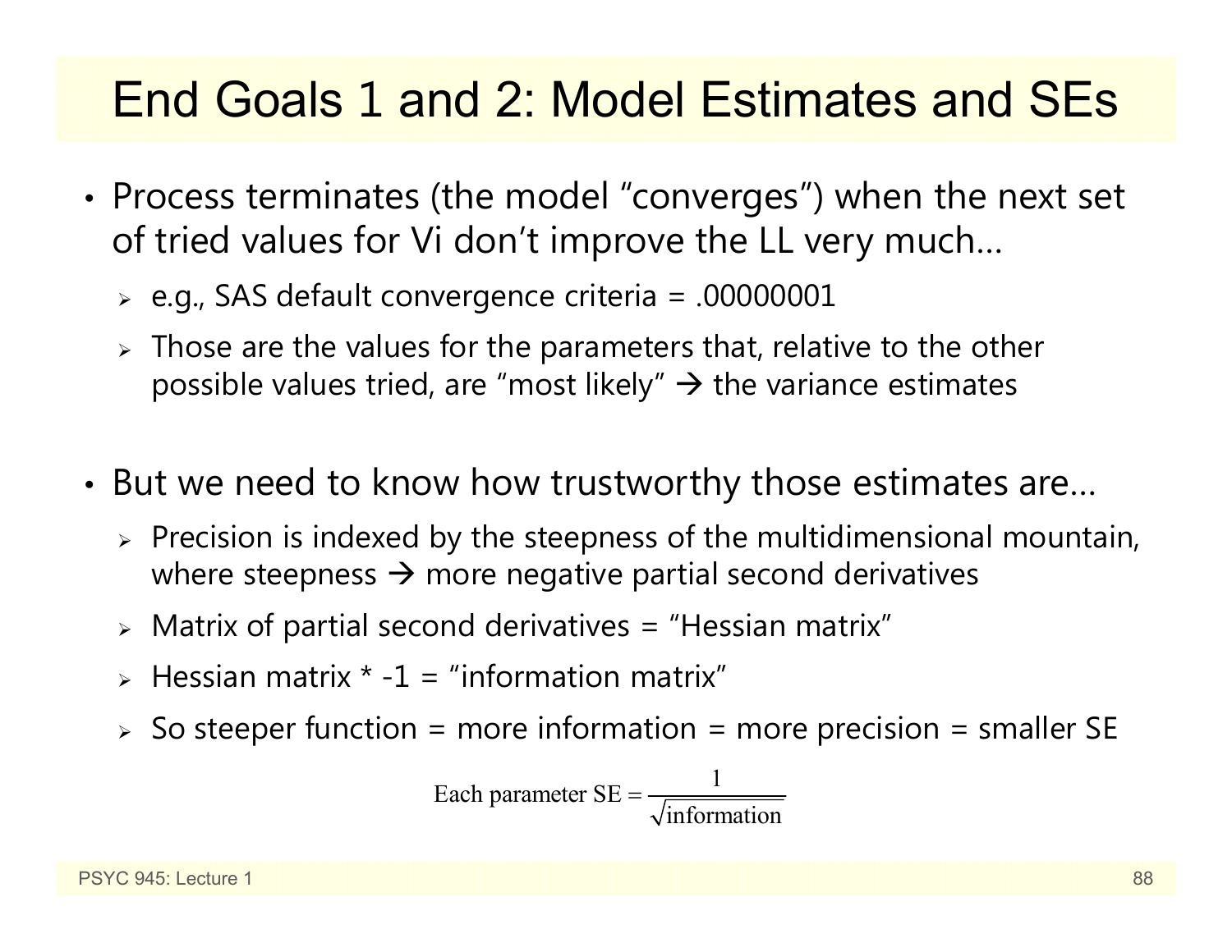# End Goals 1 and 2: Model Estimates and SEs

- Process terminates (the model "converges") when the next set of tried values for Vi don't improve the LL very much…
  - e.g., SAS default convergence criteria = .00000001
  - Those are the values for the parameters that, relative to the other possible values tried, are "most likely" → the variance estimates

- But we need to know how trustworthy those estimates are…
  - Precision is indexed by the steepness of the multidimensional mountain, where steepness → more negative partial second derivatives
  - Matrix of partial second derivatives = "Hessian matrix"
  - Hessian matrix * -1 = "information matrix"
  - So steeper function = more information = more precision = smaller SE

$$\text{Each parameter SE} = \frac{1}{\sqrt{\text{information}}}$$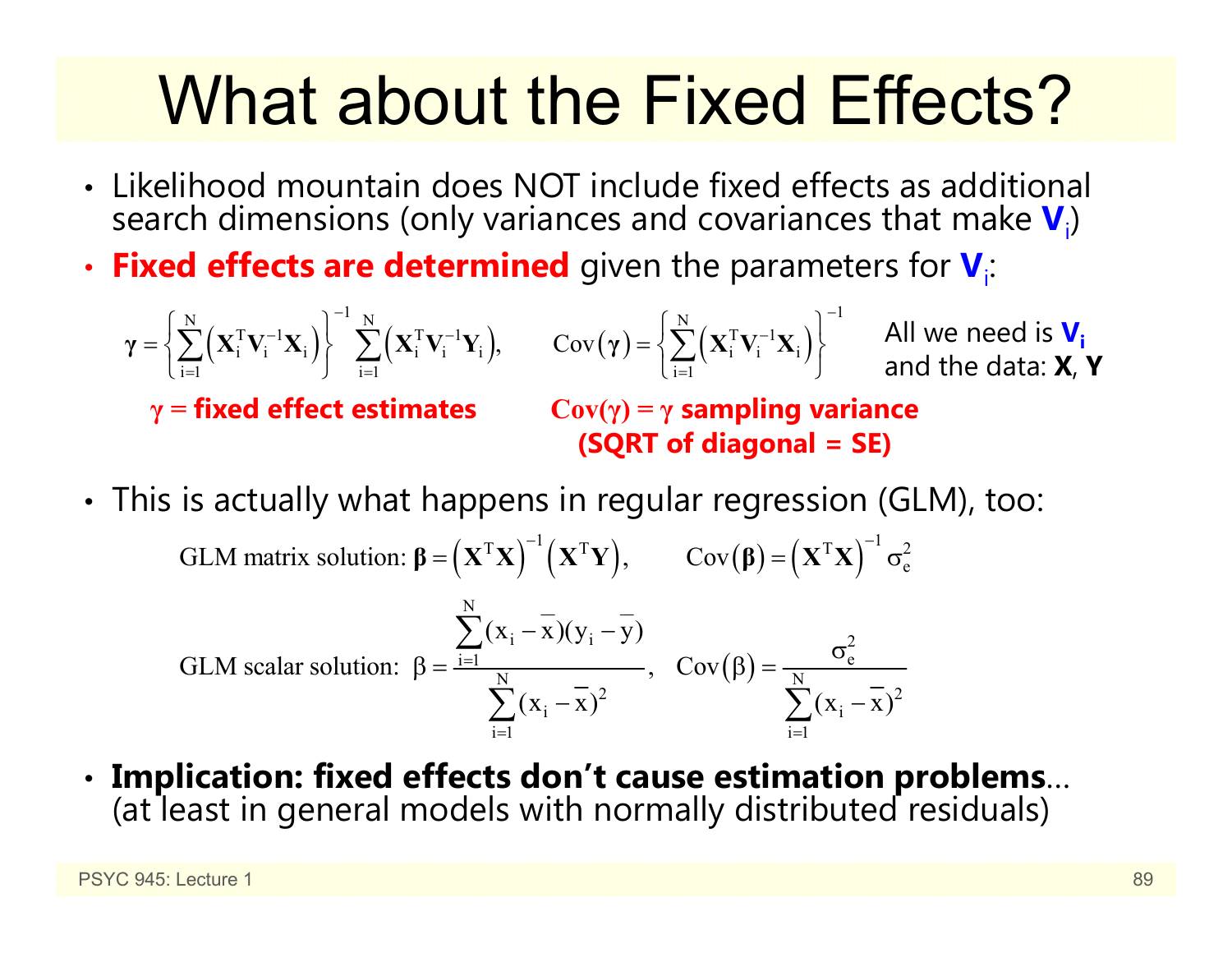# What about the Fixed Effects?

- Likelihood mountain does NOT include fixed effects as additional search dimensions (only variances and covariances that make $\mathbf{V}_i$)
- **Fixed effects are determined** given the parameters for $\mathbf{V}_i$:

$$\boldsymbol{\gamma} = \left\{ \sum_{i=1}^{N} \left( \mathbf{X}_i^T \mathbf{V}_i^{-1} \mathbf{X}_i \right) \right\}^{-1} \sum_{i=1}^{N} \left( \mathbf{X}_i^T \mathbf{V}_i^{-1} \mathbf{Y}_i \right), \qquad \mathrm{Cov}(\boldsymbol{\gamma}) = \left\{ \sum_{i=1}^{N} \left( \mathbf{X}_i^T \mathbf{V}_i^{-1} \mathbf{X}_i \right) \right\}^{-1}$$

All we need is $\mathbf{V}_i$ and the data: **X**, **Y**

**$\gamma$ = fixed effect estimates**

**$\mathrm{Cov}(\gamma)$ = $\gamma$ sampling variance (SQRT of diagonal = SE)**

- This is actually what happens in regular regression (GLM), too:

GLM matrix solution: $\boldsymbol{\beta} = \left( \mathbf{X}^T \mathbf{X} \right)^{-1} \left( \mathbf{X}^T \mathbf{Y} \right), \qquad \mathrm{Cov}(\boldsymbol{\beta}) = \left( \mathbf{X}^T \mathbf{X} \right)^{-1} \sigma_e^2$

GLM scalar solution: $\beta = \dfrac{\sum_{i=1}^{N} (x_i - \bar{x})(y_i - \bar{y})}{\sum_{i=1}^{N} (x_i - \bar{x})^2}, \quad \mathrm{Cov}(\beta) = \dfrac{\sigma_e^2}{\sum_{i=1}^{N} (x_i - \bar{x})^2}$

- **Implication: fixed effects don't cause estimation problems**… (at least in general models with normally distributed residuals)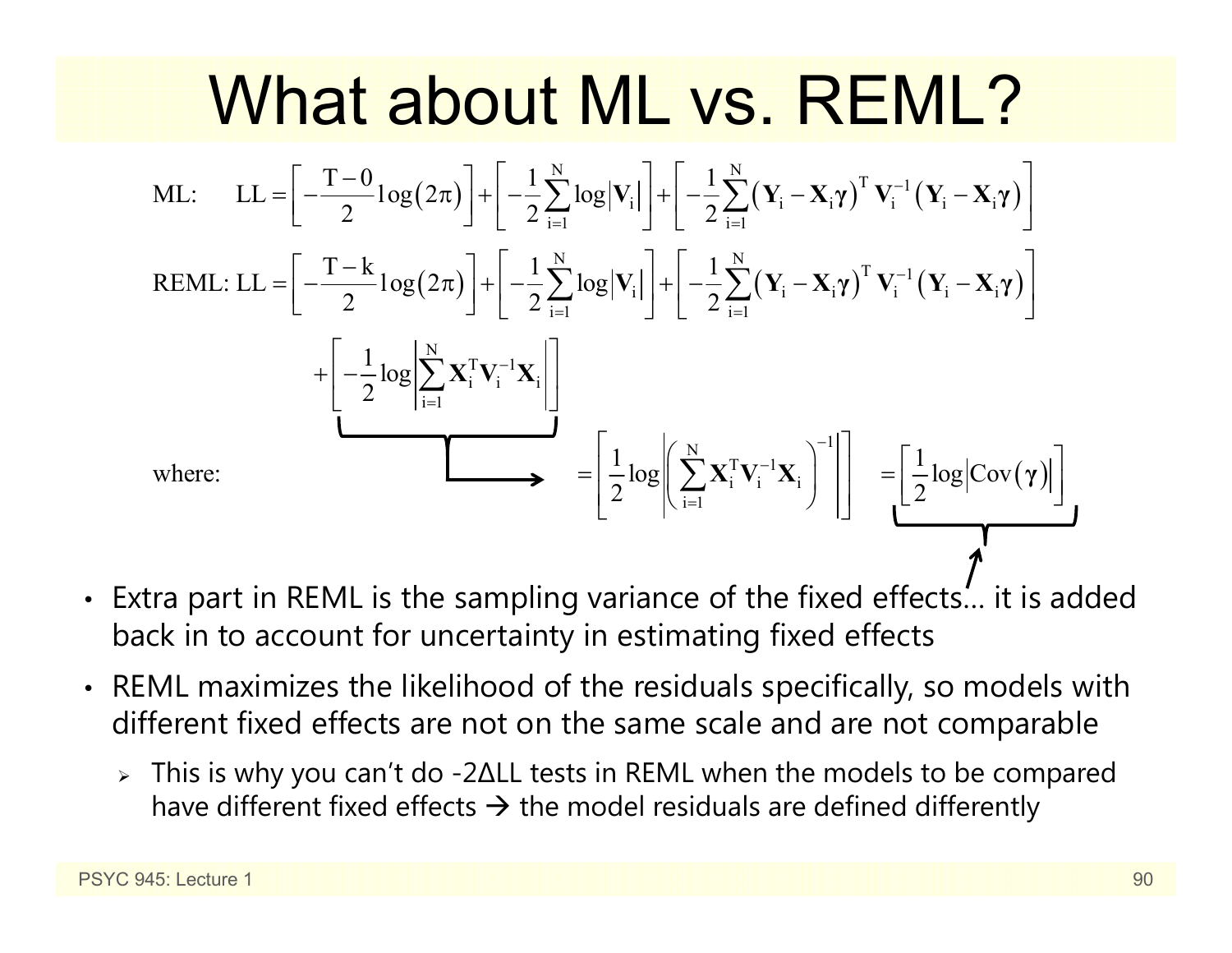# What about ML vs. REML?

$$\text{ML:} \quad \text{LL} = \left[-\frac{\text{T}-0}{2}\log(2\pi)\right] + \left[-\frac{1}{2}\sum_{i=1}^{N}\log\left|\mathbf{V}_i\right|\right] + \left[-\frac{1}{2}\sum_{i=1}^{N}\left(\mathbf{Y}_i - \mathbf{X}_i\boldsymbol{\gamma}\right)^{T}\mathbf{V}_i^{-1}\left(\mathbf{Y}_i - \mathbf{X}_i\boldsymbol{\gamma}\right)\right]$$

$$\text{REML:} \; \text{LL} = \left[-\frac{\text{T}-\text{k}}{2}\log(2\pi)\right] + \left[-\frac{1}{2}\sum_{i=1}^{N}\log\left|\mathbf{V}_i\right|\right] + \left[-\frac{1}{2}\sum_{i=1}^{N}\left(\mathbf{Y}_i - \mathbf{X}_i\boldsymbol{\gamma}\right)^{T}\mathbf{V}_i^{-1}\left(\mathbf{Y}_i - \mathbf{X}_i\boldsymbol{\gamma}\right)\right]$$

$$+\left[-\frac{1}{2}\log\left|\sum_{i=1}^{N}\mathbf{X}_i^{T}\mathbf{V}_i^{-1}\mathbf{X}_i\right|\right]$$

where:

$$= \left[\frac{1}{2}\log\left|\left(\sum_{i=1}^{N}\mathbf{X}_i^{T}\mathbf{V}_i^{-1}\mathbf{X}_i\right)^{-1}\right|\right] = \left[\frac{1}{2}\log\left|\text{Cov}(\boldsymbol{\gamma})\right|\right]$$

- Extra part in REML is the sampling variance of the fixed effects… it is added back in to account for uncertainty in estimating fixed effects
- REML maximizes the likelihood of the residuals specifically, so models with different fixed effects are not on the same scale and are not comparable
  - This is why you can't do -2ΔLL tests in REML when the models to be compared have different fixed effects → the model residuals are defined differently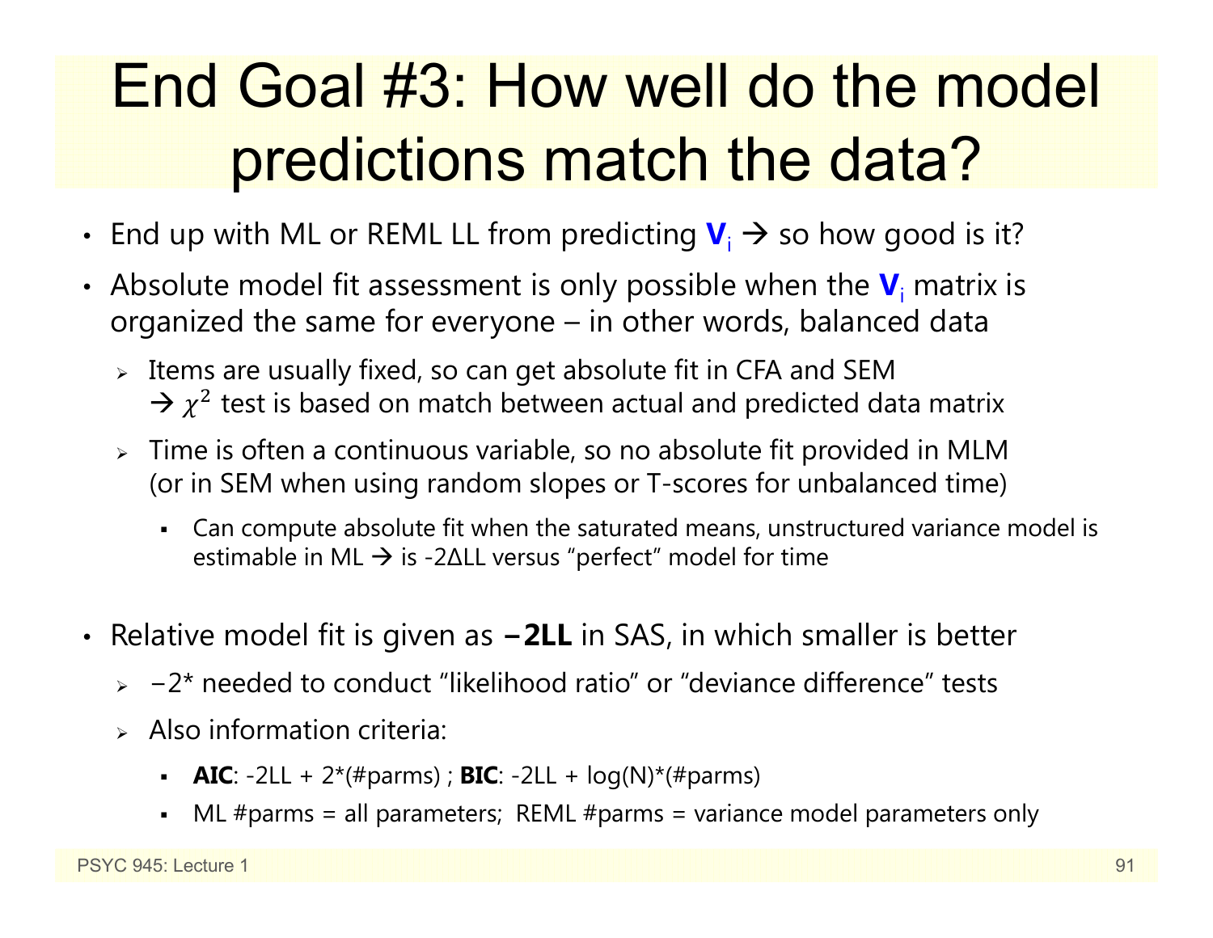# End Goal #3: How well do the model predictions match the data?

- End up with ML or REML LL from predicting $\mathbf{V}_i$ → so how good is it?
- Absolute model fit assessment is only possible when the $\mathbf{V}_i$ matrix is organized the same for everyone – in other words, balanced data
  - Items are usually fixed, so can get absolute fit in CFA and SEM → $\chi^2$ test is based on match between actual and predicted data matrix
  - Time is often a continuous variable, so no absolute fit provided in MLM (or in SEM when using random slopes or T-scores for unbalanced time)
    - Can compute absolute fit when the saturated means, unstructured variance model is estimable in ML → is -2ΔLL versus "perfect" model for time
- Relative model fit is given as **−2LL** in SAS, in which smaller is better
  - −2* needed to conduct "likelihood ratio" or "deviance difference" tests
  - Also information criteria:
    - **AIC**: -2LL + 2*(#parms) ; **BIC**: -2LL + log(N)*(#parms)
    - ML #parms = all parameters; REML #parms = variance model parameters only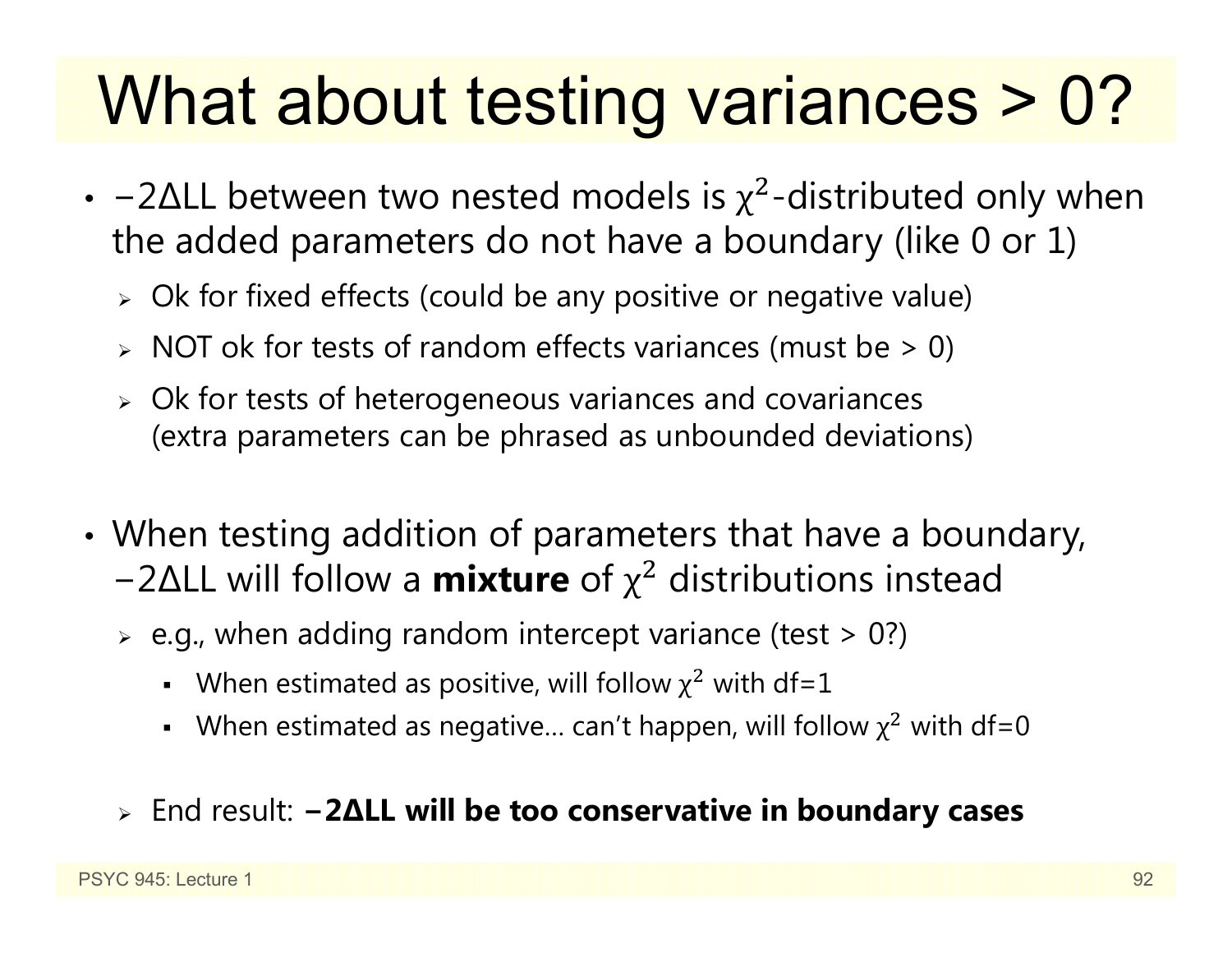# What about testing variances > 0?

- $-2\Delta LL$ between two nested models is $\chi^2$-distributed only when the added parameters do not have a boundary (like 0 or 1)
  - Ok for fixed effects (could be any positive or negative value)
  - NOT ok for tests of random effects variances (must be > 0)
  - Ok for tests of heterogeneous variances and covariances (extra parameters can be phrased as unbounded deviations)

- When testing addition of parameters that have a boundary, $-2\Delta LL$ will follow a **mixture** of $\chi^2$ distributions instead
  - e.g., when adding random intercept variance (test > 0?)
    - When estimated as positive, will follow $\chi^2$ with df=1
    - When estimated as negative… can't happen, will follow $\chi^2$ with df=0
  - End result: **$-2\Delta LL$ will be too conservative in boundary cases**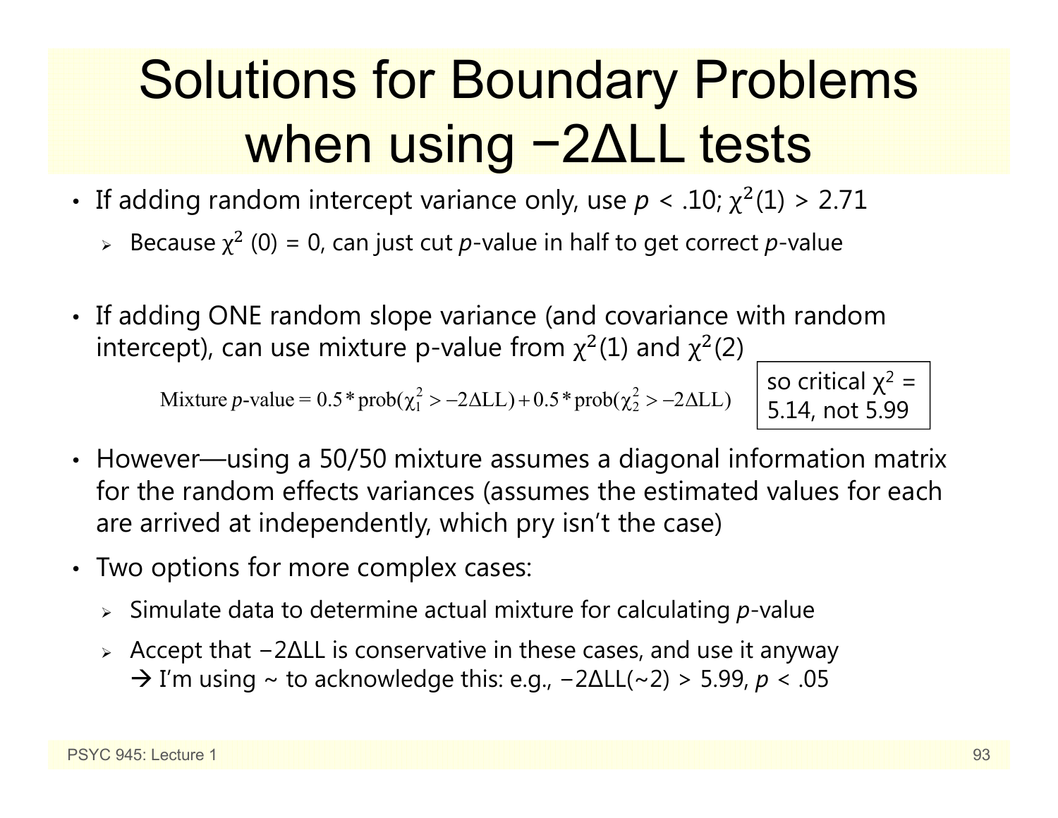# Solutions for Boundary Problems when using −2ΔLL tests

- If adding random intercept variance only, use $p < .10$; $\chi^2(1) > 2.71$
  - Because $\chi^2$ (0) = 0, can just cut *p*-value in half to get correct *p*-value

- If adding ONE random slope variance (and covariance with random intercept), can use mixture p-value from $\chi^2(1)$ and $\chi^2(2)$

$$\text{Mixture } p\text{-value} = 0.5 * \text{prob}(\chi^2_1 > -2\Delta\text{LL}) + 0.5 * \text{prob}(\chi^2_2 > -2\Delta\text{LL})$$

so critical $\chi^2$ = 5.14, not 5.99

- However—using a 50/50 mixture assumes a diagonal information matrix for the random effects variances (assumes the estimated values for each are arrived at independently, which pry isn't the case)

- Two options for more complex cases:
  - Simulate data to determine actual mixture for calculating *p*-value
  - Accept that −2ΔLL is conservative in these cases, and use it anyway
    → I'm using ~ to acknowledge this: e.g., −2ΔLL(~2) > 5.99, $p < .05$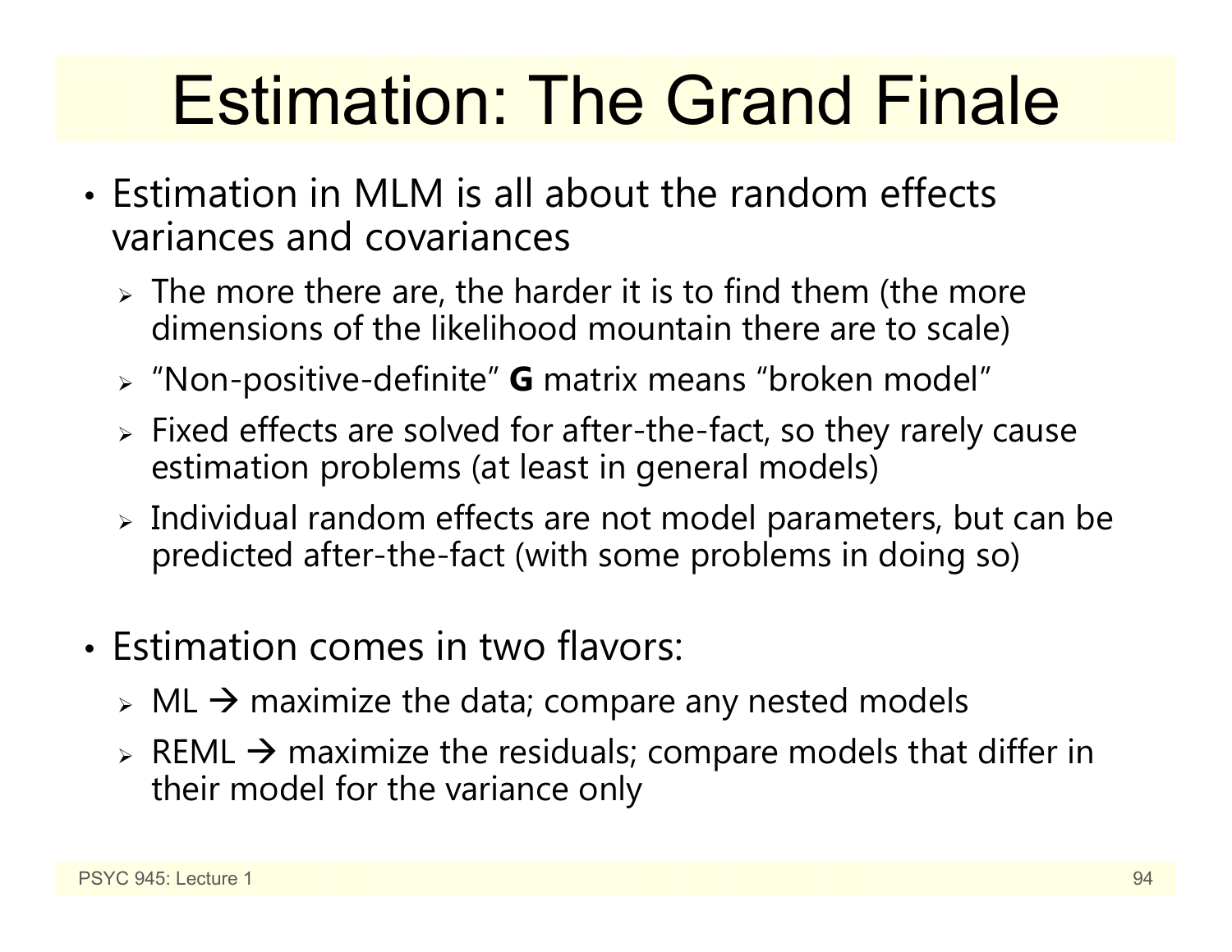# Estimation: The Grand Finale

- Estimation in MLM is all about the random effects variances and covariances
  - The more there are, the harder it is to find them (the more dimensions of the likelihood mountain there are to scale)
  - "Non-positive-definite" **G** matrix means "broken model"
  - Fixed effects are solved for after-the-fact, so they rarely cause estimation problems (at least in general models)
  - Individual random effects are not model parameters, but can be predicted after-the-fact (with some problems in doing so)

- Estimation comes in two flavors:
  - ML → maximize the data; compare any nested models
  - REML → maximize the residuals; compare models that differ in their model for the variance only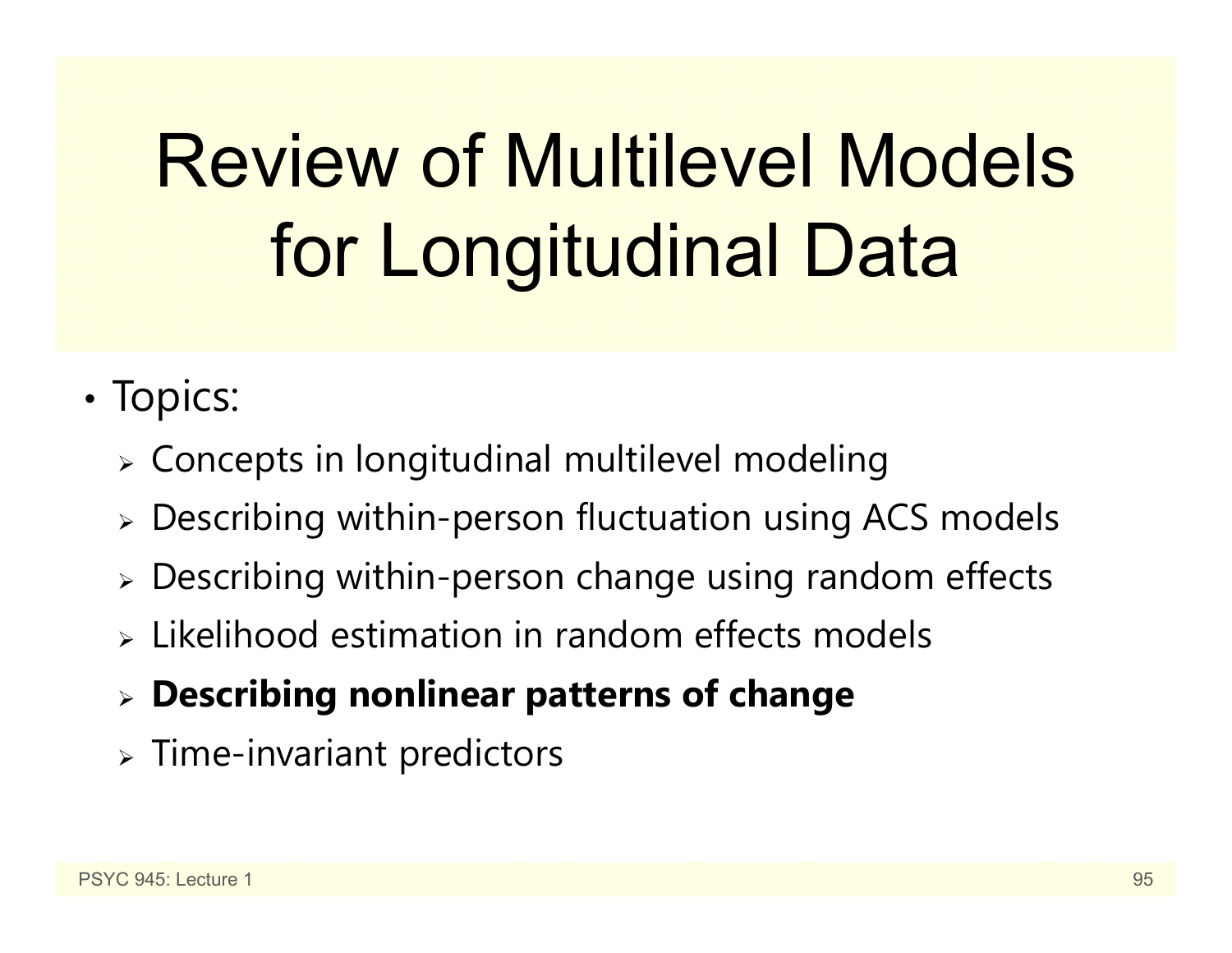# Review of Multilevel Models for Longitudinal Data

- Topics:
  - Concepts in longitudinal multilevel modeling
  - Describing within-person fluctuation using ACS models
  - Describing within-person change using random effects
  - Likelihood estimation in random effects models
  - **Describing nonlinear patterns of change**
  - Time-invariant predictors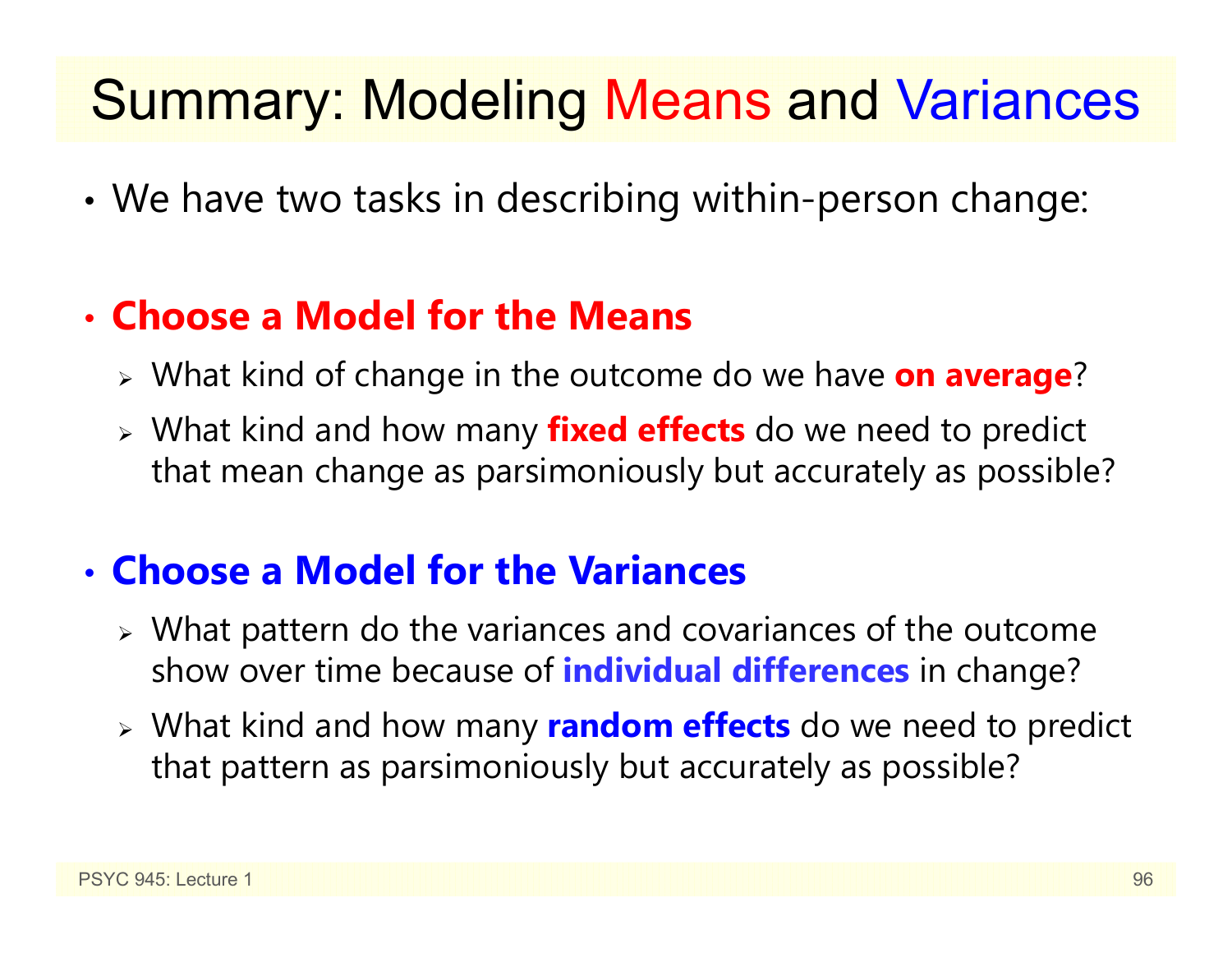# Summary: Modeling Means and Variances

- We have two tasks in describing within-person change:

- **Choose a Model for the Means**
  - What kind of change in the outcome do we have **on average**?
  - What kind and how many **fixed effects** do we need to predict that mean change as parsimoniously but accurately as possible?

- **Choose a Model for the Variances**
  - What pattern do the variances and covariances of the outcome show over time because of **individual differences** in change?
  - What kind and how many **random effects** do we need to predict that pattern as parsimoniously but accurately as possible?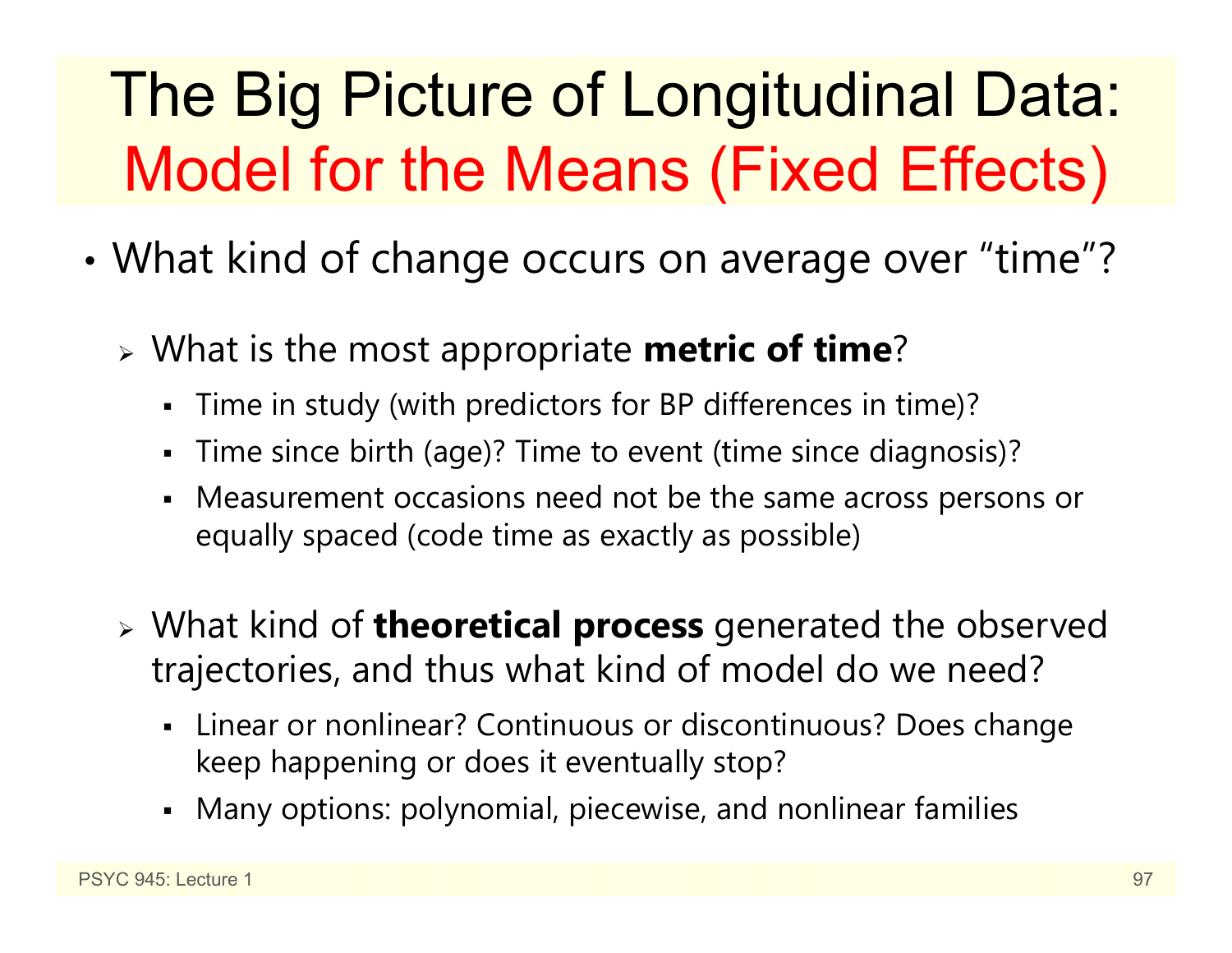# The Big Picture of Longitudinal Data: Model for the Means (Fixed Effects)

- What kind of change occurs on average over "time"?
  - What is the most appropriate **metric of time**?
    - Time in study (with predictors for BP differences in time)?
    - Time since birth (age)? Time to event (time since diagnosis)?
    - Measurement occasions need not be the same across persons or equally spaced (code time as exactly as possible)
  - What kind of **theoretical process** generated the observed trajectories, and thus what kind of model do we need?
    - Linear or nonlinear? Continuous or discontinuous? Does change keep happening or does it eventually stop?
    - Many options: polynomial, piecewise, and nonlinear families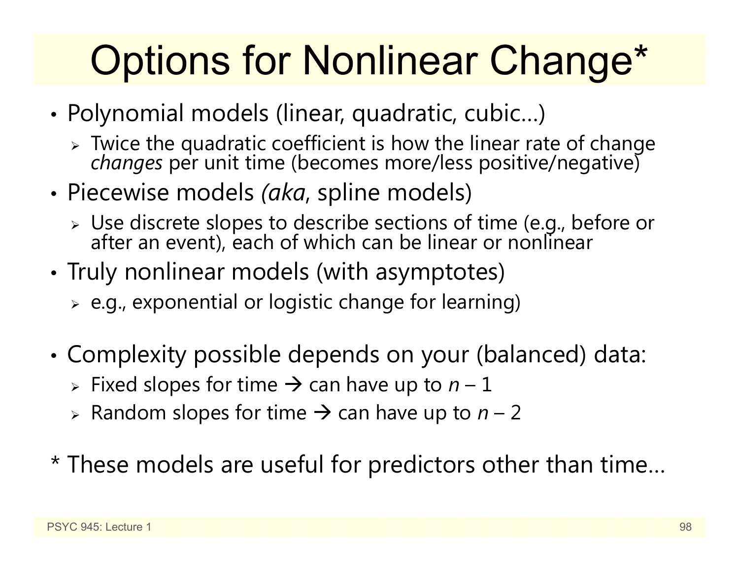# Options for Nonlinear Change*

- Polynomial models (linear, quadratic, cubic…)
  - Twice the quadratic coefficient is how the linear rate of change *changes* per unit time (becomes more/less positive/negative)
- Piecewise models *(aka*, spline models)
  - Use discrete slopes to describe sections of time (e.g., before or after an event), each of which can be linear or nonlinear
- Truly nonlinear models (with asymptotes)
  - e.g., exponential or logistic change for learning)
- Complexity possible depends on your (balanced) data:
  - Fixed slopes for time → can have up to $n - 1$
  - Random slopes for time → can have up to $n - 2$

* These models are useful for predictors other than time…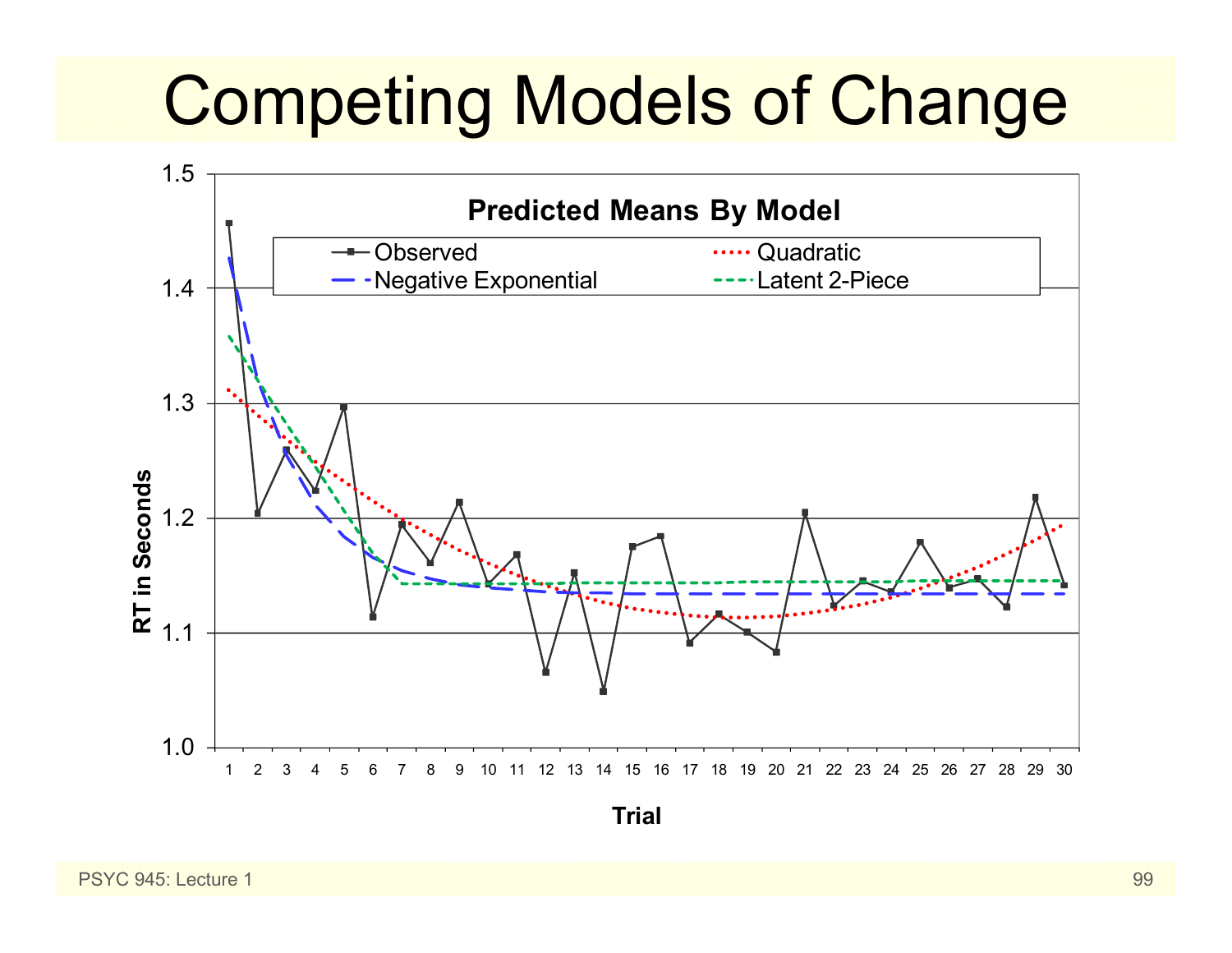# Competing Models of Change

**Predicted Means By Model**

- Observed
- Negative Exponential
- Quadratic
- Latent 2-Piece

RT in Seconds

Trial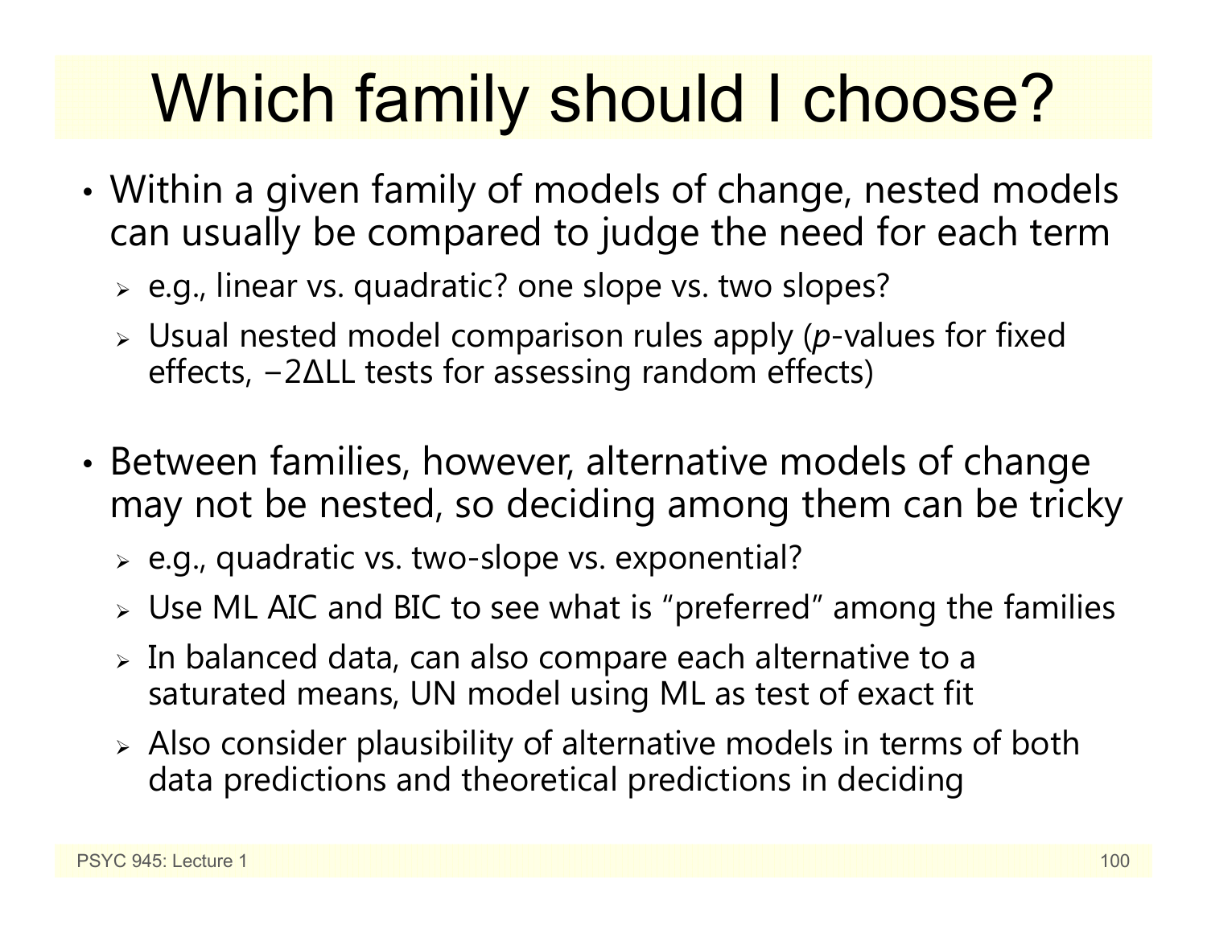# Which family should I choose?

- Within a given family of models of change, nested models can usually be compared to judge the need for each term
  - e.g., linear vs. quadratic? one slope vs. two slopes?
  - Usual nested model comparison rules apply (*p*-values for fixed effects, $-2\Delta LL$ tests for assessing random effects)

- Between families, however, alternative models of change may not be nested, so deciding among them can be tricky
  - e.g., quadratic vs. two-slope vs. exponential?
  - Use ML AIC and BIC to see what is "preferred" among the families
  - In balanced data, can also compare each alternative to a saturated means, UN model using ML as test of exact fit
  - Also consider plausibility of alternative models in terms of both data predictions and theoretical predictions in deciding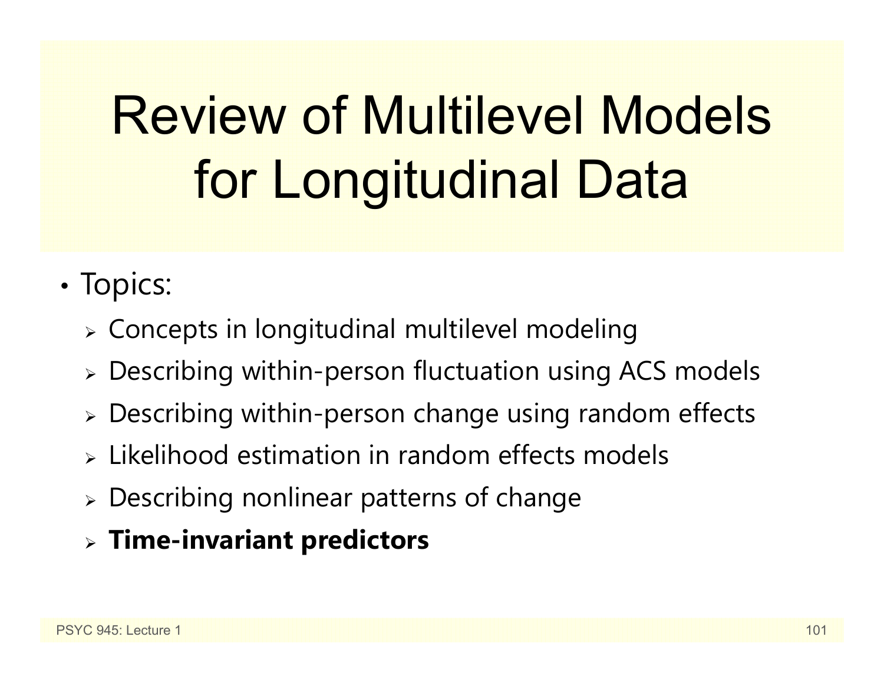# Review of Multilevel Models for Longitudinal Data

- Topics:
  - Concepts in longitudinal multilevel modeling
  - Describing within-person fluctuation using ACS models
  - Describing within-person change using random effects
  - Likelihood estimation in random effects models
  - Describing nonlinear patterns of change
  - **Time-invariant predictors**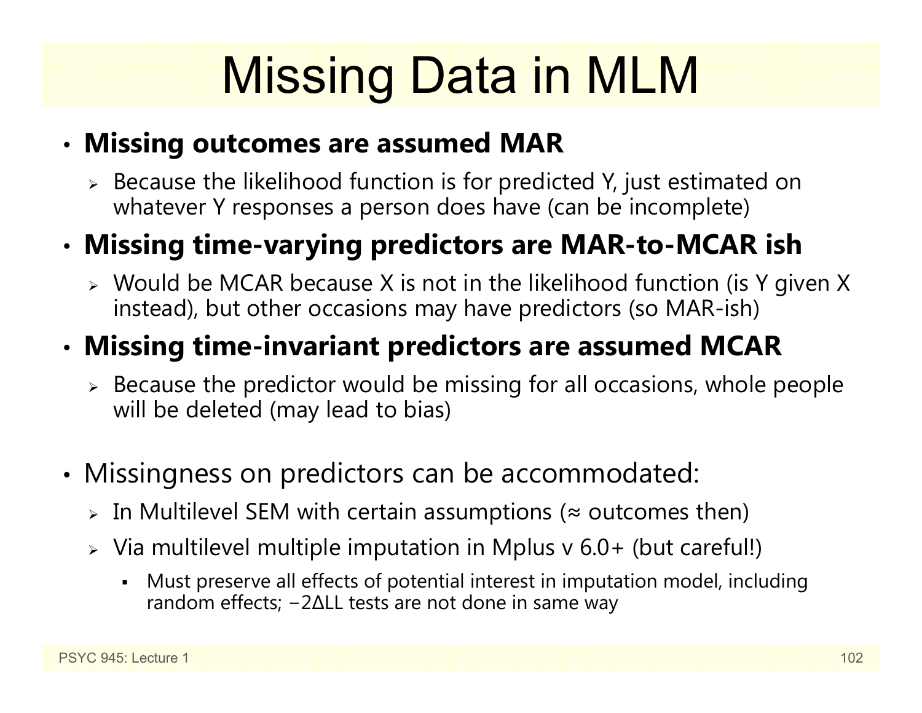# Missing Data in MLM

- **Missing outcomes are assumed MAR**
  - Because the likelihood function is for predicted Y, just estimated on whatever Y responses a person does have (can be incomplete)
- **Missing time-varying predictors are MAR-to-MCAR ish**
  - Would be MCAR because X is not in the likelihood function (is Y given X instead), but other occasions may have predictors (so MAR-ish)
- **Missing time-invariant predictors are assumed MCAR**
  - Because the predictor would be missing for all occasions, whole people will be deleted (may lead to bias)

- Missingness on predictors can be accommodated:
  - In Multilevel SEM with certain assumptions (≈ outcomes then)
  - Via multilevel multiple imputation in Mplus v 6.0+ (but careful!)
    - Must preserve all effects of potential interest in imputation model, including random effects; $-2\Delta LL$ tests are not done in same way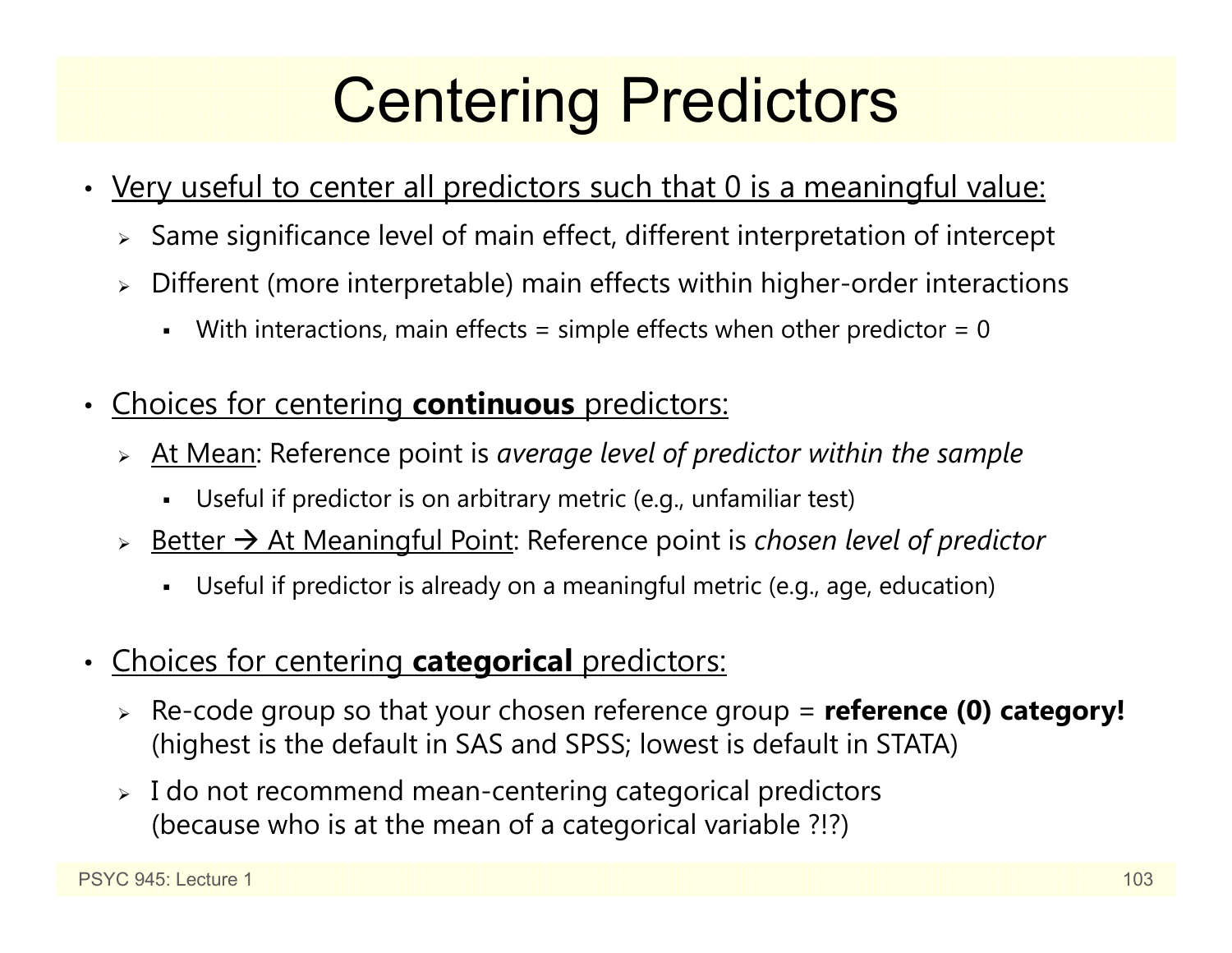# Centering Predictors

- <u>Very useful to center all predictors such that 0 is a meaningful value:</u>
  - Same significance level of main effect, different interpretation of intercept
  - Different (more interpretable) main effects within higher-order interactions
    - With interactions, main effects = simple effects when other predictor = 0

- <u>Choices for centering **continuous** predictors:</u>
  - <u>At Mean</u>: Reference point is *average level of predictor within the sample*
    - Useful if predictor is on arbitrary metric (e.g., unfamiliar test)
  - <u>Better → At Meaningful Point</u>: Reference point is *chosen level of predictor*
    - Useful if predictor is already on a meaningful metric (e.g., age, education)

- <u>Choices for centering **categorical** predictors:</u>
  - Re-code group so that your chosen reference group = **reference (0) category!** (highest is the default in SAS and SPSS; lowest is default in STATA)
  - I do not recommend mean-centering categorical predictors (because who is at the mean of a categorical variable ?!?)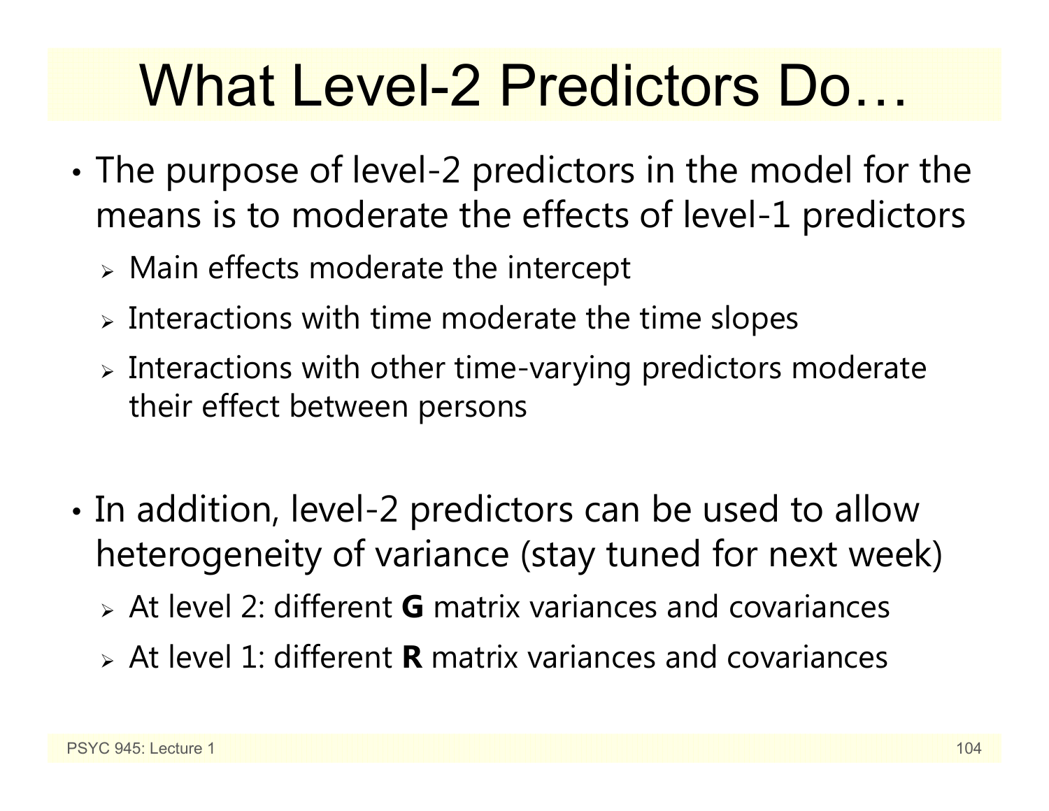# What Level-2 Predictors Do…

- The purpose of level-2 predictors in the model for the means is to moderate the effects of level-1 predictors
  - Main effects moderate the intercept
  - Interactions with time moderate the time slopes
  - Interactions with other time-varying predictors moderate their effect between persons

- In addition, level-2 predictors can be used to allow heterogeneity of variance (stay tuned for next week)
  - At level 2: different **G** matrix variances and covariances
  - At level 1: different **R** matrix variances and covariances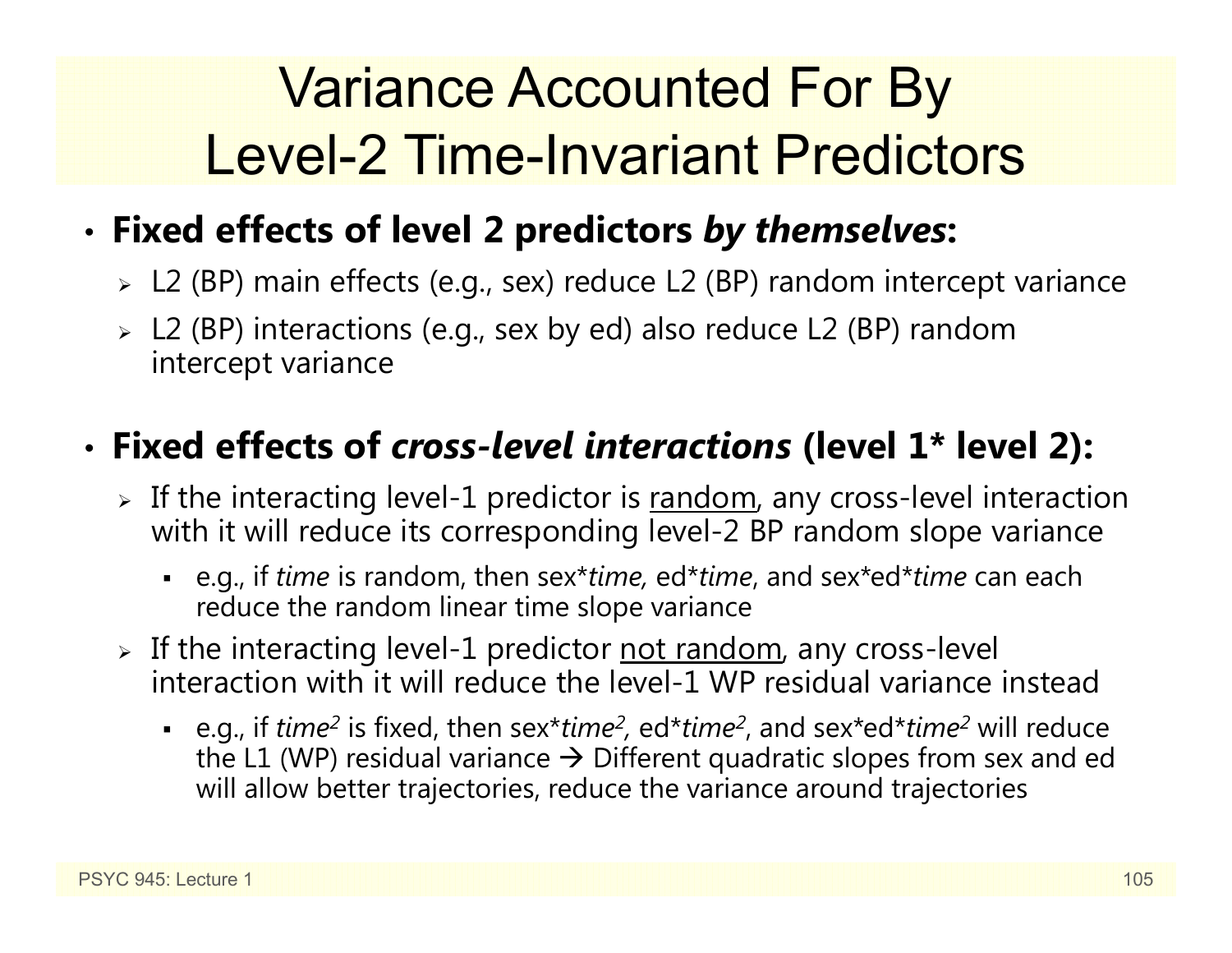# Variance Accounted For By Level-2 Time-Invariant Predictors

- **Fixed effects of level 2 predictors *by themselves*:**
  - L2 (BP) main effects (e.g., sex) reduce L2 (BP) random intercept variance
  - L2 (BP) interactions (e.g., sex by ed) also reduce L2 (BP) random intercept variance

- **Fixed effects of *cross-level interactions* (level 1* level 2):**
  - If the interacting level-1 predictor is <u>random</u>, any cross-level interaction with it will reduce its corresponding level-2 BP random slope variance
    - e.g., if *time* is random, then sex\**time*, ed\**time*, and sex\*ed\**time* can each reduce the random linear time slope variance
  - If the interacting level-1 predictor <u>not random</u>, any cross-level interaction with it will reduce the level-1 WP residual variance instead
    - e.g., if $time^2$ is fixed, then sex\*$time^2$, ed\*$time^2$, and sex\*ed\*$time^2$ will reduce the L1 (WP) residual variance → Different quadratic slopes from sex and ed will allow better trajectories, reduce the variance around trajectories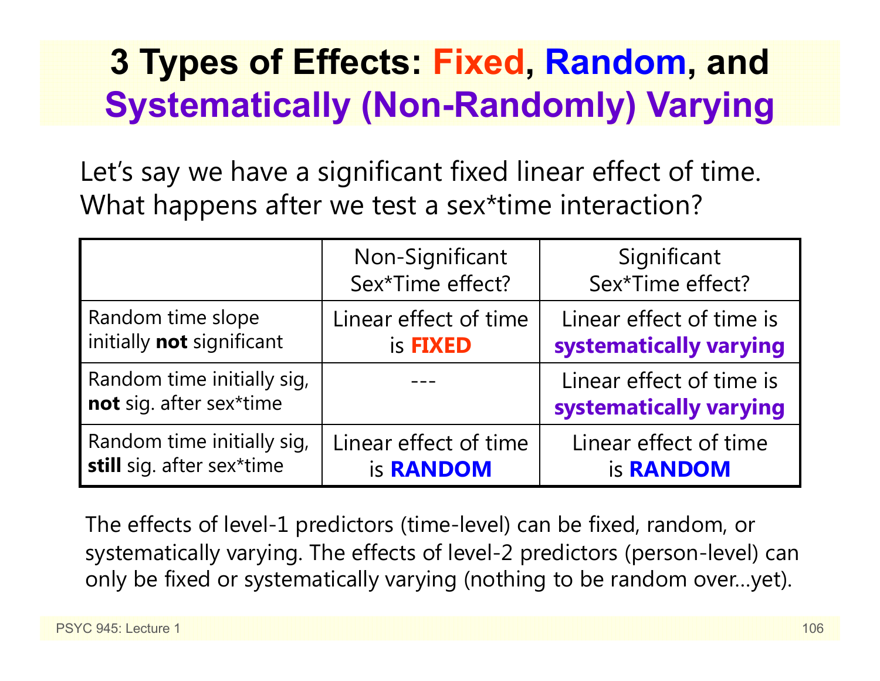# 3 Types of Effects: Fixed, Random, and Systematically (Non-Randomly) Varying

Let's say we have a significant fixed linear effect of time. What happens after we test a sex*time interaction?

| | Non-Significant Sex*Time effect? | Significant Sex*Time effect? |
|---|---|---|
| Random time slope initially **not** significant | Linear effect of time is **FIXED** | Linear effect of time is **systematically varying** |
| Random time initially sig, **not** sig. after sex*time | --- | Linear effect of time is **systematically varying** |
| Random time initially sig, **still** sig. after sex*time | Linear effect of time is **RANDOM** | Linear effect of time is **RANDOM** |

The effects of level-1 predictors (time-level) can be fixed, random, or systematically varying. The effects of level-2 predictors (person-level) can only be fixed or systematically varying (nothing to be random over…yet).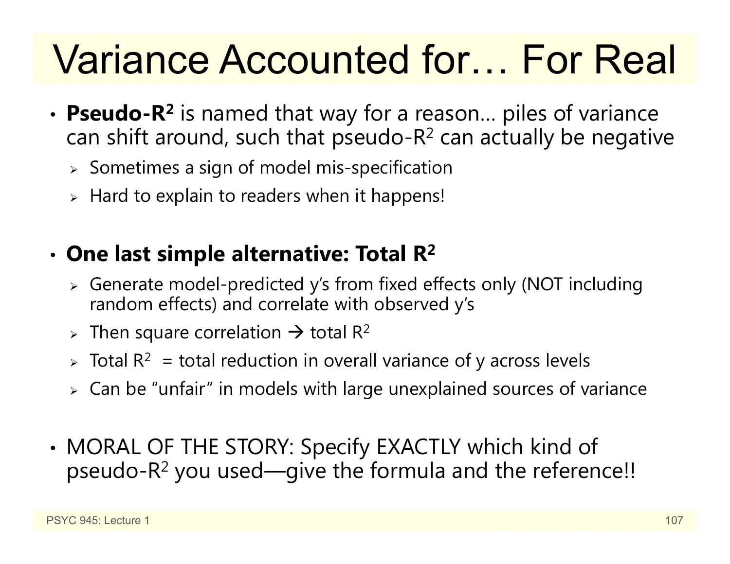# Variance Accounted for… For Real

- **Pseudo-$R^2$** is named that way for a reason… piles of variance can shift around, such that pseudo-$R^2$ can actually be negative
  - Sometimes a sign of model mis-specification
  - Hard to explain to readers when it happens!

- **One last simple alternative: Total $R^2$**
  - Generate model-predicted y's from fixed effects only (NOT including random effects) and correlate with observed y's
  - Then square correlation → total $R^2$
  - Total $R^2$ = total reduction in overall variance of y across levels
  - Can be "unfair" in models with large unexplained sources of variance

- MORAL OF THE STORY: Specify EXACTLY which kind of pseudo-$R^2$ you used—give the formula and the reference!!